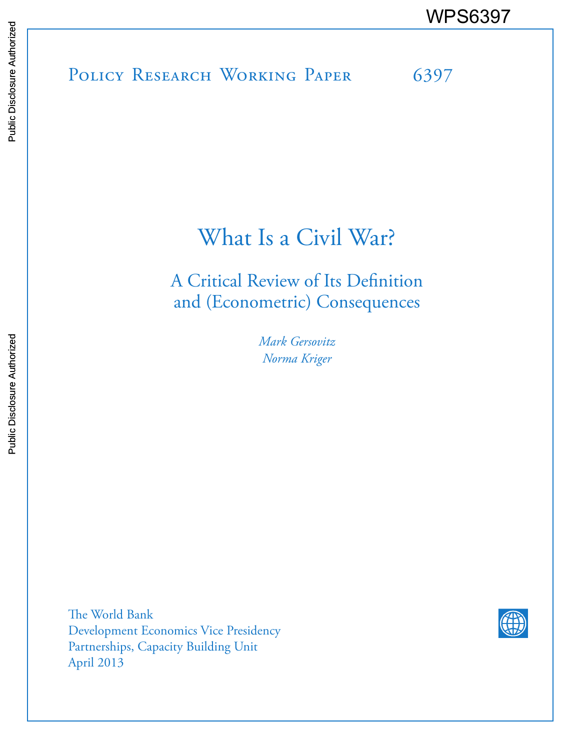WPS6397

Policy Research Working Paper 6397

# What Is a Civil War?

## A Critical Review of Its Definition and (Econometric) Consequences

*Mark Gersovitz*
*Norma Kriger*

The World Bank
Development Economics Vice Presidency
Partnerships, Capacity Building Unit
April 2013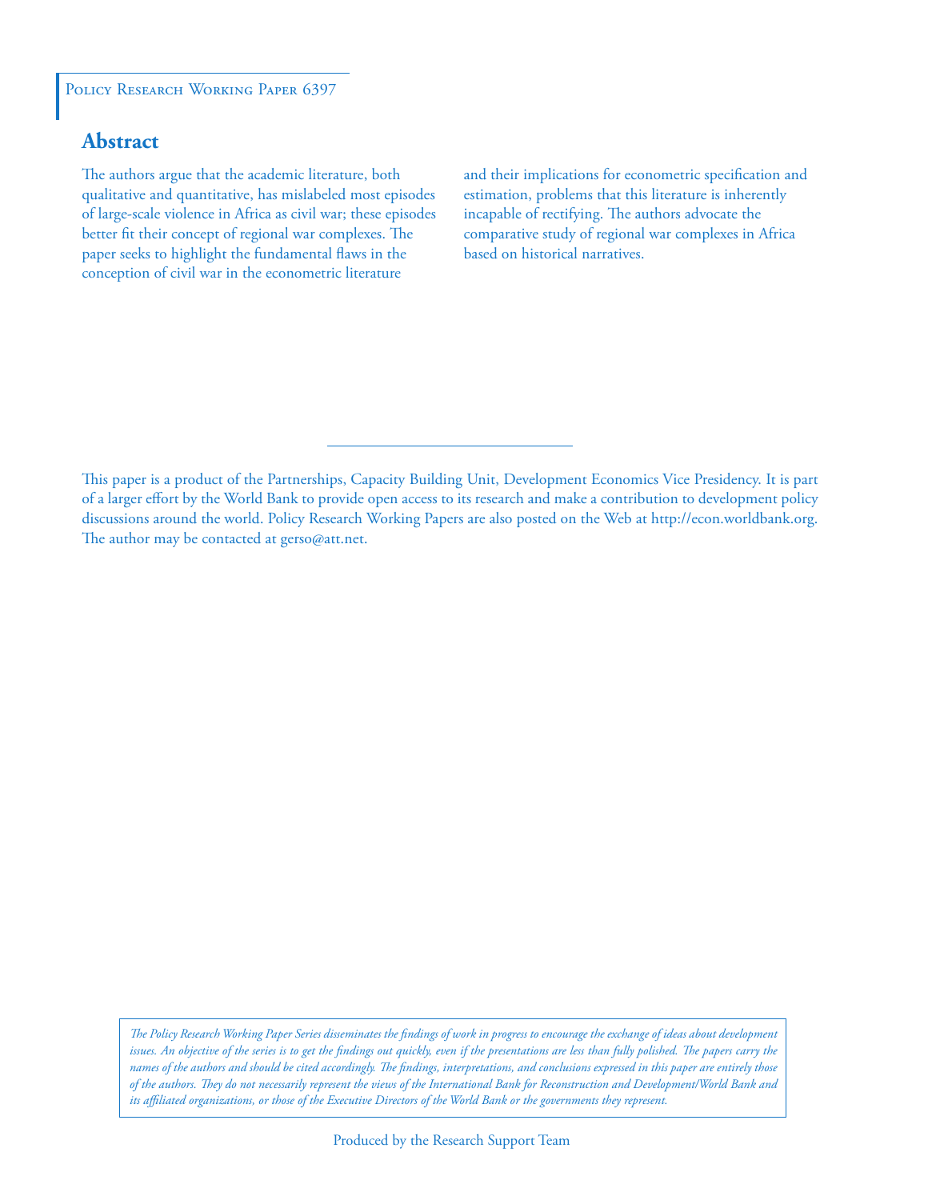Policy Research Working Paper 6397

## Abstract

The authors argue that the academic literature, both qualitative and quantitative, has mislabeled most episodes of large-scale violence in Africa as civil war; these episodes better fit their concept of regional war complexes. The paper seeks to highlight the fundamental flaws in the conception of civil war in the econometric literature and their implications for econometric specification and estimation, problems that this literature is inherently incapable of rectifying. The authors advocate the comparative study of regional war complexes in Africa based on historical narratives.

---

This paper is a product of the Partnerships, Capacity Building Unit, Development Economics Vice Presidency. It is part of a larger effort by the World Bank to provide open access to its research and make a contribution to development policy discussions around the world. Policy Research Working Papers are also posted on the Web at http://econ.worldbank.org. The author may be contacted at gerso@att.net.

*The Policy Research Working Paper Series disseminates the findings of work in progress to encourage the exchange of ideas about development issues. An objective of the series is to get the findings out quickly, even if the presentations are less than fully polished. The papers carry the names of the authors and should be cited accordingly. The findings, interpretations, and conclusions expressed in this paper are entirely those of the authors. They do not necessarily represent the views of the International Bank for Reconstruction and Development/World Bank and its affiliated organizations, or those of the Executive Directors of the World Bank or the governments they represent.*

Produced by the Research Support Team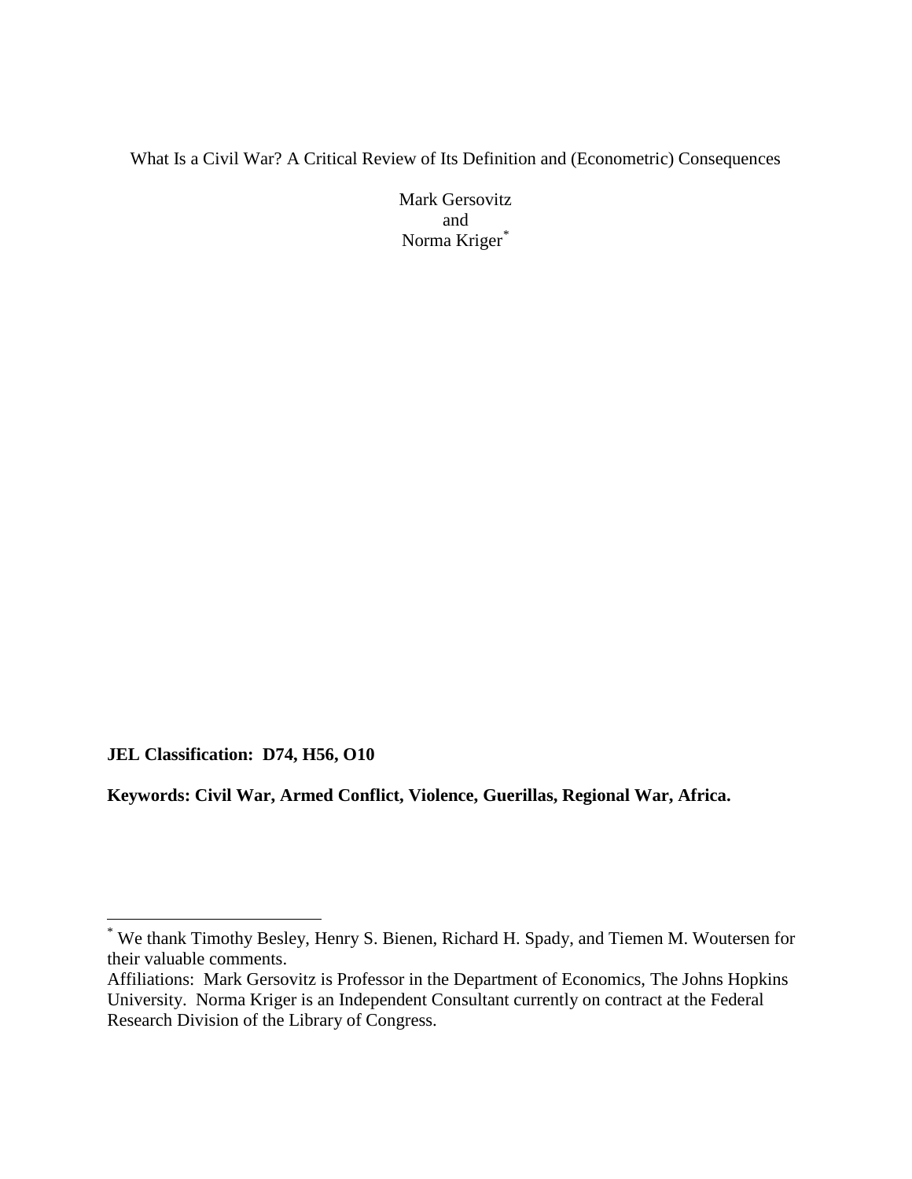What Is a Civil War? A Critical Review of Its Definition and (Econometric) Consequences

Mark Gersovitz
and
Norma Kriger[*]

**JEL Classification: D74, H56, O10**

**Keywords: Civil War, Armed Conflict, Violence, Guerillas, Regional War, Africa.**

---

[*] We thank Timothy Besley, Henry S. Bienen, Richard H. Spady, and Tiemen M. Woutersen for their valuable comments.

Affiliations: Mark Gersovitz is Professor in the Department of Economics, The Johns Hopkins University. Norma Kriger is an Independent Consultant currently on contract at the Federal Research Division of the Library of Congress.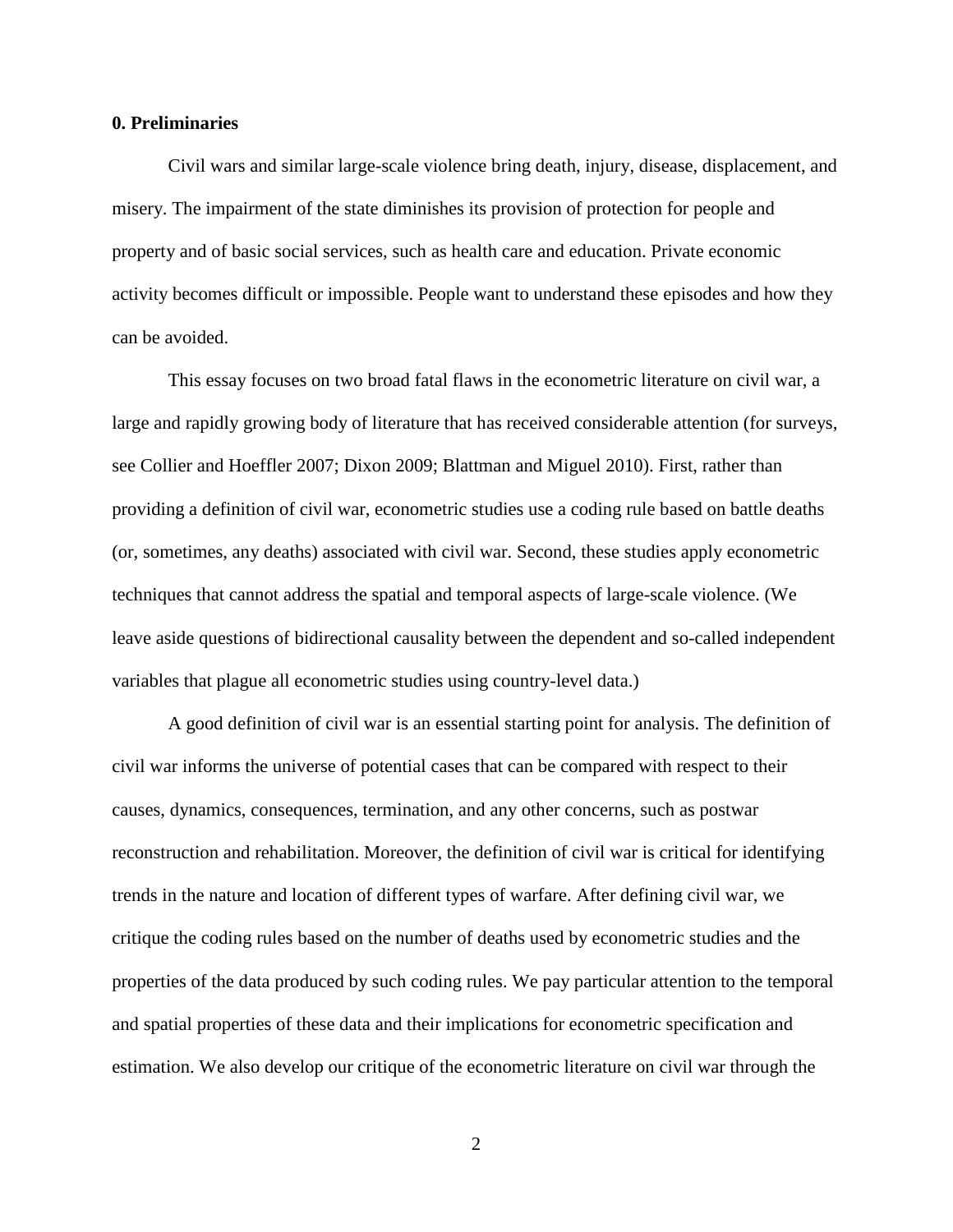## 0. Preliminaries

Civil wars and similar large-scale violence bring death, injury, disease, displacement, and misery. The impairment of the state diminishes its provision of protection for people and property and of basic social services, such as health care and education. Private economic activity becomes difficult or impossible. People want to understand these episodes and how they can be avoided.

This essay focuses on two broad fatal flaws in the econometric literature on civil war, a large and rapidly growing body of literature that has received considerable attention (for surveys, see Collier and Hoeffler 2007; Dixon 2009; Blattman and Miguel 2010). First, rather than providing a definition of civil war, econometric studies use a coding rule based on battle deaths (or, sometimes, any deaths) associated with civil war. Second, these studies apply econometric techniques that cannot address the spatial and temporal aspects of large-scale violence. (We leave aside questions of bidirectional causality between the dependent and so-called independent variables that plague all econometric studies using country-level data.)

A good definition of civil war is an essential starting point for analysis. The definition of civil war informs the universe of potential cases that can be compared with respect to their causes, dynamics, consequences, termination, and any other concerns, such as postwar reconstruction and rehabilitation. Moreover, the definition of civil war is critical for identifying trends in the nature and location of different types of warfare. After defining civil war, we critique the coding rules based on the number of deaths used by econometric studies and the properties of the data produced by such coding rules. We pay particular attention to the temporal and spatial properties of these data and their implications for econometric specification and estimation. We also develop our critique of the econometric literature on civil war through the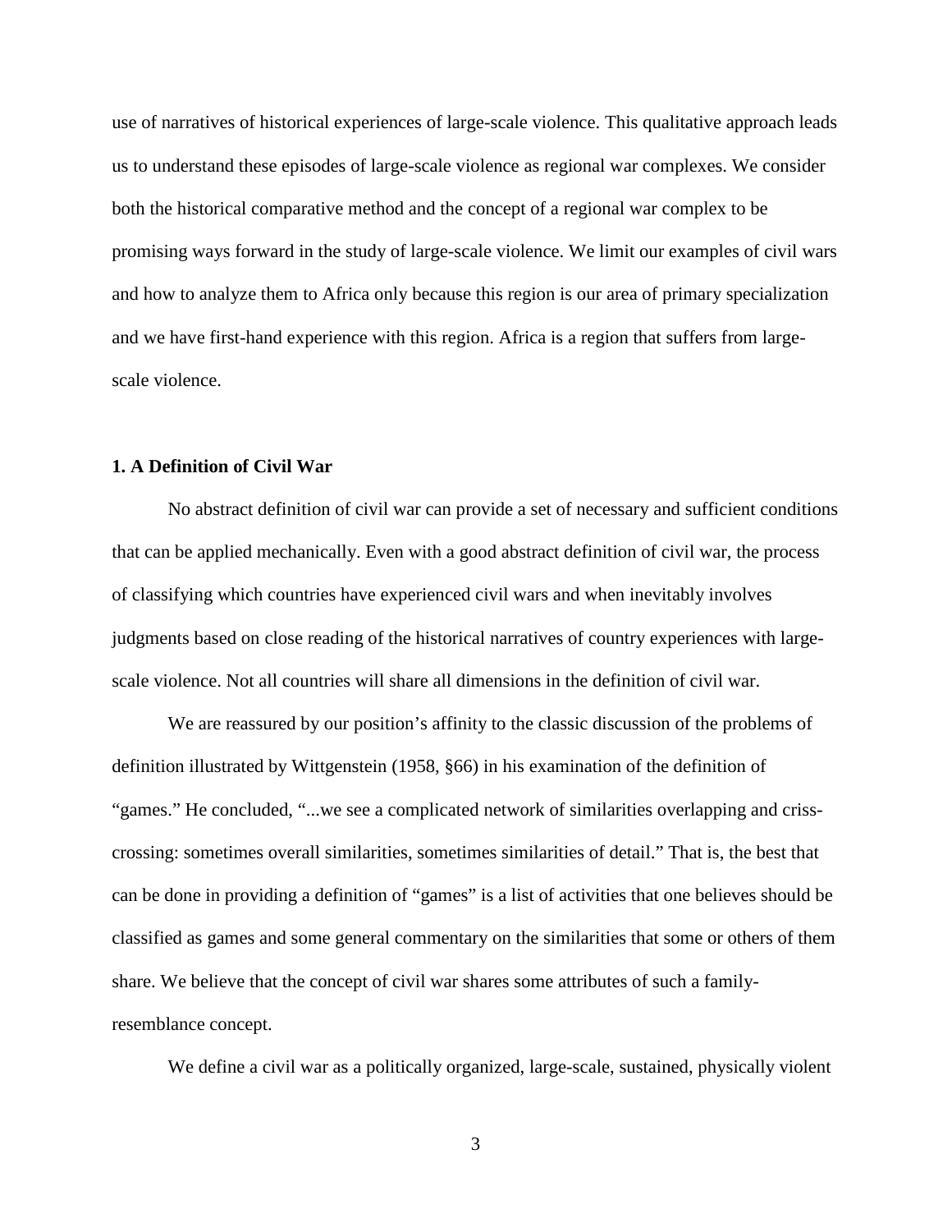use of narratives of historical experiences of large-scale violence. This qualitative approach leads us to understand these episodes of large-scale violence as regional war complexes. We consider both the historical comparative method and the concept of a regional war complex to be promising ways forward in the study of large-scale violence. We limit our examples of civil wars and how to analyze them to Africa only because this region is our area of primary specialization and we have first-hand experience with this region. Africa is a region that suffers from large-scale violence.

### 1. A Definition of Civil War

No abstract definition of civil war can provide a set of necessary and sufficient conditions that can be applied mechanically. Even with a good abstract definition of civil war, the process of classifying which countries have experienced civil wars and when inevitably involves judgments based on close reading of the historical narratives of country experiences with large-scale violence. Not all countries will share all dimensions in the definition of civil war.

We are reassured by our position's affinity to the classic discussion of the problems of definition illustrated by Wittgenstein (1958, §66) in his examination of the definition of "games." He concluded, "...we see a complicated network of similarities overlapping and criss-crossing: sometimes overall similarities, sometimes similarities of detail." That is, the best that can be done in providing a definition of "games" is a list of activities that one believes should be classified as games and some general commentary on the similarities that some or others of them share. We believe that the concept of civil war shares some attributes of such a family-resemblance concept.

We define a civil war as a politically organized, large-scale, sustained, physically violent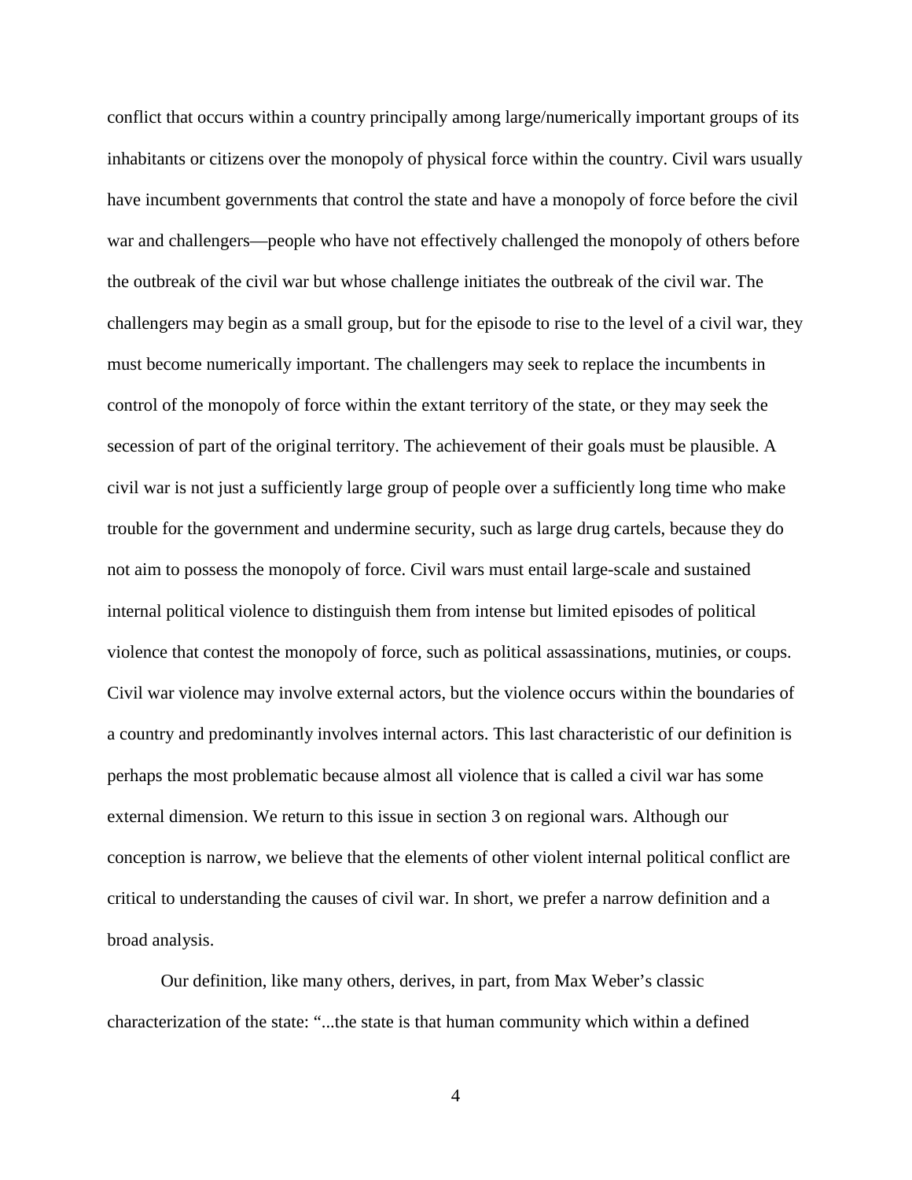conflict that occurs within a country principally among large/numerically important groups of its inhabitants or citizens over the monopoly of physical force within the country. Civil wars usually have incumbent governments that control the state and have a monopoly of force before the civil war and challengers—people who have not effectively challenged the monopoly of others before the outbreak of the civil war but whose challenge initiates the outbreak of the civil war. The challengers may begin as a small group, but for the episode to rise to the level of a civil war, they must become numerically important. The challengers may seek to replace the incumbents in control of the monopoly of force within the extant territory of the state, or they may seek the secession of part of the original territory. The achievement of their goals must be plausible. A civil war is not just a sufficiently large group of people over a sufficiently long time who make trouble for the government and undermine security, such as large drug cartels, because they do not aim to possess the monopoly of force. Civil wars must entail large-scale and sustained internal political violence to distinguish them from intense but limited episodes of political violence that contest the monopoly of force, such as political assassinations, mutinies, or coups. Civil war violence may involve external actors, but the violence occurs within the boundaries of a country and predominantly involves internal actors. This last characteristic of our definition is perhaps the most problematic because almost all violence that is called a civil war has some external dimension. We return to this issue in section 3 on regional wars. Although our conception is narrow, we believe that the elements of other violent internal political conflict are critical to understanding the causes of civil war. In short, we prefer a narrow definition and a broad analysis.

Our definition, like many others, derives, in part, from Max Weber's classic characterization of the state: "...the state is that human community which within a defined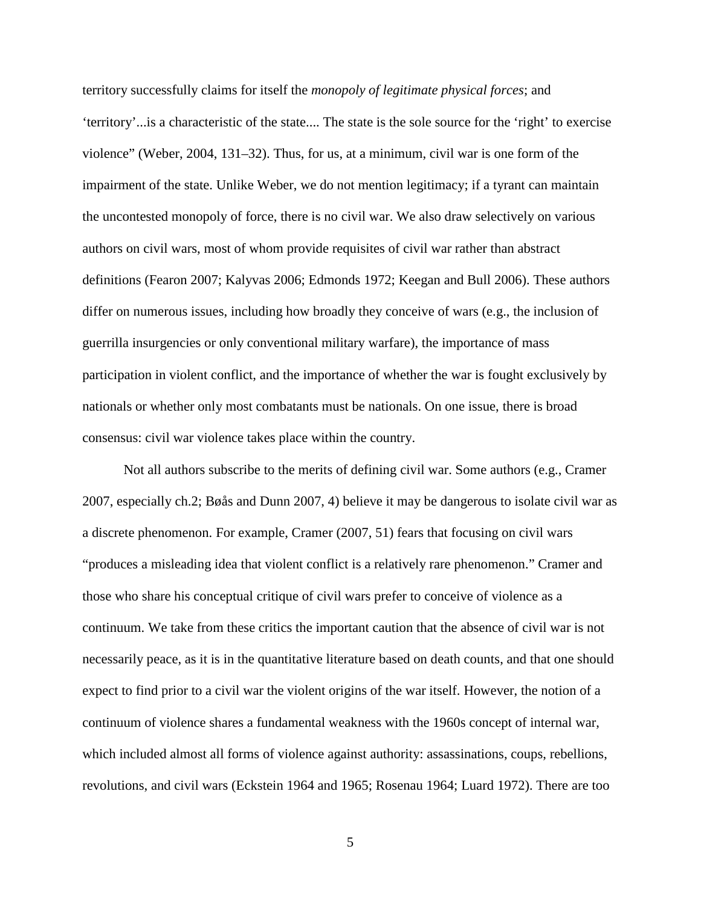territory successfully claims for itself the *monopoly of legitimate physical forces*; and 'territory'...is a characteristic of the state.... The state is the sole source for the 'right' to exercise violence" (Weber, 2004, 131–32). Thus, for us, at a minimum, civil war is one form of the impairment of the state. Unlike Weber, we do not mention legitimacy; if a tyrant can maintain the uncontested monopoly of force, there is no civil war. We also draw selectively on various authors on civil wars, most of whom provide requisites of civil war rather than abstract definitions (Fearon 2007; Kalyvas 2006; Edmonds 1972; Keegan and Bull 2006). These authors differ on numerous issues, including how broadly they conceive of wars (e.g., the inclusion of guerrilla insurgencies or only conventional military warfare), the importance of mass participation in violent conflict, and the importance of whether the war is fought exclusively by nationals or whether only most combatants must be nationals. On one issue, there is broad consensus: civil war violence takes place within the country.

Not all authors subscribe to the merits of defining civil war. Some authors (e.g., Cramer 2007, especially ch.2; Bøås and Dunn 2007, 4) believe it may be dangerous to isolate civil war as a discrete phenomenon. For example, Cramer (2007, 51) fears that focusing on civil wars "produces a misleading idea that violent conflict is a relatively rare phenomenon." Cramer and those who share his conceptual critique of civil wars prefer to conceive of violence as a continuum. We take from these critics the important caution that the absence of civil war is not necessarily peace, as it is in the quantitative literature based on death counts, and that one should expect to find prior to a civil war the violent origins of the war itself. However, the notion of a continuum of violence shares a fundamental weakness with the 1960s concept of internal war, which included almost all forms of violence against authority: assassinations, coups, rebellions, revolutions, and civil wars (Eckstein 1964 and 1965; Rosenau 1964; Luard 1972). There are too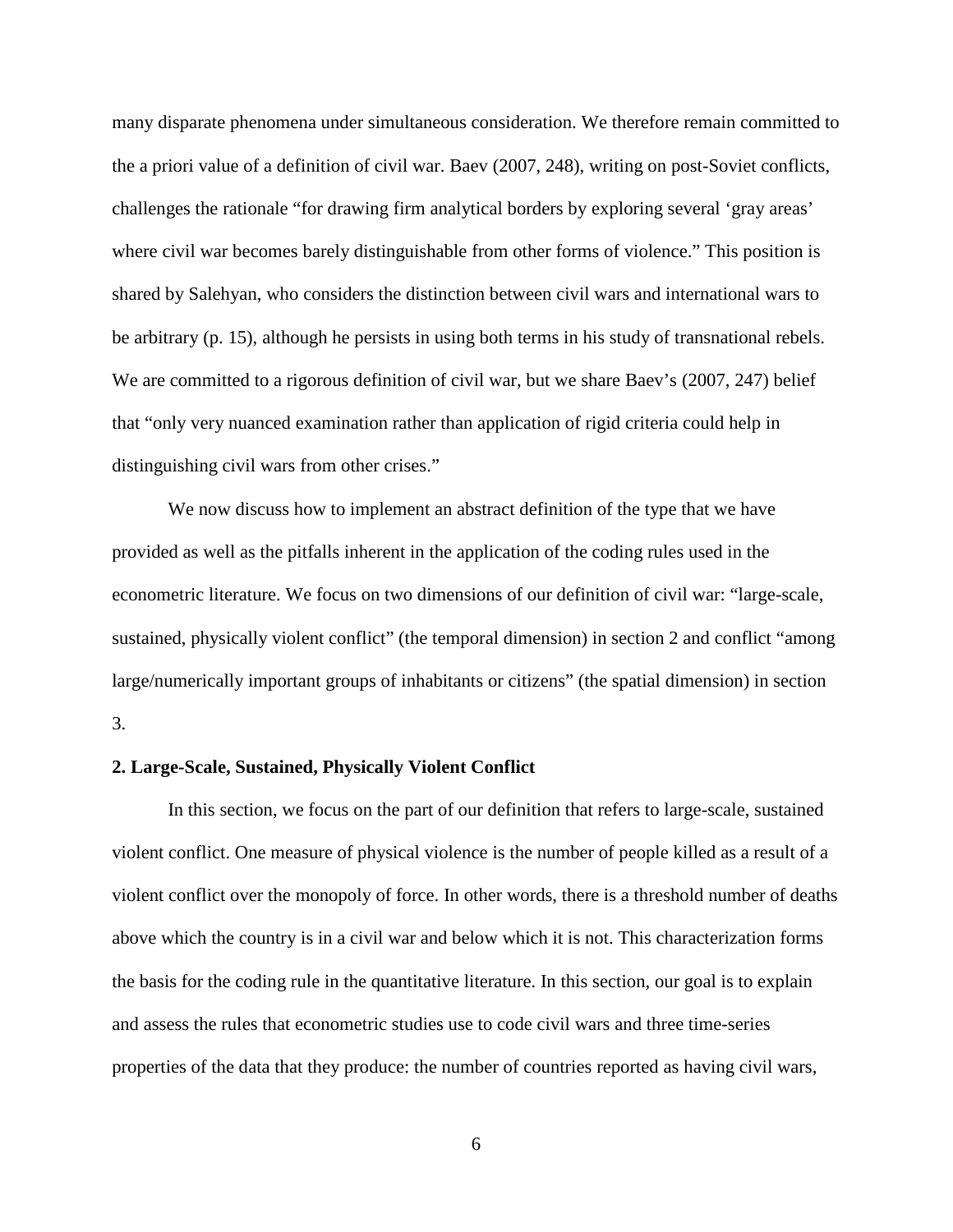many disparate phenomena under simultaneous consideration. We therefore remain committed to the a priori value of a definition of civil war. Baev (2007, 248), writing on post-Soviet conflicts, challenges the rationale "for drawing firm analytical borders by exploring several 'gray areas' where civil war becomes barely distinguishable from other forms of violence." This position is shared by Salehyan, who considers the distinction between civil wars and international wars to be arbitrary (p. 15), although he persists in using both terms in his study of transnational rebels. We are committed to a rigorous definition of civil war, but we share Baev's (2007, 247) belief that "only very nuanced examination rather than application of rigid criteria could help in distinguishing civil wars from other crises."

We now discuss how to implement an abstract definition of the type that we have provided as well as the pitfalls inherent in the application of the coding rules used in the econometric literature. We focus on two dimensions of our definition of civil war: "large-scale, sustained, physically violent conflict" (the temporal dimension) in section 2 and conflict "among large/numerically important groups of inhabitants or citizens" (the spatial dimension) in section 3.

**2. Large-Scale, Sustained, Physically Violent Conflict**

In this section, we focus on the part of our definition that refers to large-scale, sustained violent conflict. One measure of physical violence is the number of people killed as a result of a violent conflict over the monopoly of force. In other words, there is a threshold number of deaths above which the country is in a civil war and below which it is not. This characterization forms the basis for the coding rule in the quantitative literature. In this section, our goal is to explain and assess the rules that econometric studies use to code civil wars and three time-series properties of the data that they produce: the number of countries reported as having civil wars,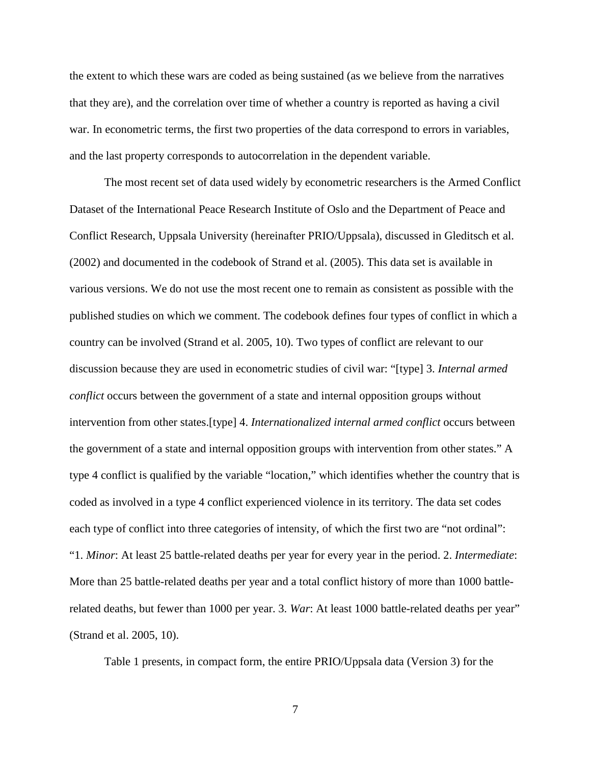the extent to which these wars are coded as being sustained (as we believe from the narratives that they are), and the correlation over time of whether a country is reported as having a civil war. In econometric terms, the first two properties of the data correspond to errors in variables, and the last property corresponds to autocorrelation in the dependent variable.

The most recent set of data used widely by econometric researchers is the Armed Conflict Dataset of the International Peace Research Institute of Oslo and the Department of Peace and Conflict Research, Uppsala University (hereinafter PRIO/Uppsala), discussed in Gleditsch et al. (2002) and documented in the codebook of Strand et al. (2005). This data set is available in various versions. We do not use the most recent one to remain as consistent as possible with the published studies on which we comment. The codebook defines four types of conflict in which a country can be involved (Strand et al. 2005, 10). Two types of conflict are relevant to our discussion because they are used in econometric studies of civil war: "[type] 3. *Internal armed conflict* occurs between the government of a state and internal opposition groups without intervention from other states.[type] 4. *Internationalized internal armed conflict* occurs between the government of a state and internal opposition groups with intervention from other states." A type 4 conflict is qualified by the variable "location," which identifies whether the country that is coded as involved in a type 4 conflict experienced violence in its territory. The data set codes each type of conflict into three categories of intensity, of which the first two are "not ordinal": "1. *Minor*: At least 25 battle-related deaths per year for every year in the period. 2. *Intermediate*: More than 25 battle-related deaths per year and a total conflict history of more than 1000 battle-related deaths, but fewer than 1000 per year. 3. *War*: At least 1000 battle-related deaths per year" (Strand et al. 2005, 10).

Table 1 presents, in compact form, the entire PRIO/Uppsala data (Version 3) for the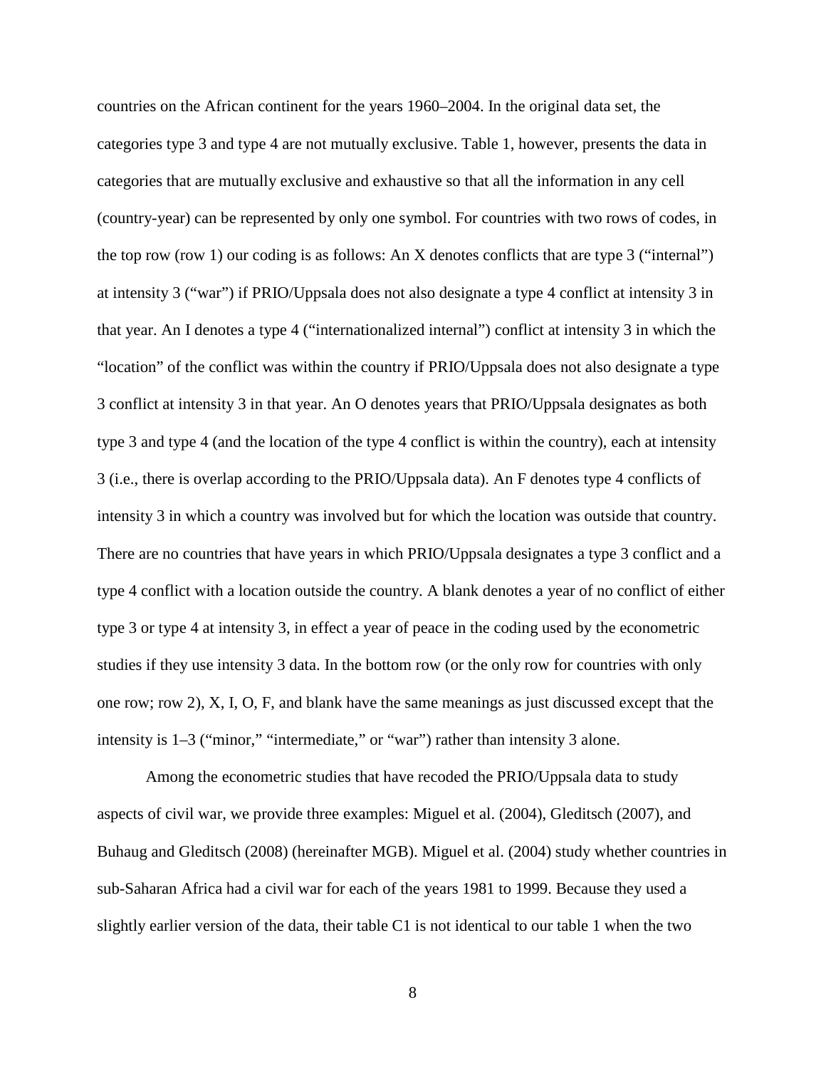countries on the African continent for the years 1960–2004. In the original data set, the categories type 3 and type 4 are not mutually exclusive. Table 1, however, presents the data in categories that are mutually exclusive and exhaustive so that all the information in any cell (country-year) can be represented by only one symbol. For countries with two rows of codes, in the top row (row 1) our coding is as follows: An X denotes conflicts that are type 3 ("internal") at intensity 3 ("war") if PRIO/Uppsala does not also designate a type 4 conflict at intensity 3 in that year. An I denotes a type 4 ("internationalized internal") conflict at intensity 3 in which the "location" of the conflict was within the country if PRIO/Uppsala does not also designate a type 3 conflict at intensity 3 in that year. An O denotes years that PRIO/Uppsala designates as both type 3 and type 4 (and the location of the type 4 conflict is within the country), each at intensity 3 (i.e., there is overlap according to the PRIO/Uppsala data). An F denotes type 4 conflicts of intensity 3 in which a country was involved but for which the location was outside that country. There are no countries that have years in which PRIO/Uppsala designates a type 3 conflict and a type 4 conflict with a location outside the country. A blank denotes a year of no conflict of either type 3 or type 4 at intensity 3, in effect a year of peace in the coding used by the econometric studies if they use intensity 3 data. In the bottom row (or the only row for countries with only one row; row 2), X, I, O, F, and blank have the same meanings as just discussed except that the intensity is 1–3 ("minor," "intermediate," or "war") rather than intensity 3 alone.

Among the econometric studies that have recoded the PRIO/Uppsala data to study aspects of civil war, we provide three examples: Miguel et al. (2004), Gleditsch (2007), and Buhaug and Gleditsch (2008) (hereinafter MGB). Miguel et al. (2004) study whether countries in sub-Saharan Africa had a civil war for each of the years 1981 to 1999. Because they used a slightly earlier version of the data, their table C1 is not identical to our table 1 when the two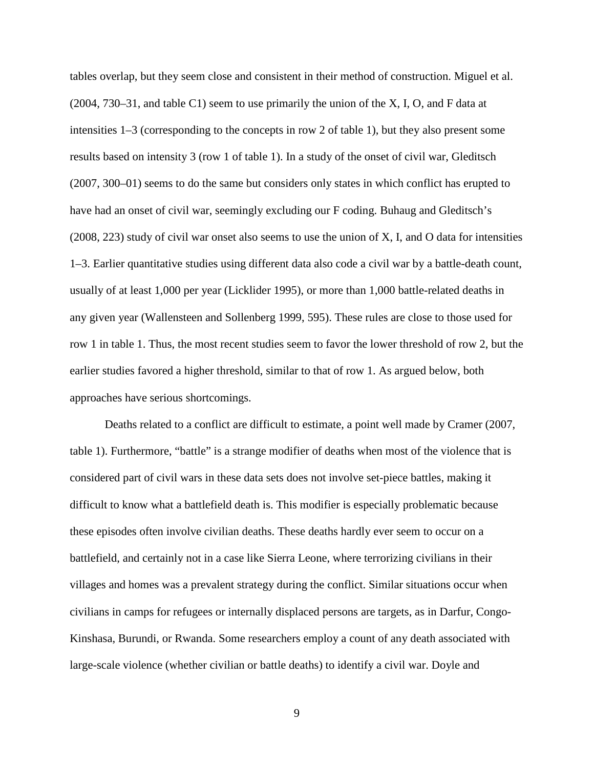tables overlap, but they seem close and consistent in their method of construction. Miguel et al. (2004, 730–31, and table C1) seem to use primarily the union of the X, I, O, and F data at intensities 1–3 (corresponding to the concepts in row 2 of table 1), but they also present some results based on intensity 3 (row 1 of table 1). In a study of the onset of civil war, Gleditsch (2007, 300–01) seems to do the same but considers only states in which conflict has erupted to have had an onset of civil war, seemingly excluding our F coding. Buhaug and Gleditsch's (2008, 223) study of civil war onset also seems to use the union of X, I, and O data for intensities 1–3. Earlier quantitative studies using different data also code a civil war by a battle-death count, usually of at least 1,000 per year (Licklider 1995), or more than 1,000 battle-related deaths in any given year (Wallensteen and Sollenberg 1999, 595). These rules are close to those used for row 1 in table 1. Thus, the most recent studies seem to favor the lower threshold of row 2, but the earlier studies favored a higher threshold, similar to that of row 1. As argued below, both approaches have serious shortcomings.

Deaths related to a conflict are difficult to estimate, a point well made by Cramer (2007, table 1). Furthermore, "battle" is a strange modifier of deaths when most of the violence that is considered part of civil wars in these data sets does not involve set-piece battles, making it difficult to know what a battlefield death is. This modifier is especially problematic because these episodes often involve civilian deaths. These deaths hardly ever seem to occur on a battlefield, and certainly not in a case like Sierra Leone, where terrorizing civilians in their villages and homes was a prevalent strategy during the conflict. Similar situations occur when civilians in camps for refugees or internally displaced persons are targets, as in Darfur, Congo-Kinshasa, Burundi, or Rwanda. Some researchers employ a count of any death associated with large-scale violence (whether civilian or battle deaths) to identify a civil war. Doyle and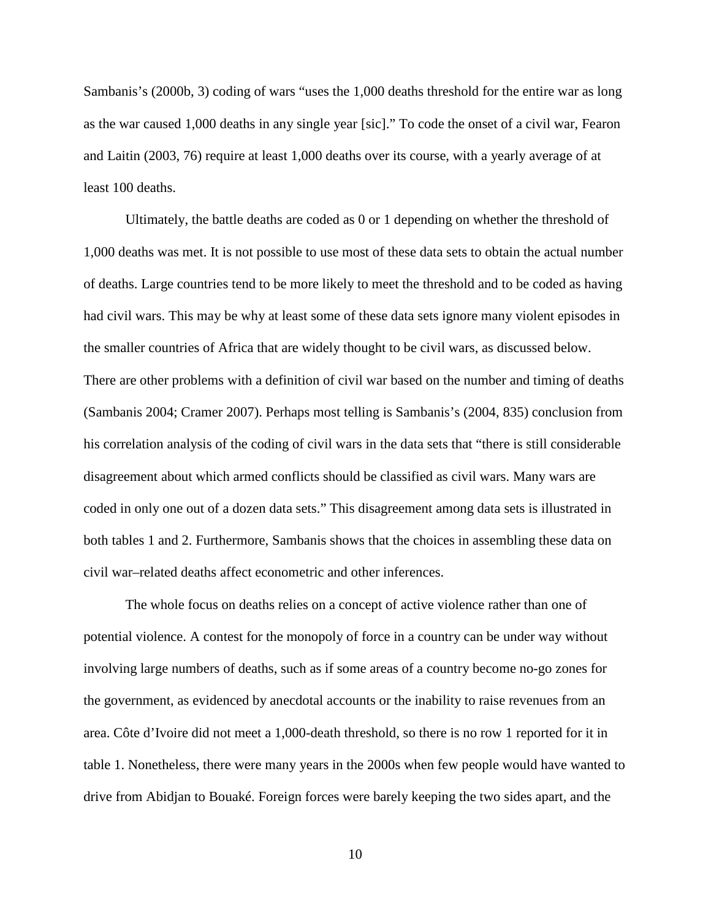Sambanis's (2000b, 3) coding of wars "uses the 1,000 deaths threshold for the entire war as long as the war caused 1,000 deaths in any single year [sic]." To code the onset of a civil war, Fearon and Laitin (2003, 76) require at least 1,000 deaths over its course, with a yearly average of at least 100 deaths.

Ultimately, the battle deaths are coded as 0 or 1 depending on whether the threshold of 1,000 deaths was met. It is not possible to use most of these data sets to obtain the actual number of deaths. Large countries tend to be more likely to meet the threshold and to be coded as having had civil wars. This may be why at least some of these data sets ignore many violent episodes in the smaller countries of Africa that are widely thought to be civil wars, as discussed below. There are other problems with a definition of civil war based on the number and timing of deaths (Sambanis 2004; Cramer 2007). Perhaps most telling is Sambanis's (2004, 835) conclusion from his correlation analysis of the coding of civil wars in the data sets that "there is still considerable disagreement about which armed conflicts should be classified as civil wars. Many wars are coded in only one out of a dozen data sets." This disagreement among data sets is illustrated in both tables 1 and 2. Furthermore, Sambanis shows that the choices in assembling these data on civil war–related deaths affect econometric and other inferences.

The whole focus on deaths relies on a concept of active violence rather than one of potential violence. A contest for the monopoly of force in a country can be under way without involving large numbers of deaths, such as if some areas of a country become no-go zones for the government, as evidenced by anecdotal accounts or the inability to raise revenues from an area. Côte d'Ivoire did not meet a 1,000-death threshold, so there is no row 1 reported for it in table 1. Nonetheless, there were many years in the 2000s when few people would have wanted to drive from Abidjan to Bouaké. Foreign forces were barely keeping the two sides apart, and the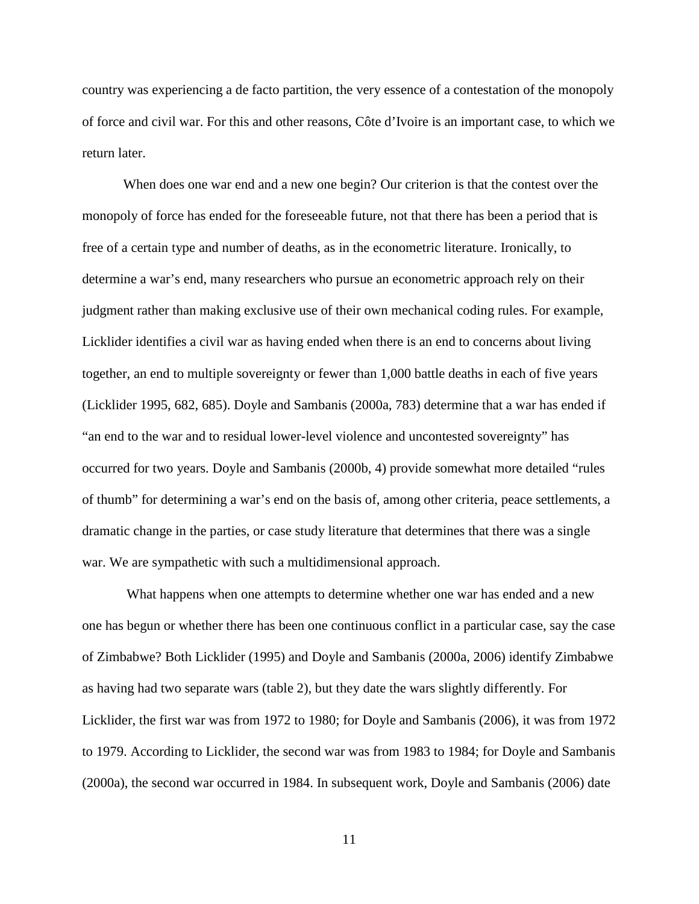country was experiencing a de facto partition, the very essence of a contestation of the monopoly of force and civil war. For this and other reasons, Côte d'Ivoire is an important case, to which we return later.

When does one war end and a new one begin? Our criterion is that the contest over the monopoly of force has ended for the foreseeable future, not that there has been a period that is free of a certain type and number of deaths, as in the econometric literature. Ironically, to determine a war's end, many researchers who pursue an econometric approach rely on their judgment rather than making exclusive use of their own mechanical coding rules. For example, Licklider identifies a civil war as having ended when there is an end to concerns about living together, an end to multiple sovereignty or fewer than 1,000 battle deaths in each of five years (Licklider 1995, 682, 685). Doyle and Sambanis (2000a, 783) determine that a war has ended if "an end to the war and to residual lower-level violence and uncontested sovereignty" has occurred for two years. Doyle and Sambanis (2000b, 4) provide somewhat more detailed "rules of thumb" for determining a war's end on the basis of, among other criteria, peace settlements, a dramatic change in the parties, or case study literature that determines that there was a single war. We are sympathetic with such a multidimensional approach.

What happens when one attempts to determine whether one war has ended and a new one has begun or whether there has been one continuous conflict in a particular case, say the case of Zimbabwe? Both Licklider (1995) and Doyle and Sambanis (2000a, 2006) identify Zimbabwe as having had two separate wars (table 2), but they date the wars slightly differently. For Licklider, the first war was from 1972 to 1980; for Doyle and Sambanis (2006), it was from 1972 to 1979. According to Licklider, the second war was from 1983 to 1984; for Doyle and Sambanis (2000a), the second war occurred in 1984. In subsequent work, Doyle and Sambanis (2006) date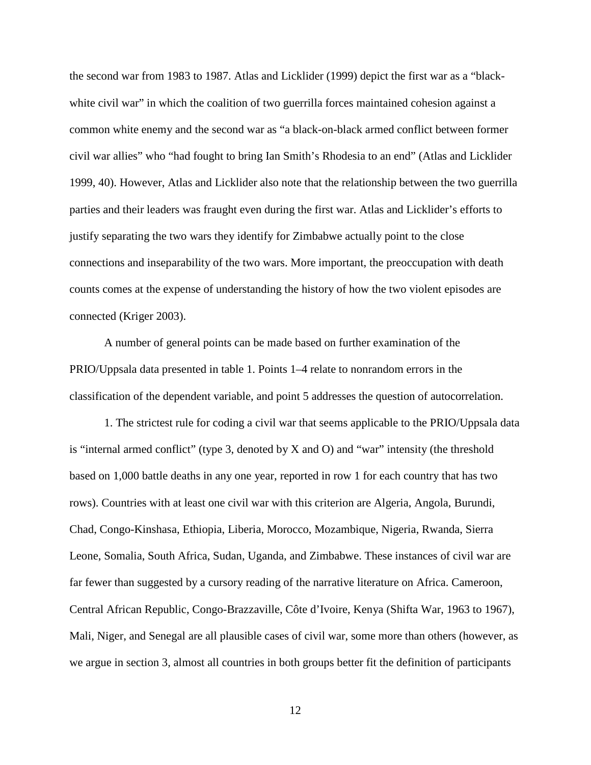the second war from 1983 to 1987. Atlas and Licklider (1999) depict the first war as a "black-white civil war" in which the coalition of two guerrilla forces maintained cohesion against a common white enemy and the second war as "a black-on-black armed conflict between former civil war allies" who "had fought to bring Ian Smith's Rhodesia to an end" (Atlas and Licklider 1999, 40). However, Atlas and Licklider also note that the relationship between the two guerrilla parties and their leaders was fraught even during the first war. Atlas and Licklider's efforts to justify separating the two wars they identify for Zimbabwe actually point to the close connections and inseparability of the two wars. More important, the preoccupation with death counts comes at the expense of understanding the history of how the two violent episodes are connected (Kriger 2003).

A number of general points can be made based on further examination of the PRIO/Uppsala data presented in table 1. Points 1–4 relate to nonrandom errors in the classification of the dependent variable, and point 5 addresses the question of autocorrelation.

1. The strictest rule for coding a civil war that seems applicable to the PRIO/Uppsala data is "internal armed conflict" (type 3, denoted by X and O) and "war" intensity (the threshold based on 1,000 battle deaths in any one year, reported in row 1 for each country that has two rows). Countries with at least one civil war with this criterion are Algeria, Angola, Burundi, Chad, Congo-Kinshasa, Ethiopia, Liberia, Morocco, Mozambique, Nigeria, Rwanda, Sierra Leone, Somalia, South Africa, Sudan, Uganda, and Zimbabwe. These instances of civil war are far fewer than suggested by a cursory reading of the narrative literature on Africa. Cameroon, Central African Republic, Congo-Brazzaville, Côte d'Ivoire, Kenya (Shifta War, 1963 to 1967), Mali, Niger, and Senegal are all plausible cases of civil war, some more than others (however, as we argue in section 3, almost all countries in both groups better fit the definition of participants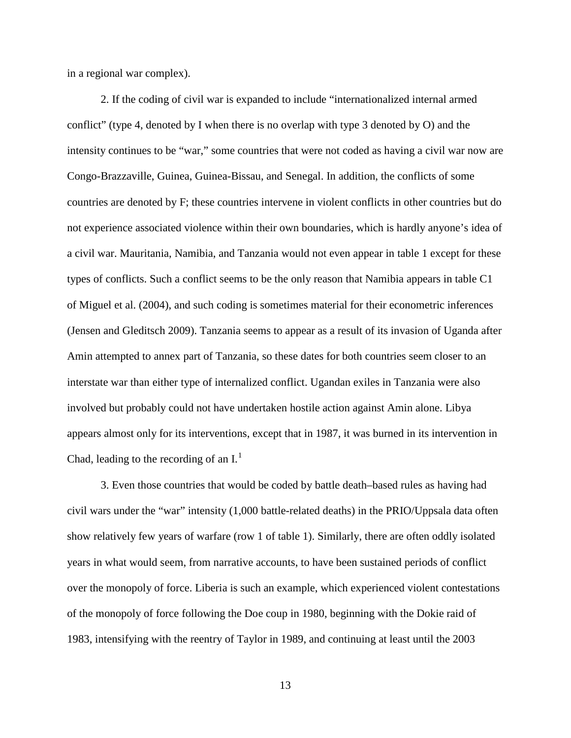in a regional war complex).

2. If the coding of civil war is expanded to include "internationalized internal armed conflict" (type 4, denoted by I when there is no overlap with type 3 denoted by O) and the intensity continues to be "war," some countries that were not coded as having a civil war now are Congo-Brazzaville, Guinea, Guinea-Bissau, and Senegal. In addition, the conflicts of some countries are denoted by F; these countries intervene in violent conflicts in other countries but do not experience associated violence within their own boundaries, which is hardly anyone's idea of a civil war. Mauritania, Namibia, and Tanzania would not even appear in table 1 except for these types of conflicts. Such a conflict seems to be the only reason that Namibia appears in table C1 of Miguel et al. (2004), and such coding is sometimes material for their econometric inferences (Jensen and Gleditsch 2009). Tanzania seems to appear as a result of its invasion of Uganda after Amin attempted to annex part of Tanzania, so these dates for both countries seem closer to an interstate war than either type of internalized conflict. Ugandan exiles in Tanzania were also involved but probably could not have undertaken hostile action against Amin alone. Libya appears almost only for its interventions, except that in 1987, it was burned in its intervention in Chad, leading to the recording of an I.[1]

3. Even those countries that would be coded by battle death–based rules as having had civil wars under the "war" intensity (1,000 battle-related deaths) in the PRIO/Uppsala data often show relatively few years of warfare (row 1 of table 1). Similarly, there are often oddly isolated years in what would seem, from narrative accounts, to have been sustained periods of conflict over the monopoly of force. Liberia is such an example, which experienced violent contestations of the monopoly of force following the Doe coup in 1980, beginning with the Dokie raid of 1983, intensifying with the reentry of Taylor in 1989, and continuing at least until the 2003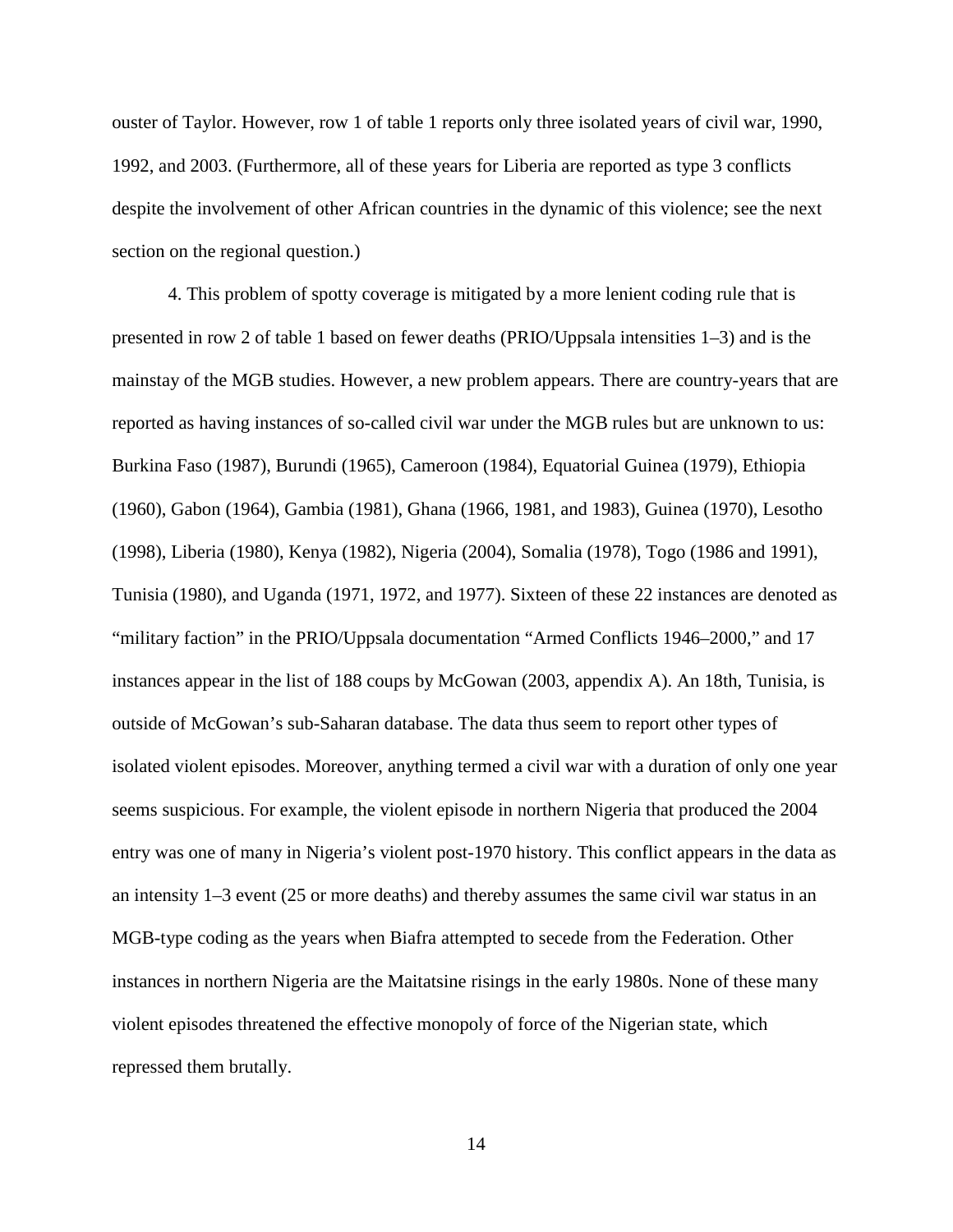ouster of Taylor. However, row 1 of table 1 reports only three isolated years of civil war, 1990, 1992, and 2003. (Furthermore, all of these years for Liberia are reported as type 3 conflicts despite the involvement of other African countries in the dynamic of this violence; see the next section on the regional question.)

4. This problem of spotty coverage is mitigated by a more lenient coding rule that is presented in row 2 of table 1 based on fewer deaths (PRIO/Uppsala intensities 1–3) and is the mainstay of the MGB studies. However, a new problem appears. There are country-years that are reported as having instances of so-called civil war under the MGB rules but are unknown to us: Burkina Faso (1987), Burundi (1965), Cameroon (1984), Equatorial Guinea (1979), Ethiopia (1960), Gabon (1964), Gambia (1981), Ghana (1966, 1981, and 1983), Guinea (1970), Lesotho (1998), Liberia (1980), Kenya (1982), Nigeria (2004), Somalia (1978), Togo (1986 and 1991), Tunisia (1980), and Uganda (1971, 1972, and 1977). Sixteen of these 22 instances are denoted as "military faction" in the PRIO/Uppsala documentation "Armed Conflicts 1946–2000," and 17 instances appear in the list of 188 coups by McGowan (2003, appendix A). An 18th, Tunisia, is outside of McGowan's sub-Saharan database. The data thus seem to report other types of isolated violent episodes. Moreover, anything termed a civil war with a duration of only one year seems suspicious. For example, the violent episode in northern Nigeria that produced the 2004 entry was one of many in Nigeria's violent post-1970 history. This conflict appears in the data as an intensity 1–3 event (25 or more deaths) and thereby assumes the same civil war status in an MGB-type coding as the years when Biafra attempted to secede from the Federation. Other instances in northern Nigeria are the Maitatsine risings in the early 1980s. None of these many violent episodes threatened the effective monopoly of force of the Nigerian state, which repressed them brutally.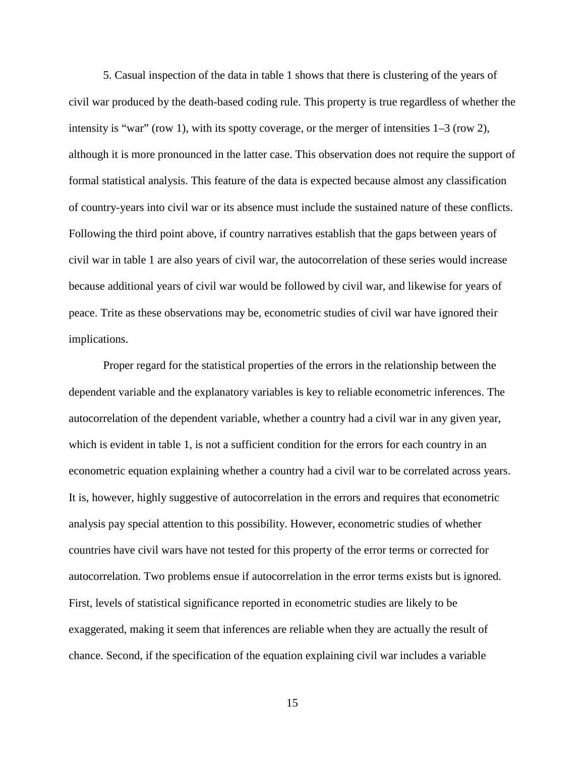5. Casual inspection of the data in table 1 shows that there is clustering of the years of civil war produced by the death-based coding rule. This property is true regardless of whether the intensity is "war" (row 1), with its spotty coverage, or the merger of intensities 1–3 (row 2), although it is more pronounced in the latter case. This observation does not require the support of formal statistical analysis. This feature of the data is expected because almost any classification of country-years into civil war or its absence must include the sustained nature of these conflicts. Following the third point above, if country narratives establish that the gaps between years of civil war in table 1 are also years of civil war, the autocorrelation of these series would increase because additional years of civil war would be followed by civil war, and likewise for years of peace. Trite as these observations may be, econometric studies of civil war have ignored their implications.

Proper regard for the statistical properties of the errors in the relationship between the dependent variable and the explanatory variables is key to reliable econometric inferences. The autocorrelation of the dependent variable, whether a country had a civil war in any given year, which is evident in table 1, is not a sufficient condition for the errors for each country in an econometric equation explaining whether a country had a civil war to be correlated across years. It is, however, highly suggestive of autocorrelation in the errors and requires that econometric analysis pay special attention to this possibility. However, econometric studies of whether countries have civil wars have not tested for this property of the error terms or corrected for autocorrelation. Two problems ensue if autocorrelation in the error terms exists but is ignored. First, levels of statistical significance reported in econometric studies are likely to be exaggerated, making it seem that inferences are reliable when they are actually the result of chance. Second, if the specification of the equation explaining civil war includes a variable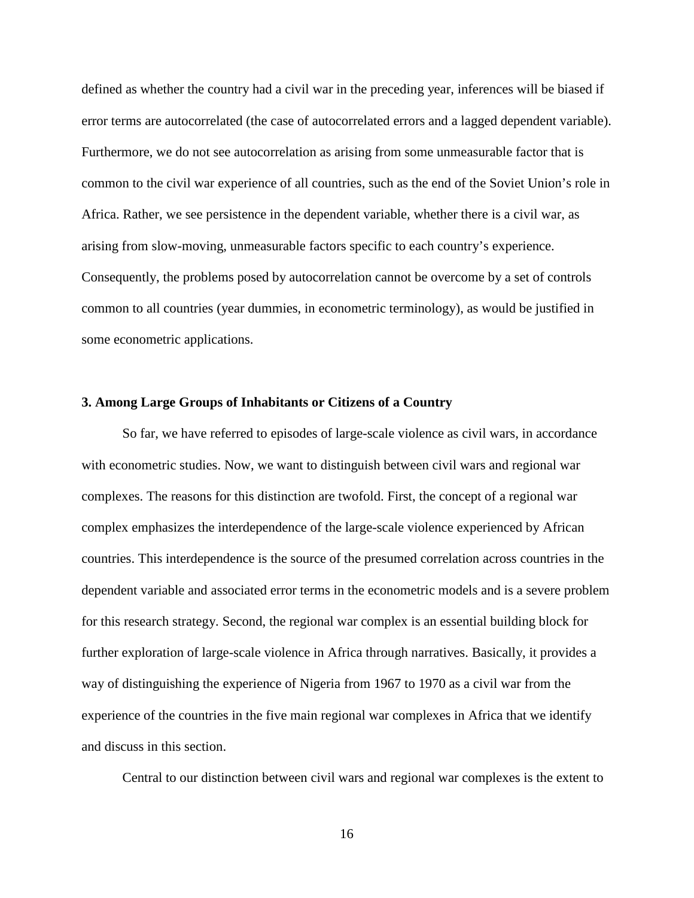defined as whether the country had a civil war in the preceding year, inferences will be biased if error terms are autocorrelated (the case of autocorrelated errors and a lagged dependent variable). Furthermore, we do not see autocorrelation as arising from some unmeasurable factor that is common to the civil war experience of all countries, such as the end of the Soviet Union's role in Africa. Rather, we see persistence in the dependent variable, whether there is a civil war, as arising from slow-moving, unmeasurable factors specific to each country's experience. Consequently, the problems posed by autocorrelation cannot be overcome by a set of controls common to all countries (year dummies, in econometric terminology), as would be justified in some econometric applications.

### 3. Among Large Groups of Inhabitants or Citizens of a Country

So far, we have referred to episodes of large-scale violence as civil wars, in accordance with econometric studies. Now, we want to distinguish between civil wars and regional war complexes. The reasons for this distinction are twofold. First, the concept of a regional war complex emphasizes the interdependence of the large-scale violence experienced by African countries. This interdependence is the source of the presumed correlation across countries in the dependent variable and associated error terms in the econometric models and is a severe problem for this research strategy. Second, the regional war complex is an essential building block for further exploration of large-scale violence in Africa through narratives. Basically, it provides a way of distinguishing the experience of Nigeria from 1967 to 1970 as a civil war from the experience of the countries in the five main regional war complexes in Africa that we identify and discuss in this section.

Central to our distinction between civil wars and regional war complexes is the extent to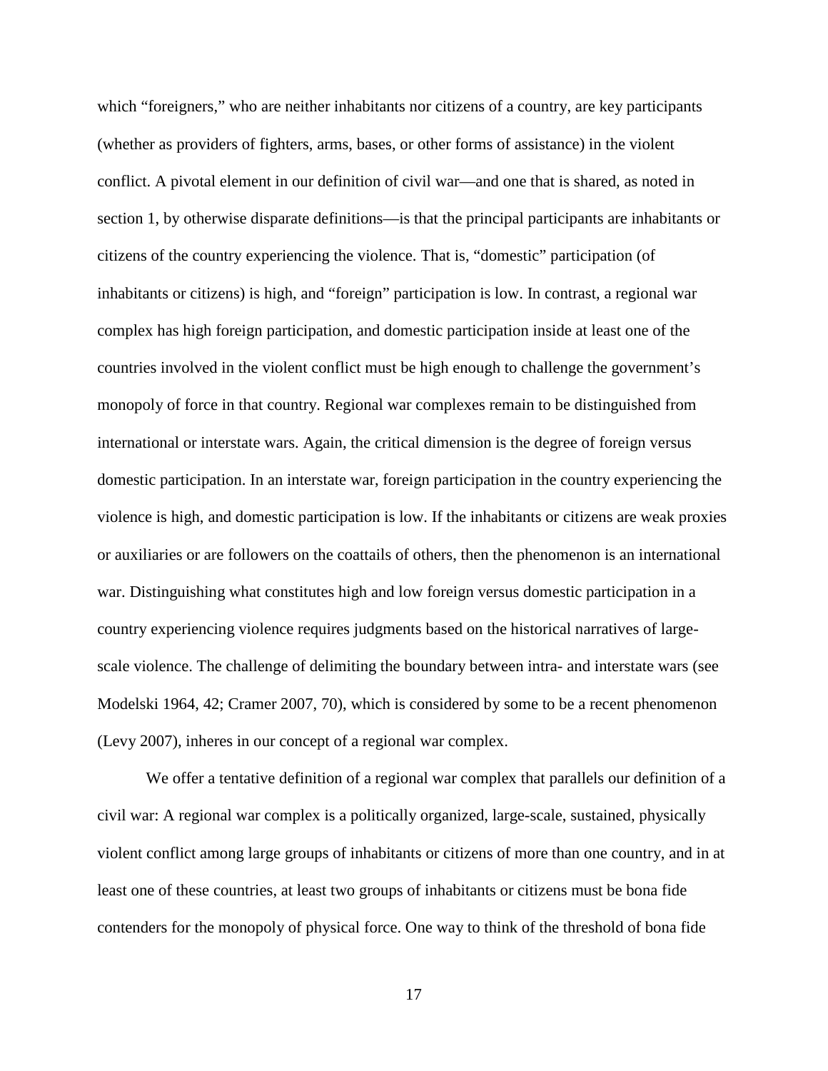which "foreigners," who are neither inhabitants nor citizens of a country, are key participants (whether as providers of fighters, arms, bases, or other forms of assistance) in the violent conflict. A pivotal element in our definition of civil war—and one that is shared, as noted in section 1, by otherwise disparate definitions—is that the principal participants are inhabitants or citizens of the country experiencing the violence. That is, "domestic" participation (of inhabitants or citizens) is high, and "foreign" participation is low. In contrast, a regional war complex has high foreign participation, and domestic participation inside at least one of the countries involved in the violent conflict must be high enough to challenge the government's monopoly of force in that country. Regional war complexes remain to be distinguished from international or interstate wars. Again, the critical dimension is the degree of foreign versus domestic participation. In an interstate war, foreign participation in the country experiencing the violence is high, and domestic participation is low. If the inhabitants or citizens are weak proxies or auxiliaries or are followers on the coattails of others, then the phenomenon is an international war. Distinguishing what constitutes high and low foreign versus domestic participation in a country experiencing violence requires judgments based on the historical narratives of large-scale violence. The challenge of delimiting the boundary between intra- and interstate wars (see Modelski 1964, 42; Cramer 2007, 70), which is considered by some to be a recent phenomenon (Levy 2007), inheres in our concept of a regional war complex.

We offer a tentative definition of a regional war complex that parallels our definition of a civil war: A regional war complex is a politically organized, large-scale, sustained, physically violent conflict among large groups of inhabitants or citizens of more than one country, and in at least one of these countries, at least two groups of inhabitants or citizens must be bona fide contenders for the monopoly of physical force. One way to think of the threshold of bona fide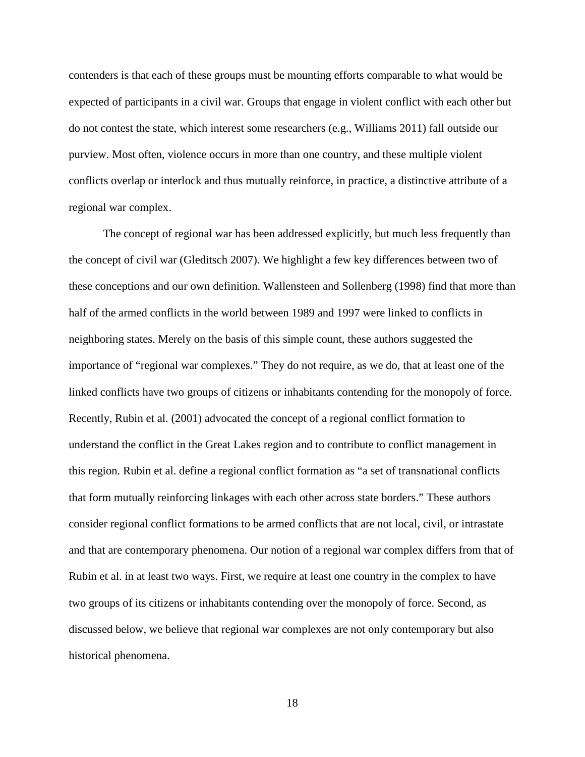contenders is that each of these groups must be mounting efforts comparable to what would be expected of participants in a civil war. Groups that engage in violent conflict with each other but do not contest the state, which interest some researchers (e.g., Williams 2011) fall outside our purview. Most often, violence occurs in more than one country, and these multiple violent conflicts overlap or interlock and thus mutually reinforce, in practice, a distinctive attribute of a regional war complex.

The concept of regional war has been addressed explicitly, but much less frequently than the concept of civil war (Gleditsch 2007). We highlight a few key differences between two of these conceptions and our own definition. Wallensteen and Sollenberg (1998) find that more than half of the armed conflicts in the world between 1989 and 1997 were linked to conflicts in neighboring states. Merely on the basis of this simple count, these authors suggested the importance of "regional war complexes." They do not require, as we do, that at least one of the linked conflicts have two groups of citizens or inhabitants contending for the monopoly of force. Recently, Rubin et al. (2001) advocated the concept of a regional conflict formation to understand the conflict in the Great Lakes region and to contribute to conflict management in this region. Rubin et al. define a regional conflict formation as "a set of transnational conflicts that form mutually reinforcing linkages with each other across state borders." These authors consider regional conflict formations to be armed conflicts that are not local, civil, or intrastate and that are contemporary phenomena. Our notion of a regional war complex differs from that of Rubin et al. in at least two ways. First, we require at least one country in the complex to have two groups of its citizens or inhabitants contending over the monopoly of force. Second, as discussed below, we believe that regional war complexes are not only contemporary but also historical phenomena.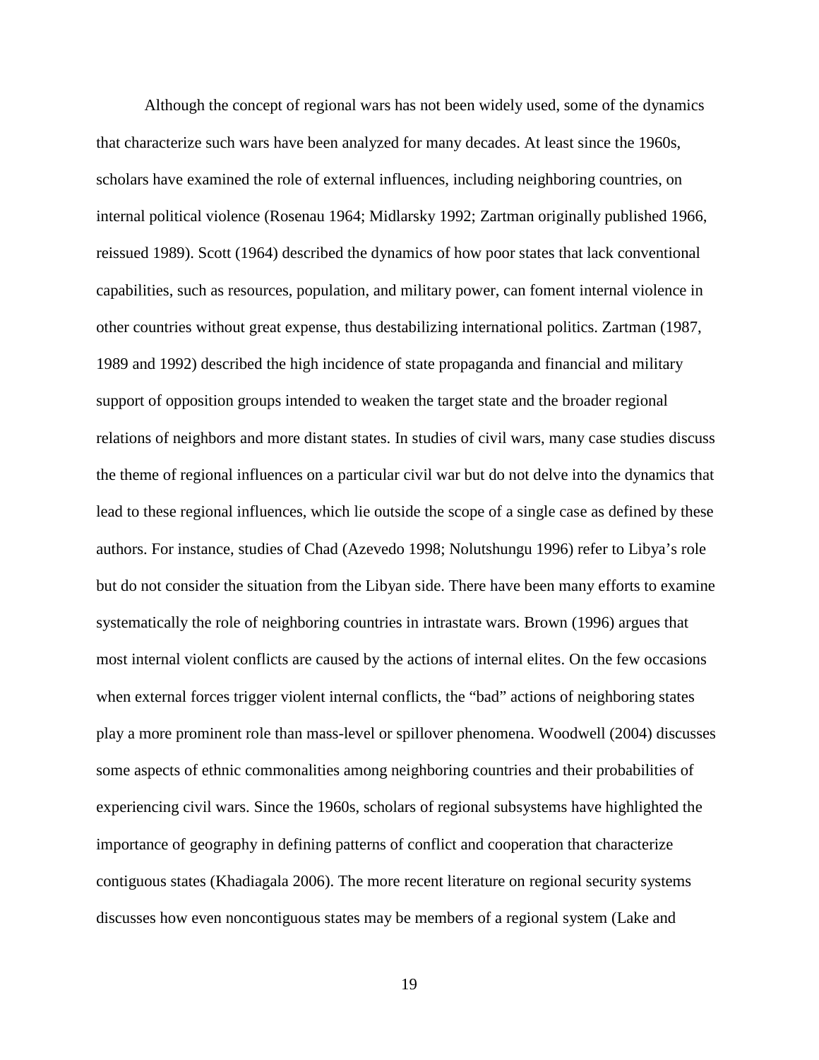Although the concept of regional wars has not been widely used, some of the dynamics that characterize such wars have been analyzed for many decades. At least since the 1960s, scholars have examined the role of external influences, including neighboring countries, on internal political violence (Rosenau 1964; Midlarsky 1992; Zartman originally published 1966, reissued 1989). Scott (1964) described the dynamics of how poor states that lack conventional capabilities, such as resources, population, and military power, can foment internal violence in other countries without great expense, thus destabilizing international politics. Zartman (1987, 1989 and 1992) described the high incidence of state propaganda and financial and military support of opposition groups intended to weaken the target state and the broader regional relations of neighbors and more distant states. In studies of civil wars, many case studies discuss the theme of regional influences on a particular civil war but do not delve into the dynamics that lead to these regional influences, which lie outside the scope of a single case as defined by these authors. For instance, studies of Chad (Azevedo 1998; Nolutshungu 1996) refer to Libya's role but do not consider the situation from the Libyan side. There have been many efforts to examine systematically the role of neighboring countries in intrastate wars. Brown (1996) argues that most internal violent conflicts are caused by the actions of internal elites. On the few occasions when external forces trigger violent internal conflicts, the "bad" actions of neighboring states play a more prominent role than mass-level or spillover phenomena. Woodwell (2004) discusses some aspects of ethnic commonalities among neighboring countries and their probabilities of experiencing civil wars. Since the 1960s, scholars of regional subsystems have highlighted the importance of geography in defining patterns of conflict and cooperation that characterize contiguous states (Khadiagala 2006). The more recent literature on regional security systems discusses how even noncontiguous states may be members of a regional system (Lake and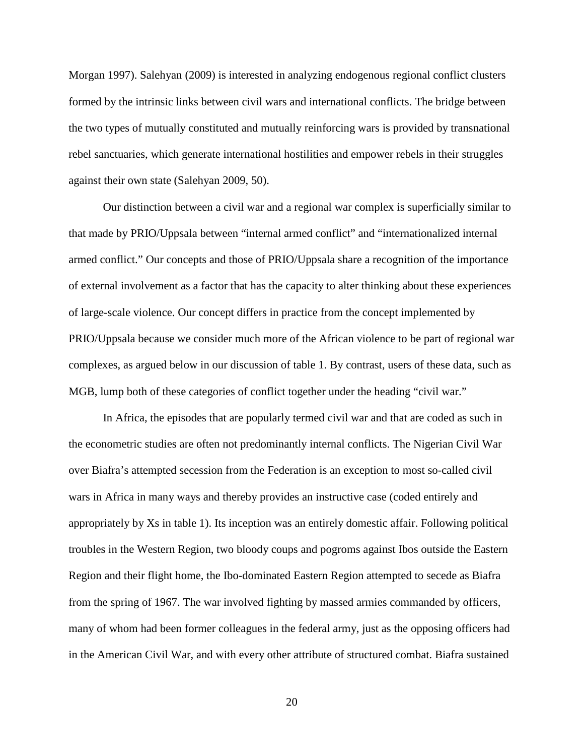Morgan 1997). Salehyan (2009) is interested in analyzing endogenous regional conflict clusters formed by the intrinsic links between civil wars and international conflicts. The bridge between the two types of mutually constituted and mutually reinforcing wars is provided by transnational rebel sanctuaries, which generate international hostilities and empower rebels in their struggles against their own state (Salehyan 2009, 50).

Our distinction between a civil war and a regional war complex is superficially similar to that made by PRIO/Uppsala between "internal armed conflict" and "internationalized internal armed conflict." Our concepts and those of PRIO/Uppsala share a recognition of the importance of external involvement as a factor that has the capacity to alter thinking about these experiences of large-scale violence. Our concept differs in practice from the concept implemented by PRIO/Uppsala because we consider much more of the African violence to be part of regional war complexes, as argued below in our discussion of table 1. By contrast, users of these data, such as MGB, lump both of these categories of conflict together under the heading "civil war."

In Africa, the episodes that are popularly termed civil war and that are coded as such in the econometric studies are often not predominantly internal conflicts. The Nigerian Civil War over Biafra's attempted secession from the Federation is an exception to most so-called civil wars in Africa in many ways and thereby provides an instructive case (coded entirely and appropriately by Xs in table 1). Its inception was an entirely domestic affair. Following political troubles in the Western Region, two bloody coups and pogroms against Ibos outside the Eastern Region and their flight home, the Ibo-dominated Eastern Region attempted to secede as Biafra from the spring of 1967. The war involved fighting by massed armies commanded by officers, many of whom had been former colleagues in the federal army, just as the opposing officers had in the American Civil War, and with every other attribute of structured combat. Biafra sustained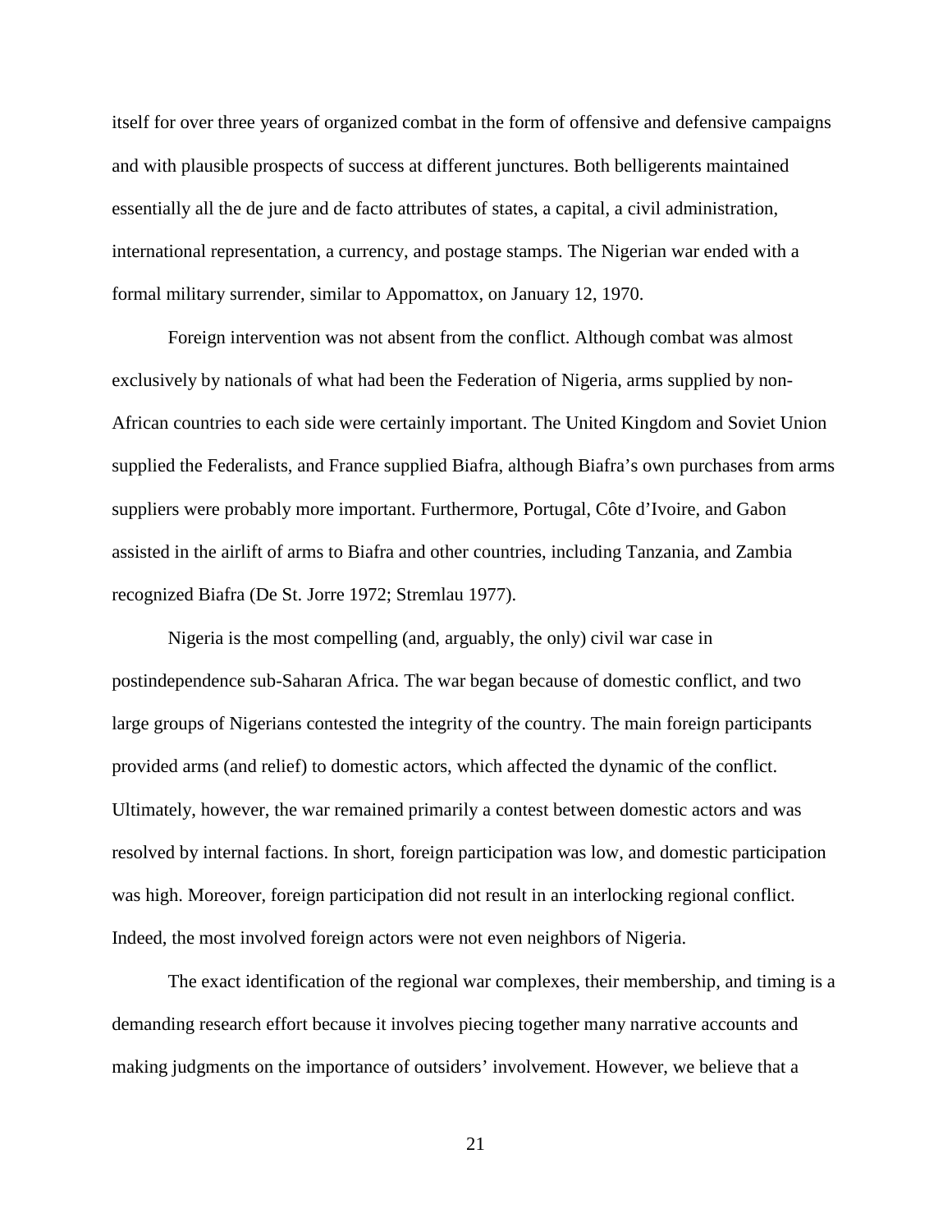itself for over three years of organized combat in the form of offensive and defensive campaigns and with plausible prospects of success at different junctures. Both belligerents maintained essentially all the de jure and de facto attributes of states, a capital, a civil administration, international representation, a currency, and postage stamps. The Nigerian war ended with a formal military surrender, similar to Appomattox, on January 12, 1970.

Foreign intervention was not absent from the conflict. Although combat was almost exclusively by nationals of what had been the Federation of Nigeria, arms supplied by non-African countries to each side were certainly important. The United Kingdom and Soviet Union supplied the Federalists, and France supplied Biafra, although Biafra's own purchases from arms suppliers were probably more important. Furthermore, Portugal, Côte d'Ivoire, and Gabon assisted in the airlift of arms to Biafra and other countries, including Tanzania, and Zambia recognized Biafra (De St. Jorre 1972; Stremlau 1977).

Nigeria is the most compelling (and, arguably, the only) civil war case in postindependence sub-Saharan Africa. The war began because of domestic conflict, and two large groups of Nigerians contested the integrity of the country. The main foreign participants provided arms (and relief) to domestic actors, which affected the dynamic of the conflict. Ultimately, however, the war remained primarily a contest between domestic actors and was resolved by internal factions. In short, foreign participation was low, and domestic participation was high. Moreover, foreign participation did not result in an interlocking regional conflict. Indeed, the most involved foreign actors were not even neighbors of Nigeria.

The exact identification of the regional war complexes, their membership, and timing is a demanding research effort because it involves piecing together many narrative accounts and making judgments on the importance of outsiders' involvement. However, we believe that a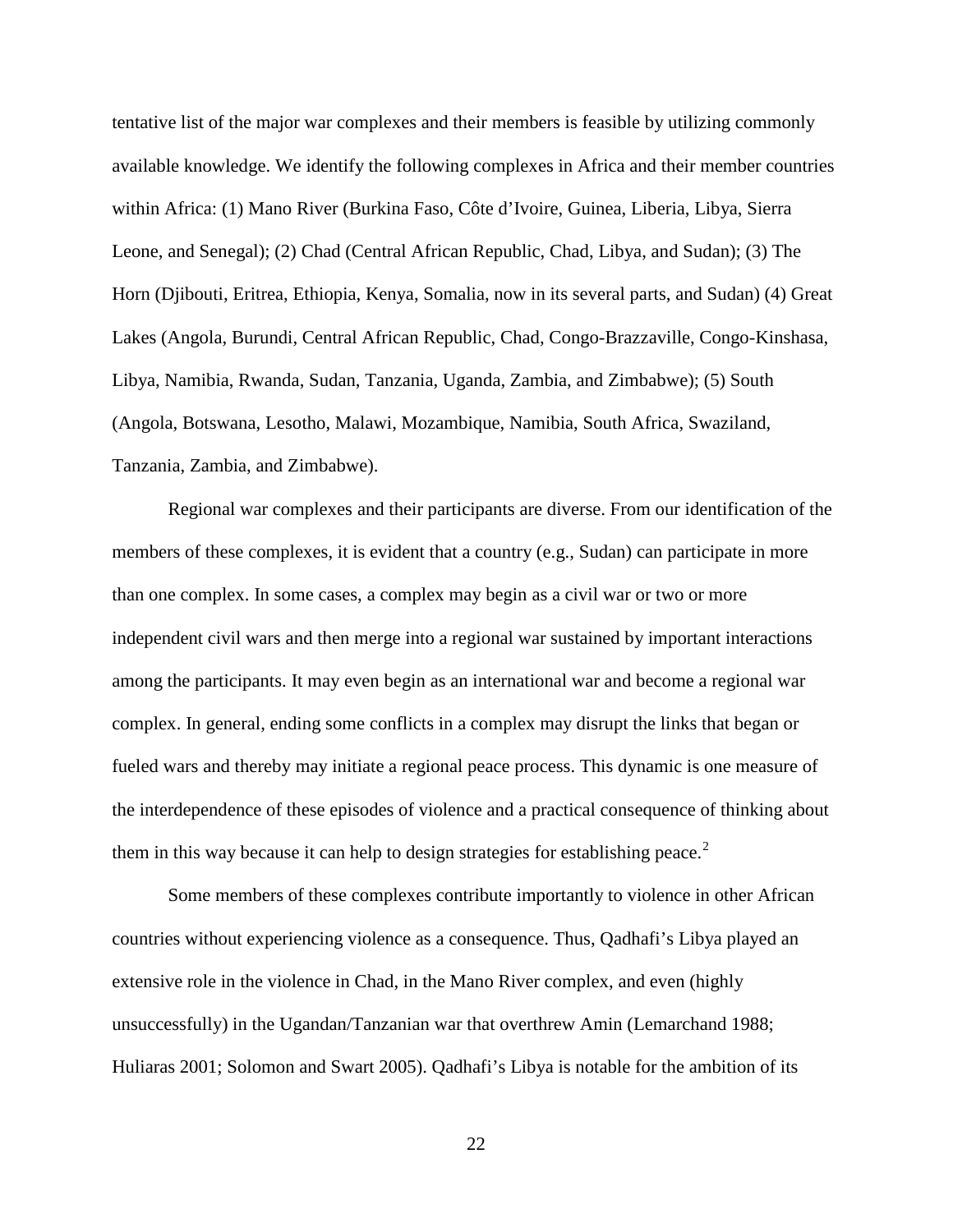tentative list of the major war complexes and their members is feasible by utilizing commonly available knowledge. We identify the following complexes in Africa and their member countries within Africa: (1) Mano River (Burkina Faso, Côte d'Ivoire, Guinea, Liberia, Libya, Sierra Leone, and Senegal); (2) Chad (Central African Republic, Chad, Libya, and Sudan); (3) The Horn (Djibouti, Eritrea, Ethiopia, Kenya, Somalia, now in its several parts, and Sudan) (4) Great Lakes (Angola, Burundi, Central African Republic, Chad, Congo-Brazzaville, Congo-Kinshasa, Libya, Namibia, Rwanda, Sudan, Tanzania, Uganda, Zambia, and Zimbabwe); (5) South (Angola, Botswana, Lesotho, Malawi, Mozambique, Namibia, South Africa, Swaziland, Tanzania, Zambia, and Zimbabwe).

Regional war complexes and their participants are diverse. From our identification of the members of these complexes, it is evident that a country (e.g., Sudan) can participate in more than one complex. In some cases, a complex may begin as a civil war or two or more independent civil wars and then merge into a regional war sustained by important interactions among the participants. It may even begin as an international war and become a regional war complex. In general, ending some conflicts in a complex may disrupt the links that began or fueled wars and thereby may initiate a regional peace process. This dynamic is one measure of the interdependence of these episodes of violence and a practical consequence of thinking about them in this way because it can help to design strategies for establishing peace.[2]

Some members of these complexes contribute importantly to violence in other African countries without experiencing violence as a consequence. Thus, Qadhafi's Libya played an extensive role in the violence in Chad, in the Mano River complex, and even (highly unsuccessfully) in the Ugandan/Tanzanian war that overthrew Amin (Lemarchand 1988; Huliaras 2001; Solomon and Swart 2005). Qadhafi's Libya is notable for the ambition of its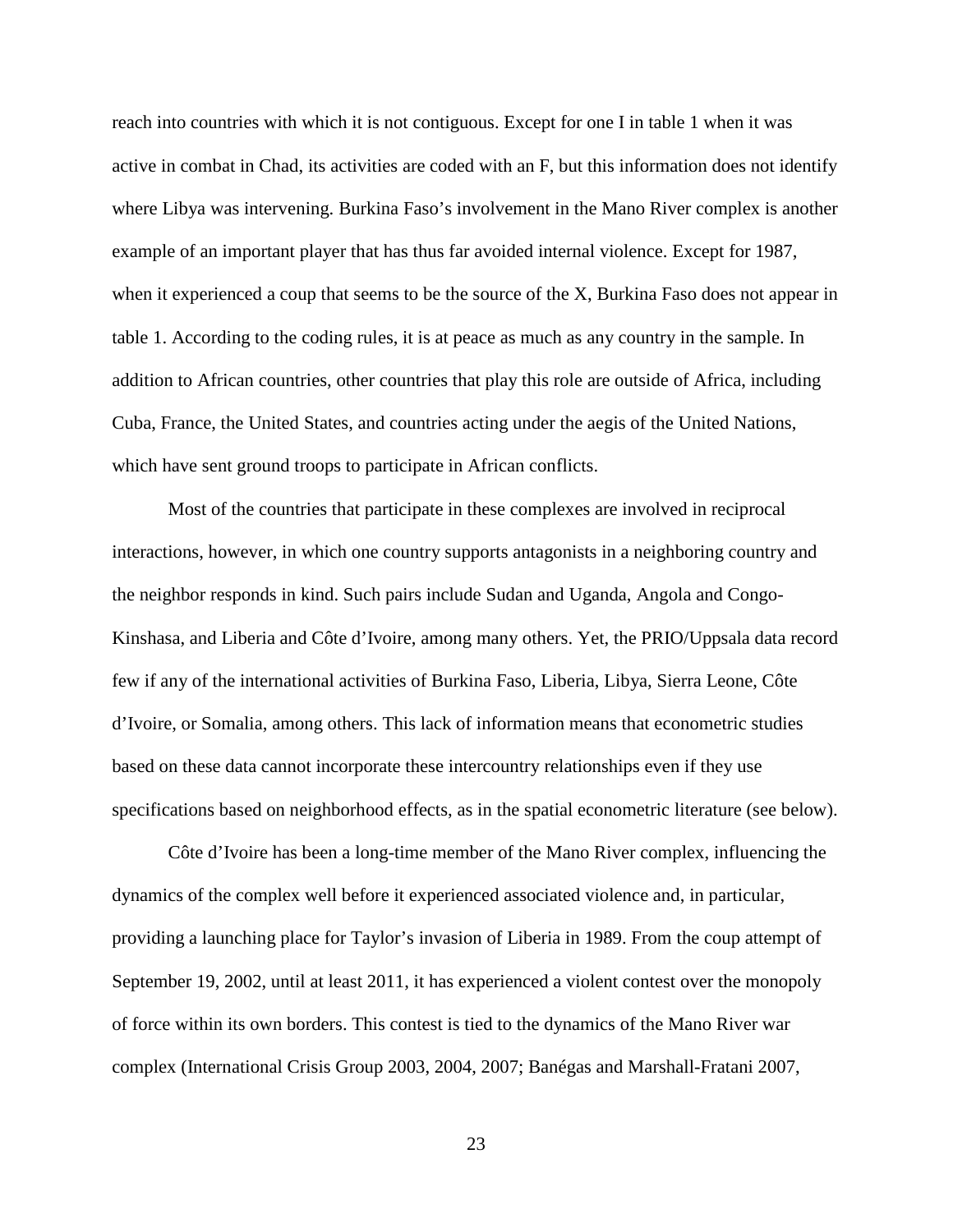reach into countries with which it is not contiguous. Except for one I in table 1 when it was active in combat in Chad, its activities are coded with an F, but this information does not identify where Libya was intervening. Burkina Faso's involvement in the Mano River complex is another example of an important player that has thus far avoided internal violence. Except for 1987, when it experienced a coup that seems to be the source of the X, Burkina Faso does not appear in table 1. According to the coding rules, it is at peace as much as any country in the sample. In addition to African countries, other countries that play this role are outside of Africa, including Cuba, France, the United States, and countries acting under the aegis of the United Nations, which have sent ground troops to participate in African conflicts.

Most of the countries that participate in these complexes are involved in reciprocal interactions, however, in which one country supports antagonists in a neighboring country and the neighbor responds in kind. Such pairs include Sudan and Uganda, Angola and Congo-Kinshasa, and Liberia and Côte d'Ivoire, among many others. Yet, the PRIO/Uppsala data record few if any of the international activities of Burkina Faso, Liberia, Libya, Sierra Leone, Côte d'Ivoire, or Somalia, among others. This lack of information means that econometric studies based on these data cannot incorporate these intercountry relationships even if they use specifications based on neighborhood effects, as in the spatial econometric literature (see below).

Côte d'Ivoire has been a long-time member of the Mano River complex, influencing the dynamics of the complex well before it experienced associated violence and, in particular, providing a launching place for Taylor's invasion of Liberia in 1989. From the coup attempt of September 19, 2002, until at least 2011, it has experienced a violent contest over the monopoly of force within its own borders. This contest is tied to the dynamics of the Mano River war complex (International Crisis Group 2003, 2004, 2007; Banégas and Marshall-Fratani 2007,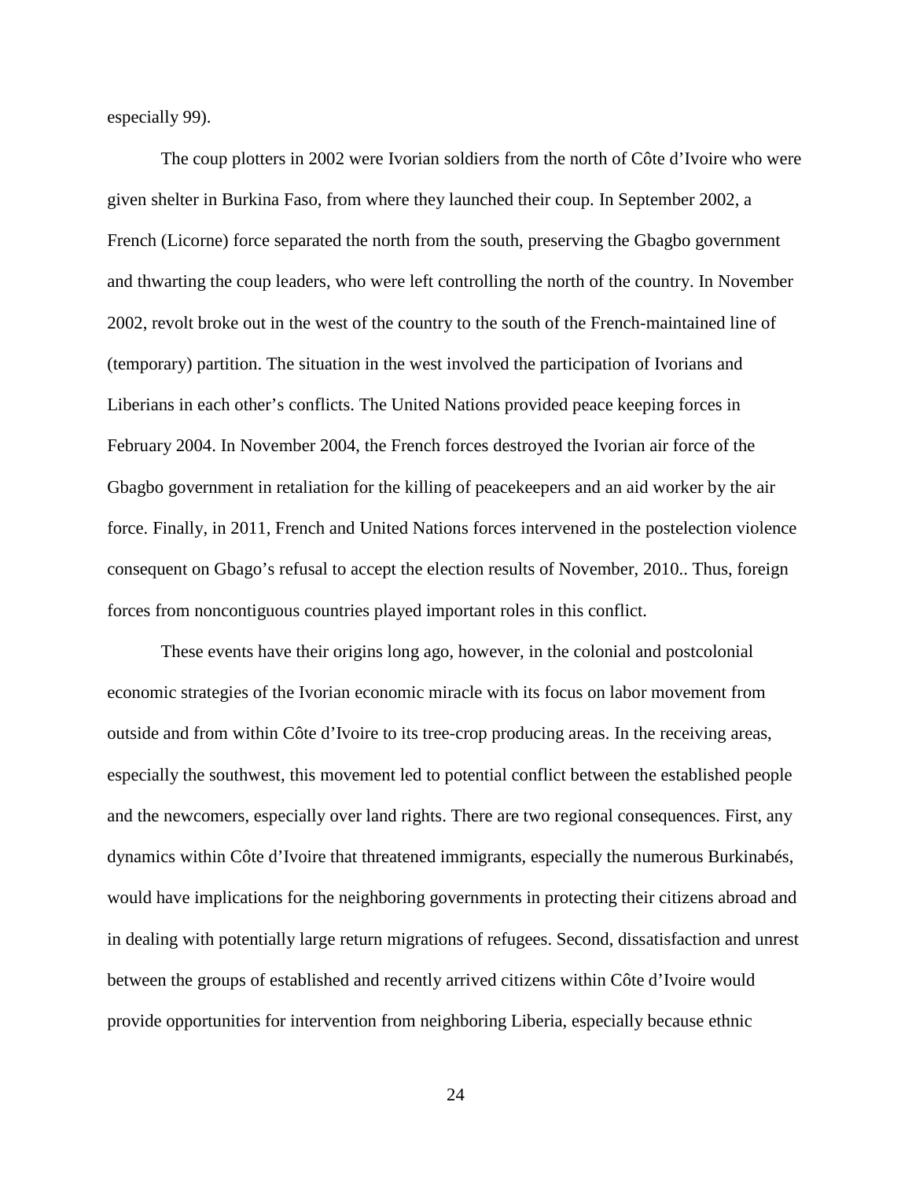especially 99).

The coup plotters in 2002 were Ivorian soldiers from the north of Côte d'Ivoire who were given shelter in Burkina Faso, from where they launched their coup. In September 2002, a French (Licorne) force separated the north from the south, preserving the Gbagbo government and thwarting the coup leaders, who were left controlling the north of the country. In November 2002, revolt broke out in the west of the country to the south of the French-maintained line of (temporary) partition. The situation in the west involved the participation of Ivorians and Liberians in each other's conflicts. The United Nations provided peace keeping forces in February 2004. In November 2004, the French forces destroyed the Ivorian air force of the Gbagbo government in retaliation for the killing of peacekeepers and an aid worker by the air force. Finally, in 2011, French and United Nations forces intervened in the postelection violence consequent on Gbago's refusal to accept the election results of November, 2010.. Thus, foreign forces from noncontiguous countries played important roles in this conflict.

These events have their origins long ago, however, in the colonial and postcolonial economic strategies of the Ivorian economic miracle with its focus on labor movement from outside and from within Côte d'Ivoire to its tree-crop producing areas. In the receiving areas, especially the southwest, this movement led to potential conflict between the established people and the newcomers, especially over land rights. There are two regional consequences. First, any dynamics within Côte d'Ivoire that threatened immigrants, especially the numerous Burkinabés, would have implications for the neighboring governments in protecting their citizens abroad and in dealing with potentially large return migrations of refugees. Second, dissatisfaction and unrest between the groups of established and recently arrived citizens within Côte d'Ivoire would provide opportunities for intervention from neighboring Liberia, especially because ethnic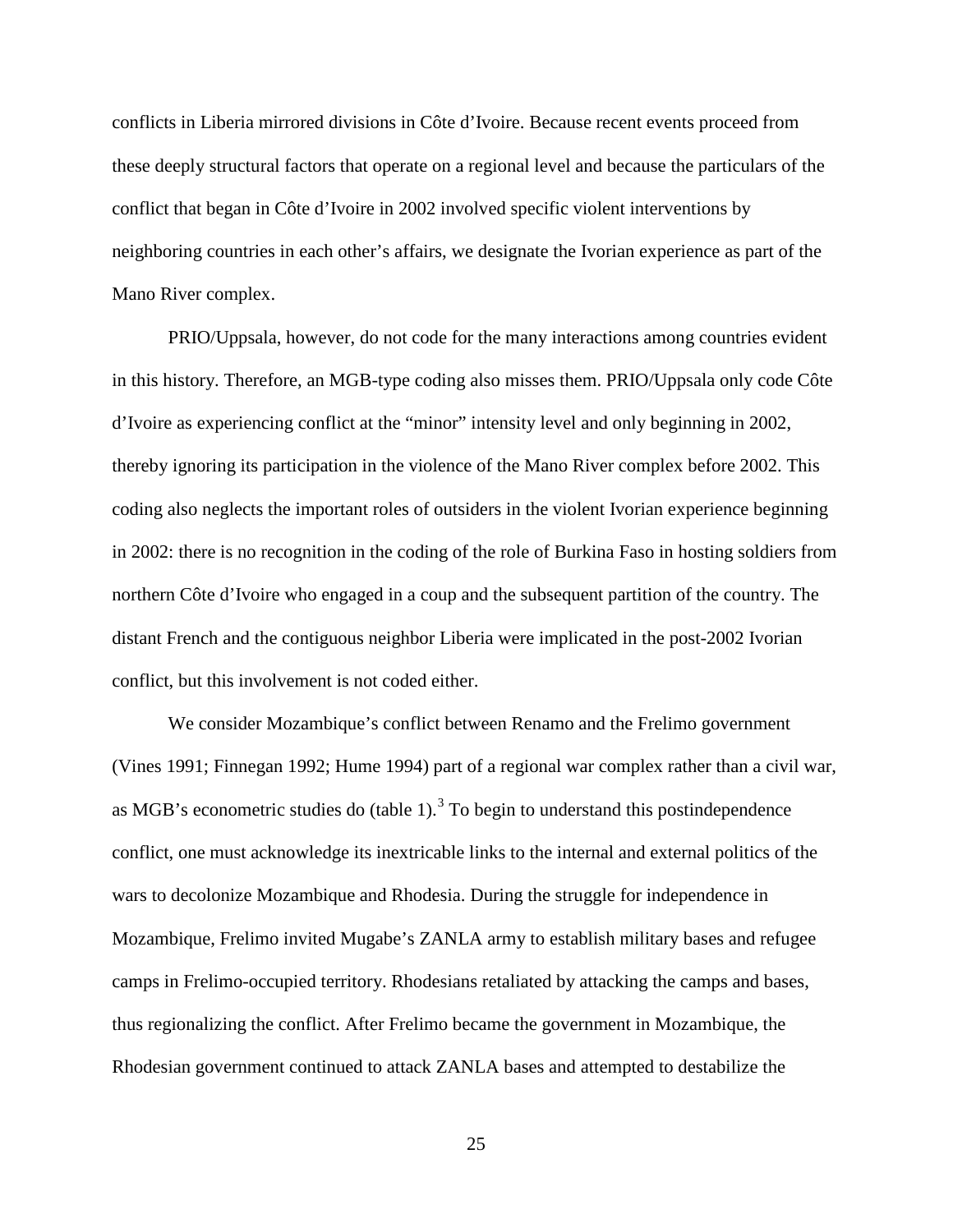conflicts in Liberia mirrored divisions in Côte d'Ivoire. Because recent events proceed from these deeply structural factors that operate on a regional level and because the particulars of the conflict that began in Côte d'Ivoire in 2002 involved specific violent interventions by neighboring countries in each other's affairs, we designate the Ivorian experience as part of the Mano River complex.

PRIO/Uppsala, however, do not code for the many interactions among countries evident in this history. Therefore, an MGB-type coding also misses them. PRIO/Uppsala only code Côte d'Ivoire as experiencing conflict at the "minor" intensity level and only beginning in 2002, thereby ignoring its participation in the violence of the Mano River complex before 2002. This coding also neglects the important roles of outsiders in the violent Ivorian experience beginning in 2002: there is no recognition in the coding of the role of Burkina Faso in hosting soldiers from northern Côte d'Ivoire who engaged in a coup and the subsequent partition of the country. The distant French and the contiguous neighbor Liberia were implicated in the post-2002 Ivorian conflict, but this involvement is not coded either.

We consider Mozambique's conflict between Renamo and the Frelimo government (Vines 1991; Finnegan 1992; Hume 1994) part of a regional war complex rather than a civil war, as MGB's econometric studies do (table 1).[3] To begin to understand this postindependence conflict, one must acknowledge its inextricable links to the internal and external politics of the wars to decolonize Mozambique and Rhodesia. During the struggle for independence in Mozambique, Frelimo invited Mugabe's ZANLA army to establish military bases and refugee camps in Frelimo-occupied territory. Rhodesians retaliated by attacking the camps and bases, thus regionalizing the conflict. After Frelimo became the government in Mozambique, the Rhodesian government continued to attack ZANLA bases and attempted to destabilize the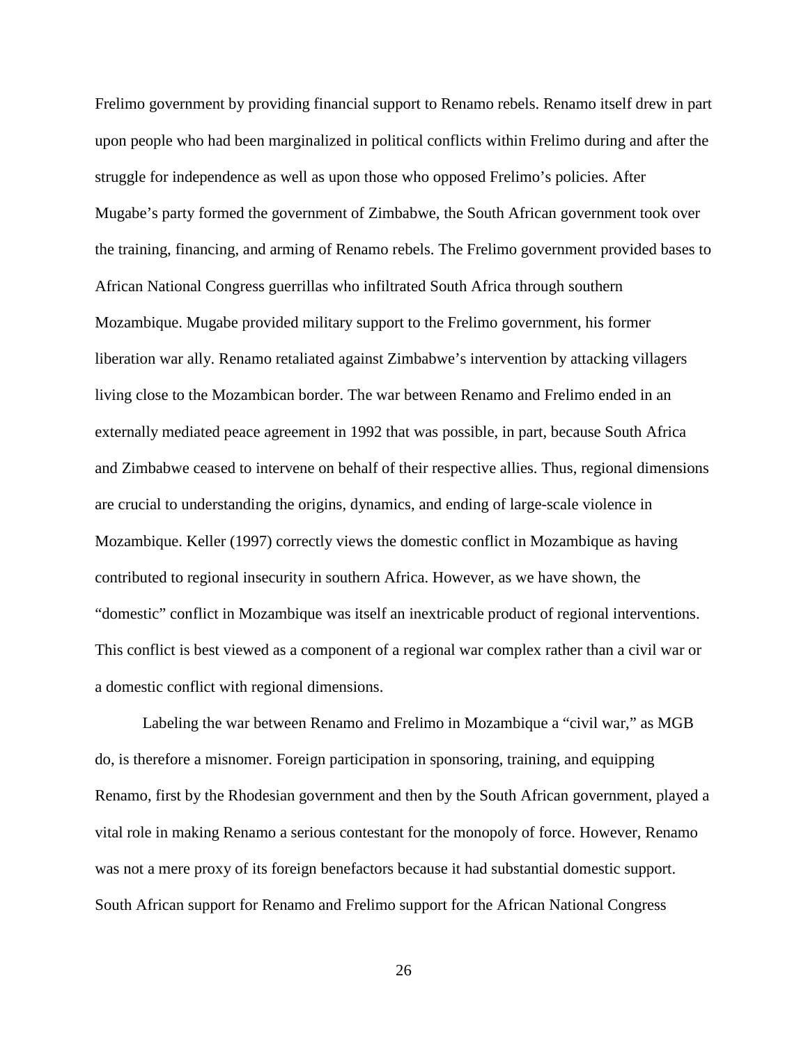Frelimo government by providing financial support to Renamo rebels. Renamo itself drew in part upon people who had been marginalized in political conflicts within Frelimo during and after the struggle for independence as well as upon those who opposed Frelimo's policies. After Mugabe's party formed the government of Zimbabwe, the South African government took over the training, financing, and arming of Renamo rebels. The Frelimo government provided bases to African National Congress guerrillas who infiltrated South Africa through southern Mozambique. Mugabe provided military support to the Frelimo government, his former liberation war ally. Renamo retaliated against Zimbabwe's intervention by attacking villagers living close to the Mozambican border. The war between Renamo and Frelimo ended in an externally mediated peace agreement in 1992 that was possible, in part, because South Africa and Zimbabwe ceased to intervene on behalf of their respective allies. Thus, regional dimensions are crucial to understanding the origins, dynamics, and ending of large-scale violence in Mozambique. Keller (1997) correctly views the domestic conflict in Mozambique as having contributed to regional insecurity in southern Africa. However, as we have shown, the "domestic" conflict in Mozambique was itself an inextricable product of regional interventions. This conflict is best viewed as a component of a regional war complex rather than a civil war or a domestic conflict with regional dimensions.

Labeling the war between Renamo and Frelimo in Mozambique a "civil war," as MGB do, is therefore a misnomer. Foreign participation in sponsoring, training, and equipping Renamo, first by the Rhodesian government and then by the South African government, played a vital role in making Renamo a serious contestant for the monopoly of force. However, Renamo was not a mere proxy of its foreign benefactors because it had substantial domestic support. South African support for Renamo and Frelimo support for the African National Congress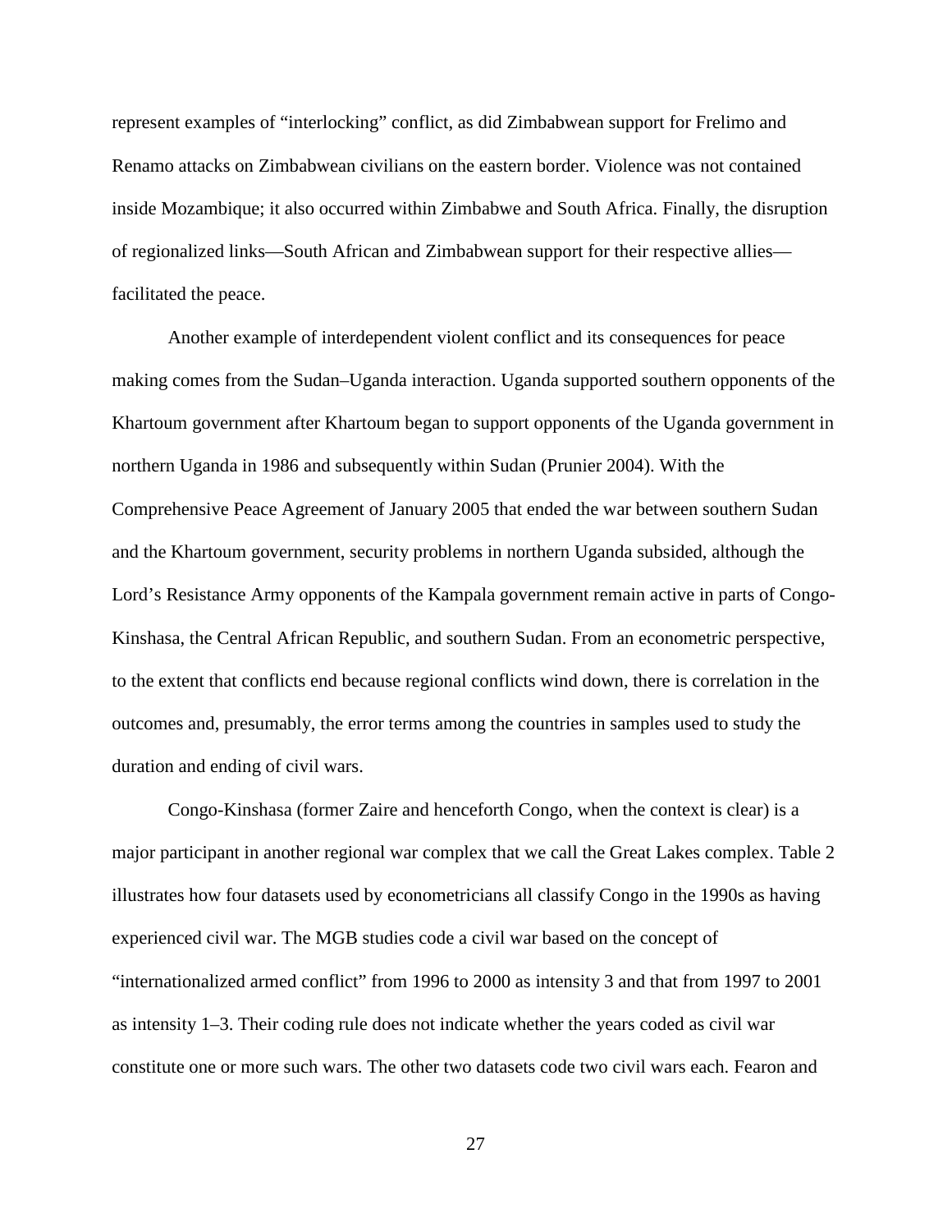represent examples of "interlocking" conflict, as did Zimbabwean support for Frelimo and Renamo attacks on Zimbabwean civilians on the eastern border. Violence was not contained inside Mozambique; it also occurred within Zimbabwe and South Africa. Finally, the disruption of regionalized links—South African and Zimbabwean support for their respective allies—facilitated the peace.

Another example of interdependent violent conflict and its consequences for peace making comes from the Sudan–Uganda interaction. Uganda supported southern opponents of the Khartoum government after Khartoum began to support opponents of the Uganda government in northern Uganda in 1986 and subsequently within Sudan (Prunier 2004). With the Comprehensive Peace Agreement of January 2005 that ended the war between southern Sudan and the Khartoum government, security problems in northern Uganda subsided, although the Lord's Resistance Army opponents of the Kampala government remain active in parts of Congo-Kinshasa, the Central African Republic, and southern Sudan. From an econometric perspective, to the extent that conflicts end because regional conflicts wind down, there is correlation in the outcomes and, presumably, the error terms among the countries in samples used to study the duration and ending of civil wars.

Congo-Kinshasa (former Zaire and henceforth Congo, when the context is clear) is a major participant in another regional war complex that we call the Great Lakes complex. Table 2 illustrates how four datasets used by econometricians all classify Congo in the 1990s as having experienced civil war. The MGB studies code a civil war based on the concept of "internationalized armed conflict" from 1996 to 2000 as intensity 3 and that from 1997 to 2001 as intensity 1–3. Their coding rule does not indicate whether the years coded as civil war constitute one or more such wars. The other two datasets code two civil wars each. Fearon and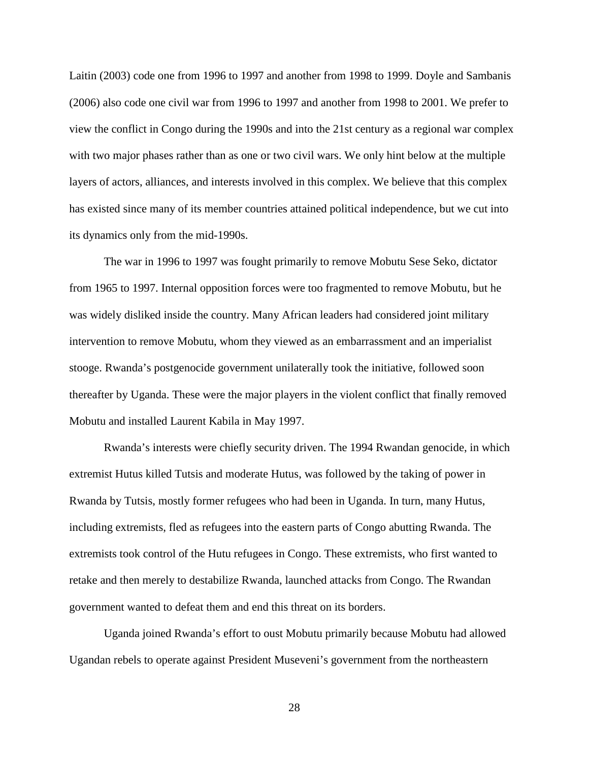Laitin (2003) code one from 1996 to 1997 and another from 1998 to 1999. Doyle and Sambanis (2006) also code one civil war from 1996 to 1997 and another from 1998 to 2001. We prefer to view the conflict in Congo during the 1990s and into the 21st century as a regional war complex with two major phases rather than as one or two civil wars. We only hint below at the multiple layers of actors, alliances, and interests involved in this complex. We believe that this complex has existed since many of its member countries attained political independence, but we cut into its dynamics only from the mid-1990s.

The war in 1996 to 1997 was fought primarily to remove Mobutu Sese Seko, dictator from 1965 to 1997. Internal opposition forces were too fragmented to remove Mobutu, but he was widely disliked inside the country. Many African leaders had considered joint military intervention to remove Mobutu, whom they viewed as an embarrassment and an imperialist stooge. Rwanda's postgenocide government unilaterally took the initiative, followed soon thereafter by Uganda. These were the major players in the violent conflict that finally removed Mobutu and installed Laurent Kabila in May 1997.

Rwanda's interests were chiefly security driven. The 1994 Rwandan genocide, in which extremist Hutus killed Tutsis and moderate Hutus, was followed by the taking of power in Rwanda by Tutsis, mostly former refugees who had been in Uganda. In turn, many Hutus, including extremists, fled as refugees into the eastern parts of Congo abutting Rwanda. The extremists took control of the Hutu refugees in Congo. These extremists, who first wanted to retake and then merely to destabilize Rwanda, launched attacks from Congo. The Rwandan government wanted to defeat them and end this threat on its borders.

Uganda joined Rwanda's effort to oust Mobutu primarily because Mobutu had allowed Ugandan rebels to operate against President Museveni's government from the northeastern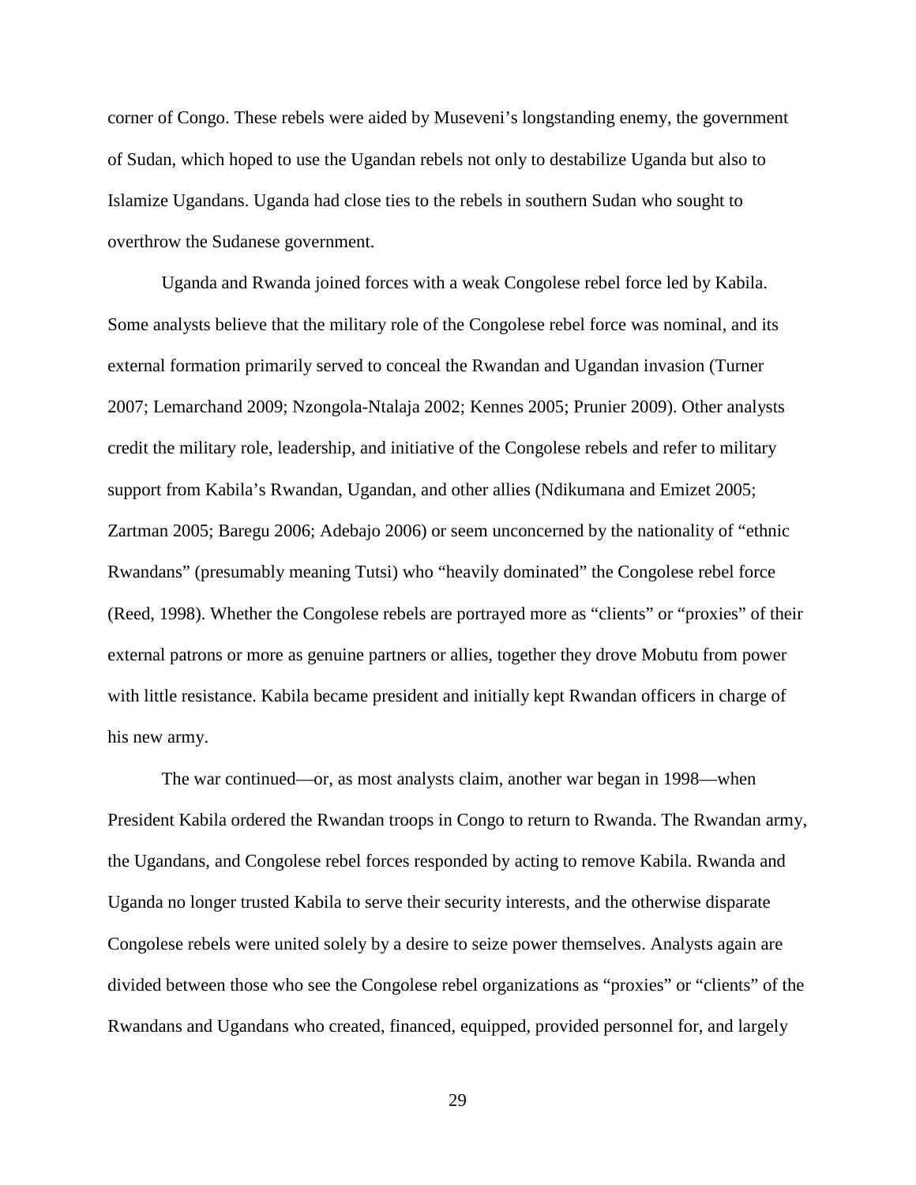corner of Congo. These rebels were aided by Museveni's longstanding enemy, the government of Sudan, which hoped to use the Ugandan rebels not only to destabilize Uganda but also to Islamize Ugandans. Uganda had close ties to the rebels in southern Sudan who sought to overthrow the Sudanese government.

Uganda and Rwanda joined forces with a weak Congolese rebel force led by Kabila. Some analysts believe that the military role of the Congolese rebel force was nominal, and its external formation primarily served to conceal the Rwandan and Ugandan invasion (Turner 2007; Lemarchand 2009; Nzongola-Ntalaja 2002; Kennes 2005; Prunier 2009). Other analysts credit the military role, leadership, and initiative of the Congolese rebels and refer to military support from Kabila's Rwandan, Ugandan, and other allies (Ndikumana and Emizet 2005; Zartman 2005; Baregu 2006; Adebajo 2006) or seem unconcerned by the nationality of "ethnic Rwandans" (presumably meaning Tutsi) who "heavily dominated" the Congolese rebel force (Reed, 1998). Whether the Congolese rebels are portrayed more as "clients" or "proxies" of their external patrons or more as genuine partners or allies, together they drove Mobutu from power with little resistance. Kabila became president and initially kept Rwandan officers in charge of his new army.

The war continued—or, as most analysts claim, another war began in 1998—when President Kabila ordered the Rwandan troops in Congo to return to Rwanda. The Rwandan army, the Ugandans, and Congolese rebel forces responded by acting to remove Kabila. Rwanda and Uganda no longer trusted Kabila to serve their security interests, and the otherwise disparate Congolese rebels were united solely by a desire to seize power themselves. Analysts again are divided between those who see the Congolese rebel organizations as "proxies" or "clients" of the Rwandans and Ugandans who created, financed, equipped, provided personnel for, and largely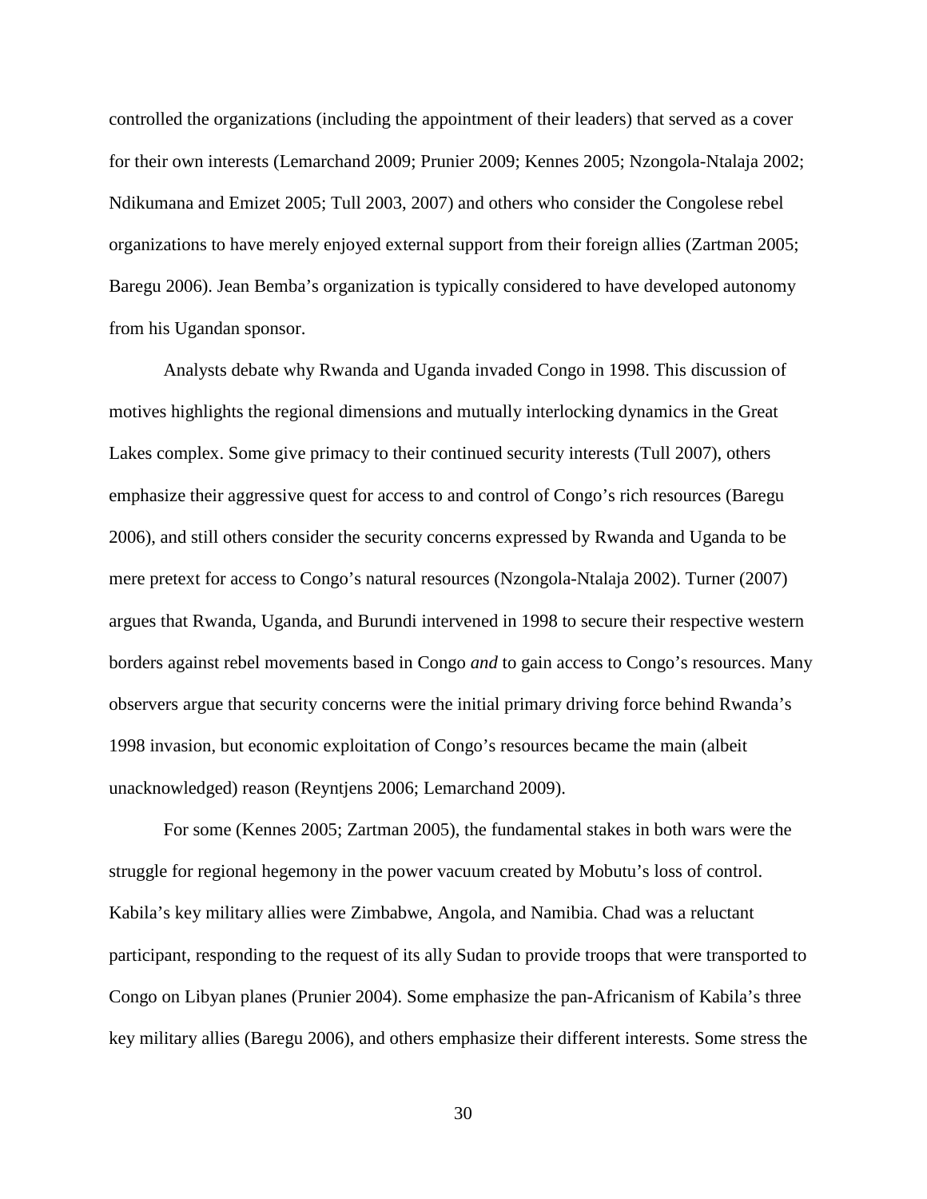controlled the organizations (including the appointment of their leaders) that served as a cover for their own interests (Lemarchand 2009; Prunier 2009; Kennes 2005; Nzongola-Ntalaja 2002; Ndikumana and Emizet 2005; Tull 2003, 2007) and others who consider the Congolese rebel organizations to have merely enjoyed external support from their foreign allies (Zartman 2005; Baregu 2006). Jean Bemba's organization is typically considered to have developed autonomy from his Ugandan sponsor.

Analysts debate why Rwanda and Uganda invaded Congo in 1998. This discussion of motives highlights the regional dimensions and mutually interlocking dynamics in the Great Lakes complex. Some give primacy to their continued security interests (Tull 2007), others emphasize their aggressive quest for access to and control of Congo's rich resources (Baregu 2006), and still others consider the security concerns expressed by Rwanda and Uganda to be mere pretext for access to Congo's natural resources (Nzongola-Ntalaja 2002). Turner (2007) argues that Rwanda, Uganda, and Burundi intervened in 1998 to secure their respective western borders against rebel movements based in Congo *and* to gain access to Congo's resources. Many observers argue that security concerns were the initial primary driving force behind Rwanda's 1998 invasion, but economic exploitation of Congo's resources became the main (albeit unacknowledged) reason (Reyntjens 2006; Lemarchand 2009).

For some (Kennes 2005; Zartman 2005), the fundamental stakes in both wars were the struggle for regional hegemony in the power vacuum created by Mobutu's loss of control. Kabila's key military allies were Zimbabwe, Angola, and Namibia. Chad was a reluctant participant, responding to the request of its ally Sudan to provide troops that were transported to Congo on Libyan planes (Prunier 2004). Some emphasize the pan-Africanism of Kabila's three key military allies (Baregu 2006), and others emphasize their different interests. Some stress the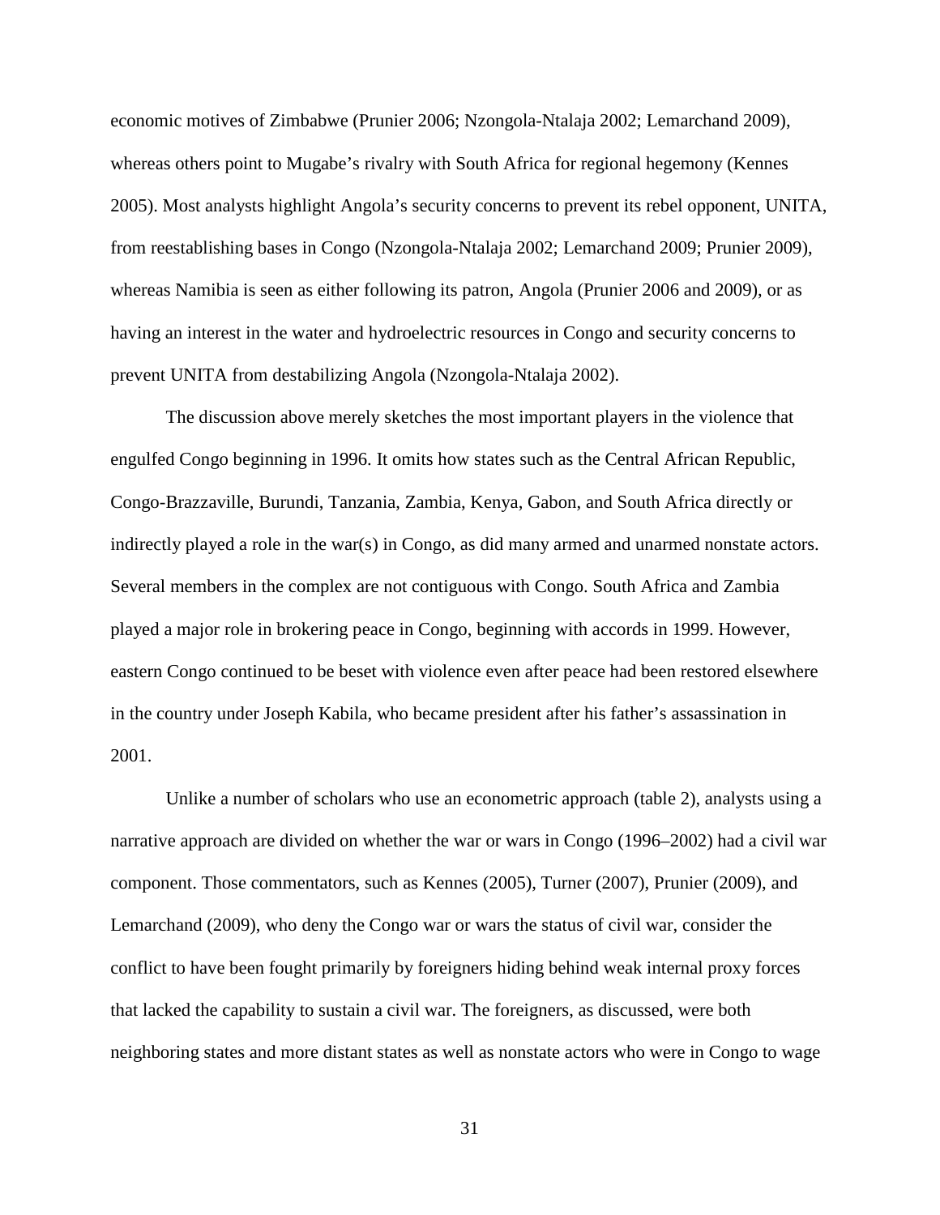economic motives of Zimbabwe (Prunier 2006; Nzongola-Ntalaja 2002; Lemarchand 2009), whereas others point to Mugabe's rivalry with South Africa for regional hegemony (Kennes 2005). Most analysts highlight Angola's security concerns to prevent its rebel opponent, UNITA, from reestablishing bases in Congo (Nzongola-Ntalaja 2002; Lemarchand 2009; Prunier 2009), whereas Namibia is seen as either following its patron, Angola (Prunier 2006 and 2009), or as having an interest in the water and hydroelectric resources in Congo and security concerns to prevent UNITA from destabilizing Angola (Nzongola-Ntalaja 2002).

The discussion above merely sketches the most important players in the violence that engulfed Congo beginning in 1996. It omits how states such as the Central African Republic, Congo-Brazzaville, Burundi, Tanzania, Zambia, Kenya, Gabon, and South Africa directly or indirectly played a role in the war(s) in Congo, as did many armed and unarmed nonstate actors. Several members in the complex are not contiguous with Congo. South Africa and Zambia played a major role in brokering peace in Congo, beginning with accords in 1999. However, eastern Congo continued to be beset with violence even after peace had been restored elsewhere in the country under Joseph Kabila, who became president after his father's assassination in 2001.

Unlike a number of scholars who use an econometric approach (table 2), analysts using a narrative approach are divided on whether the war or wars in Congo (1996–2002) had a civil war component. Those commentators, such as Kennes (2005), Turner (2007), Prunier (2009), and Lemarchand (2009), who deny the Congo war or wars the status of civil war, consider the conflict to have been fought primarily by foreigners hiding behind weak internal proxy forces that lacked the capability to sustain a civil war. The foreigners, as discussed, were both neighboring states and more distant states as well as nonstate actors who were in Congo to wage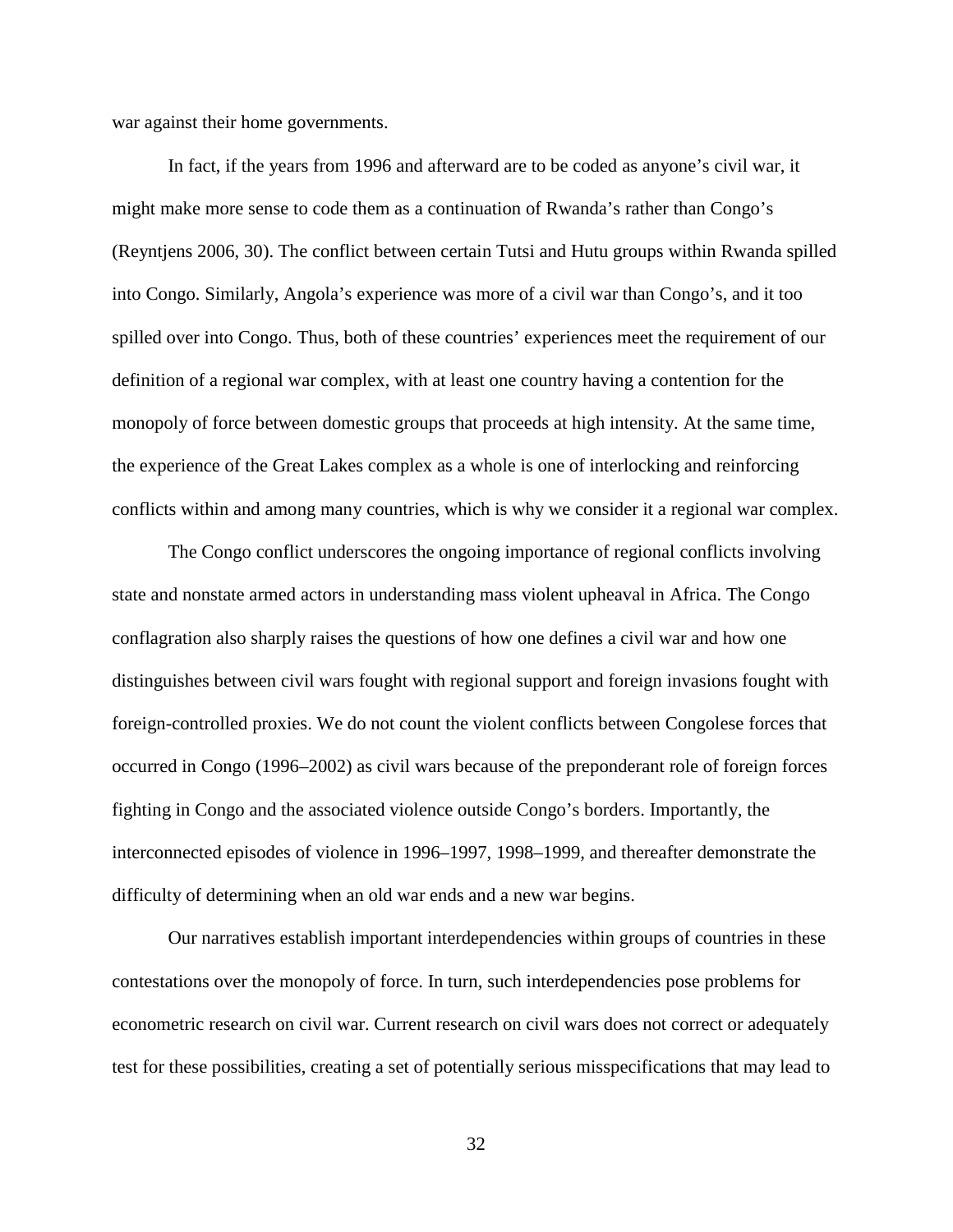war against their home governments.

In fact, if the years from 1996 and afterward are to be coded as anyone's civil war, it might make more sense to code them as a continuation of Rwanda's rather than Congo's (Reyntjens 2006, 30). The conflict between certain Tutsi and Hutu groups within Rwanda spilled into Congo. Similarly, Angola's experience was more of a civil war than Congo's, and it too spilled over into Congo. Thus, both of these countries' experiences meet the requirement of our definition of a regional war complex, with at least one country having a contention for the monopoly of force between domestic groups that proceeds at high intensity. At the same time, the experience of the Great Lakes complex as a whole is one of interlocking and reinforcing conflicts within and among many countries, which is why we consider it a regional war complex.

The Congo conflict underscores the ongoing importance of regional conflicts involving state and nonstate armed actors in understanding mass violent upheaval in Africa. The Congo conflagration also sharply raises the questions of how one defines a civil war and how one distinguishes between civil wars fought with regional support and foreign invasions fought with foreign-controlled proxies. We do not count the violent conflicts between Congolese forces that occurred in Congo (1996–2002) as civil wars because of the preponderant role of foreign forces fighting in Congo and the associated violence outside Congo's borders. Importantly, the interconnected episodes of violence in 1996–1997, 1998–1999, and thereafter demonstrate the difficulty of determining when an old war ends and a new war begins.

Our narratives establish important interdependencies within groups of countries in these contestations over the monopoly of force. In turn, such interdependencies pose problems for econometric research on civil war. Current research on civil wars does not correct or adequately test for these possibilities, creating a set of potentially serious misspecifications that may lead to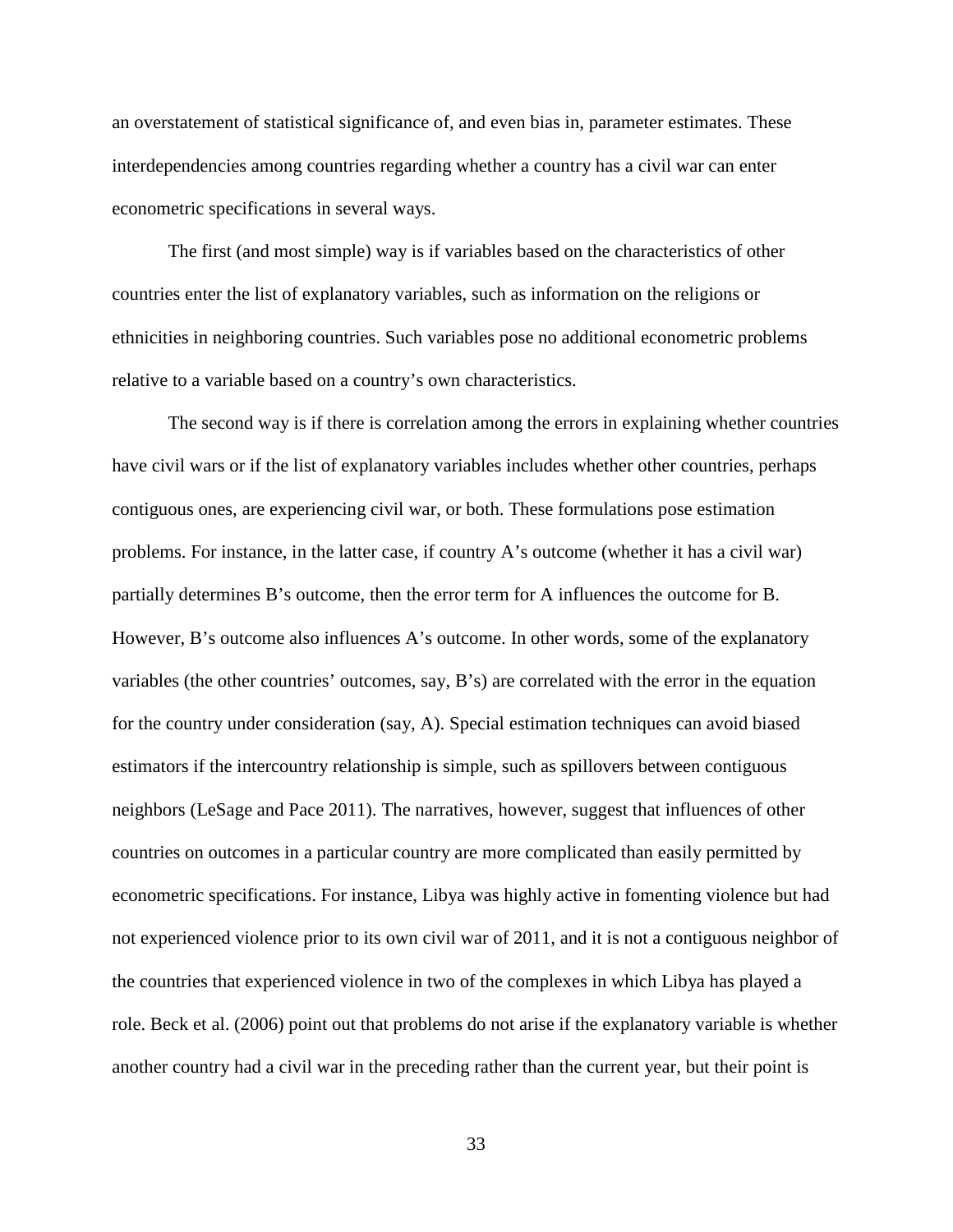an overstatement of statistical significance of, and even bias in, parameter estimates. These interdependencies among countries regarding whether a country has a civil war can enter econometric specifications in several ways.

The first (and most simple) way is if variables based on the characteristics of other countries enter the list of explanatory variables, such as information on the religions or ethnicities in neighboring countries. Such variables pose no additional econometric problems relative to a variable based on a country's own characteristics.

The second way is if there is correlation among the errors in explaining whether countries have civil wars or if the list of explanatory variables includes whether other countries, perhaps contiguous ones, are experiencing civil war, or both. These formulations pose estimation problems. For instance, in the latter case, if country A's outcome (whether it has a civil war) partially determines B's outcome, then the error term for A influences the outcome for B. However, B's outcome also influences A's outcome. In other words, some of the explanatory variables (the other countries' outcomes, say, B's) are correlated with the error in the equation for the country under consideration (say, A). Special estimation techniques can avoid biased estimators if the intercountry relationship is simple, such as spillovers between contiguous neighbors (LeSage and Pace 2011). The narratives, however, suggest that influences of other countries on outcomes in a particular country are more complicated than easily permitted by econometric specifications. For instance, Libya was highly active in fomenting violence but had not experienced violence prior to its own civil war of 2011, and it is not a contiguous neighbor of the countries that experienced violence in two of the complexes in which Libya has played a role. Beck et al. (2006) point out that problems do not arise if the explanatory variable is whether another country had a civil war in the preceding rather than the current year, but their point is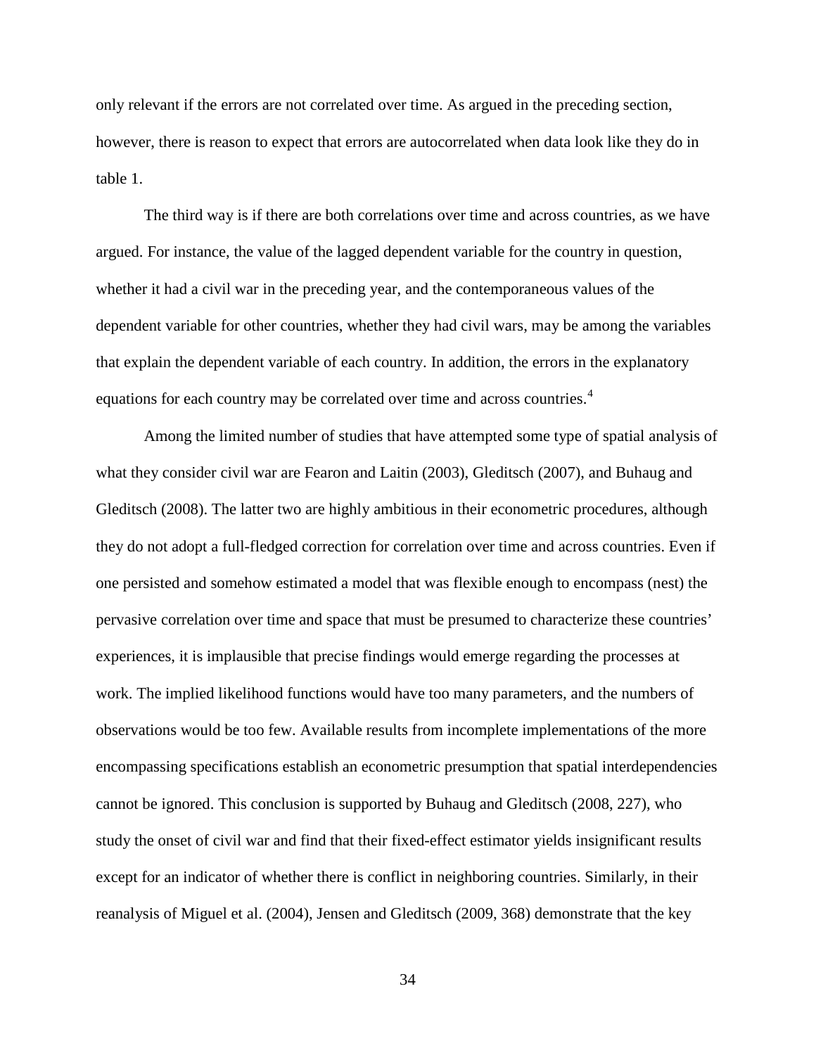only relevant if the errors are not correlated over time. As argued in the preceding section, however, there is reason to expect that errors are autocorrelated when data look like they do in table 1.

The third way is if there are both correlations over time and across countries, as we have argued. For instance, the value of the lagged dependent variable for the country in question, whether it had a civil war in the preceding year, and the contemporaneous values of the dependent variable for other countries, whether they had civil wars, may be among the variables that explain the dependent variable of each country. In addition, the errors in the explanatory equations for each country may be correlated over time and across countries.[4]

Among the limited number of studies that have attempted some type of spatial analysis of what they consider civil war are Fearon and Laitin (2003), Gleditsch (2007), and Buhaug and Gleditsch (2008). The latter two are highly ambitious in their econometric procedures, although they do not adopt a full-fledged correction for correlation over time and across countries. Even if one persisted and somehow estimated a model that was flexible enough to encompass (nest) the pervasive correlation over time and space that must be presumed to characterize these countries' experiences, it is implausible that precise findings would emerge regarding the processes at work. The implied likelihood functions would have too many parameters, and the numbers of observations would be too few. Available results from incomplete implementations of the more encompassing specifications establish an econometric presumption that spatial interdependencies cannot be ignored. This conclusion is supported by Buhaug and Gleditsch (2008, 227), who study the onset of civil war and find that their fixed-effect estimator yields insignificant results except for an indicator of whether there is conflict in neighboring countries. Similarly, in their reanalysis of Miguel et al. (2004), Jensen and Gleditsch (2009, 368) demonstrate that the key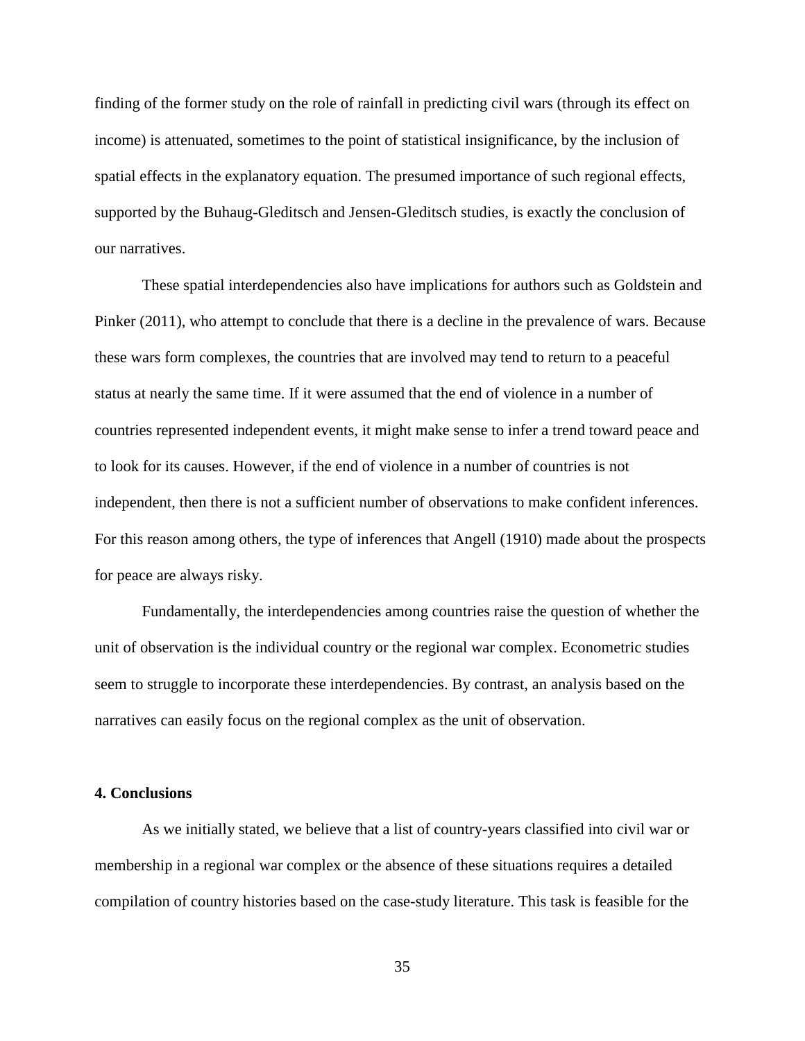finding of the former study on the role of rainfall in predicting civil wars (through its effect on income) is attenuated, sometimes to the point of statistical insignificance, by the inclusion of spatial effects in the explanatory equation. The presumed importance of such regional effects, supported by the Buhaug-Gleditsch and Jensen-Gleditsch studies, is exactly the conclusion of our narratives.

These spatial interdependencies also have implications for authors such as Goldstein and Pinker (2011), who attempt to conclude that there is a decline in the prevalence of wars. Because these wars form complexes, the countries that are involved may tend to return to a peaceful status at nearly the same time. If it were assumed that the end of violence in a number of countries represented independent events, it might make sense to infer a trend toward peace and to look for its causes. However, if the end of violence in a number of countries is not independent, then there is not a sufficient number of observations to make confident inferences. For this reason among others, the type of inferences that Angell (1910) made about the prospects for peace are always risky.

Fundamentally, the interdependencies among countries raise the question of whether the unit of observation is the individual country or the regional war complex. Econometric studies seem to struggle to incorporate these interdependencies. By contrast, an analysis based on the narratives can easily focus on the regional complex as the unit of observation.

## 4. Conclusions

As we initially stated, we believe that a list of country-years classified into civil war or membership in a regional war complex or the absence of these situations requires a detailed compilation of country histories based on the case-study literature. This task is feasible for the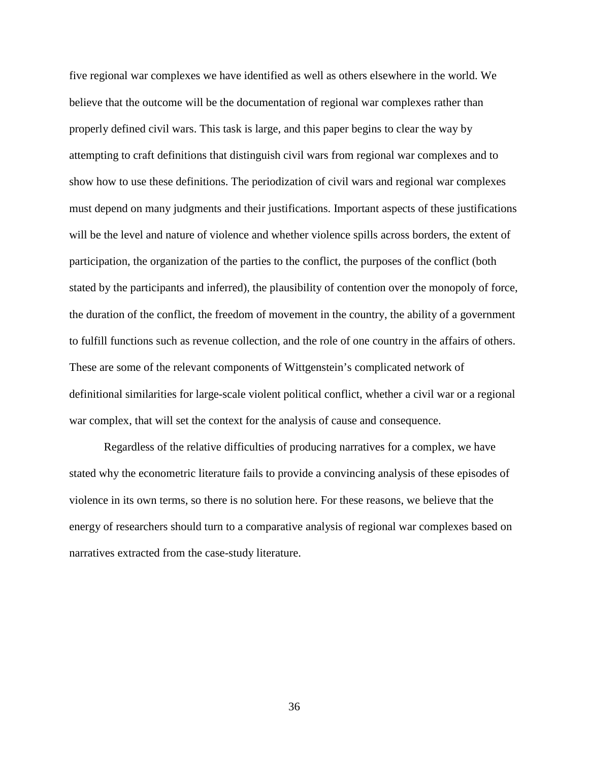five regional war complexes we have identified as well as others elsewhere in the world. We believe that the outcome will be the documentation of regional war complexes rather than properly defined civil wars. This task is large, and this paper begins to clear the way by attempting to craft definitions that distinguish civil wars from regional war complexes and to show how to use these definitions. The periodization of civil wars and regional war complexes must depend on many judgments and their justifications. Important aspects of these justifications will be the level and nature of violence and whether violence spills across borders, the extent of participation, the organization of the parties to the conflict, the purposes of the conflict (both stated by the participants and inferred), the plausibility of contention over the monopoly of force, the duration of the conflict, the freedom of movement in the country, the ability of a government to fulfill functions such as revenue collection, and the role of one country in the affairs of others. These are some of the relevant components of Wittgenstein's complicated network of definitional similarities for large-scale violent political conflict, whether a civil war or a regional war complex, that will set the context for the analysis of cause and consequence.

Regardless of the relative difficulties of producing narratives for a complex, we have stated why the econometric literature fails to provide a convincing analysis of these episodes of violence in its own terms, so there is no solution here. For these reasons, we believe that the energy of researchers should turn to a comparative analysis of regional war complexes based on narratives extracted from the case-study literature.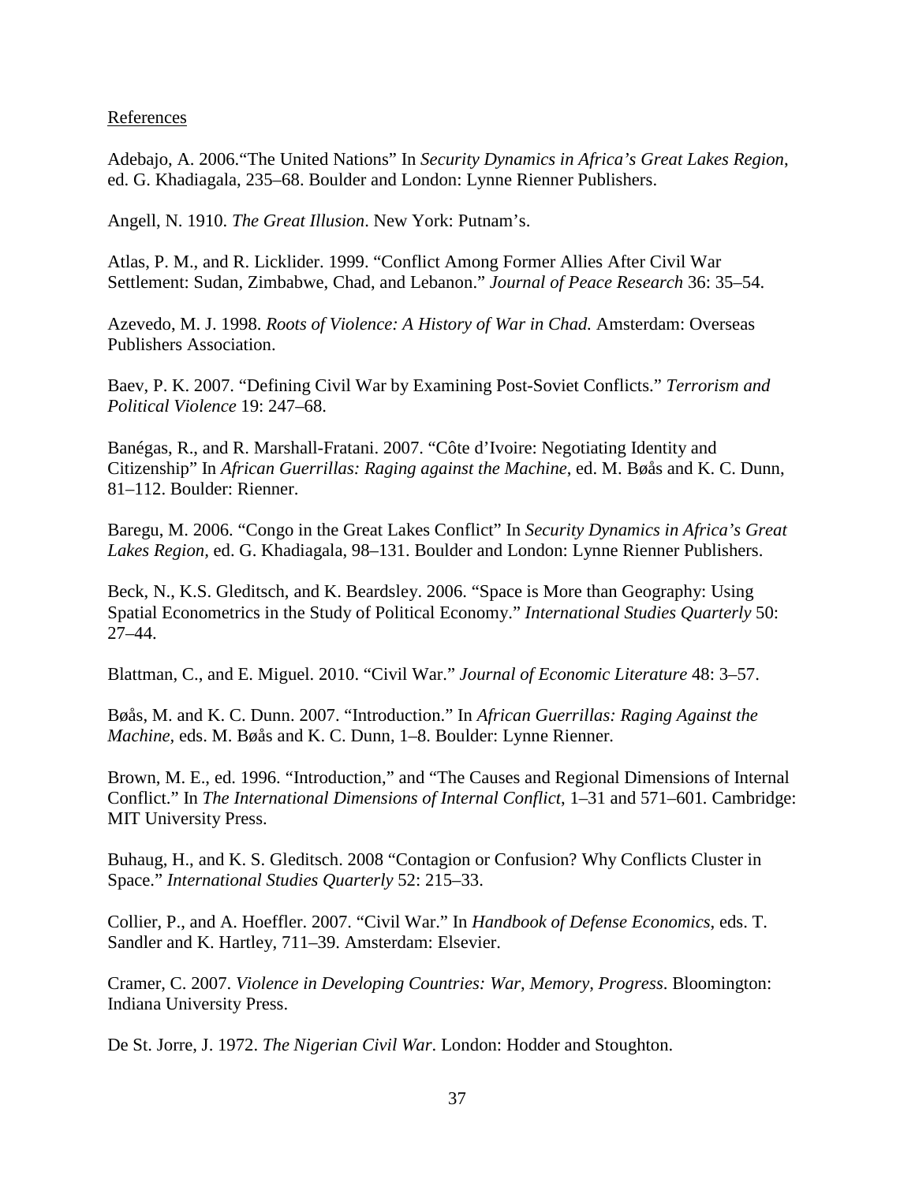References

Adebajo, A. 2006."The United Nations" In *Security Dynamics in Africa's Great Lakes Region*, ed. G. Khadiagala, 235–68. Boulder and London: Lynne Rienner Publishers.

Angell, N. 1910. *The Great Illusion*. New York: Putnam's.

Atlas, P. M., and R. Licklider. 1999. "Conflict Among Former Allies After Civil War Settlement: Sudan, Zimbabwe, Chad, and Lebanon." *Journal of Peace Research* 36: 35–54.

Azevedo, M. J. 1998. *Roots of Violence: A History of War in Chad.* Amsterdam: Overseas Publishers Association.

Baev, P. K. 2007. "Defining Civil War by Examining Post-Soviet Conflicts." *Terrorism and Political Violence* 19: 247–68.

Banégas, R., and R. Marshall-Fratani. 2007. "Côte d'Ivoire: Negotiating Identity and Citizenship" In *African Guerrillas: Raging against the Machine*, ed. M. Bøås and K. C. Dunn, 81–112. Boulder: Rienner.

Baregu, M. 2006. "Congo in the Great Lakes Conflict" In *Security Dynamics in Africa's Great Lakes Region,* ed. G. Khadiagala, 98–131. Boulder and London: Lynne Rienner Publishers.

Beck, N., K.S. Gleditsch, and K. Beardsley. 2006. "Space is More than Geography: Using Spatial Econometrics in the Study of Political Economy." *International Studies Quarterly* 50: 27–44.

Blattman, C., and E. Miguel. 2010. "Civil War." *Journal of Economic Literature* 48: 3–57.

Bøås, M. and K. C. Dunn. 2007. "Introduction." In *African Guerrillas: Raging Against the Machine*, eds. M. Bøås and K. C. Dunn, 1–8. Boulder: Lynne Rienner.

Brown, M. E., ed. 1996. "Introduction," and "The Causes and Regional Dimensions of Internal Conflict." In *The International Dimensions of Internal Conflict*, 1–31 and 571–601. Cambridge: MIT University Press.

Buhaug, H., and K. S. Gleditsch. 2008 "Contagion or Confusion? Why Conflicts Cluster in Space." *International Studies Quarterly* 52: 215–33.

Collier, P., and A. Hoeffler. 2007. "Civil War." In *Handbook of Defense Economics*, eds. T. Sandler and K. Hartley, 711–39. Amsterdam: Elsevier.

Cramer, C. 2007. *Violence in Developing Countries: War, Memory, Progress*. Bloomington: Indiana University Press.

De St. Jorre, J. 1972. *The Nigerian Civil War*. London: Hodder and Stoughton.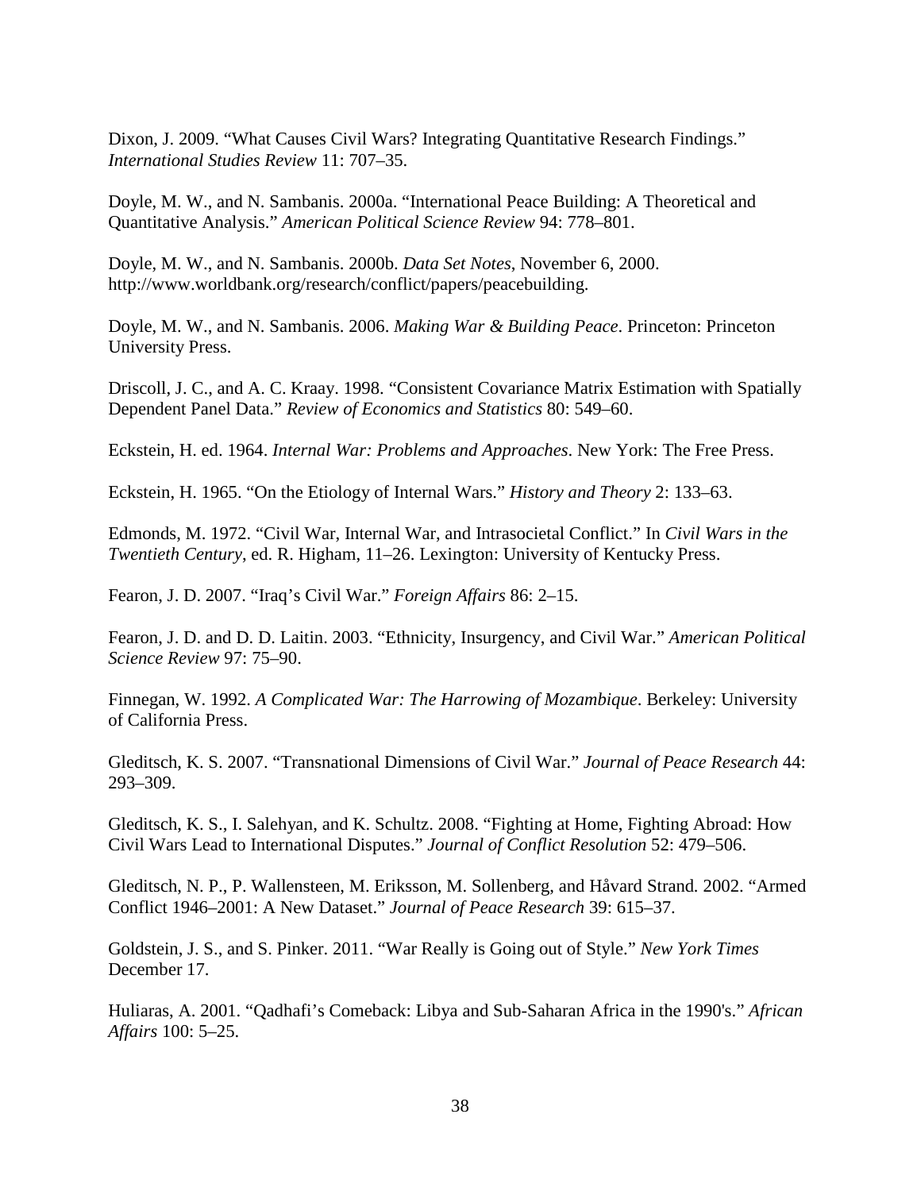Dixon, J. 2009. “What Causes Civil Wars? Integrating Quantitative Research Findings.” *International Studies Review* 11: 707–35.

Doyle, M. W., and N. Sambanis. 2000a. “International Peace Building: A Theoretical and Quantitative Analysis.” *American Political Science Review* 94: 778–801.

Doyle, M. W., and N. Sambanis. 2000b. *Data Set Notes*, November 6, 2000. http://www.worldbank.org/research/conflict/papers/peacebuilding.

Doyle, M. W., and N. Sambanis. 2006. *Making War & Building Peace*. Princeton: Princeton University Press.

Driscoll, J. C., and A. C. Kraay. 1998. “Consistent Covariance Matrix Estimation with Spatially Dependent Panel Data.” *Review of Economics and Statistics* 80: 549–60.

Eckstein, H. ed. 1964. *Internal War: Problems and Approaches*. New York: The Free Press.

Eckstein, H. 1965. “On the Etiology of Internal Wars.” *History and Theory* 2: 133–63.

Edmonds, M. 1972. “Civil War, Internal War, and Intrasocietal Conflict.” In *Civil Wars in the Twentieth Century*, ed. R. Higham, 11–26. Lexington: University of Kentucky Press.

Fearon, J. D. 2007. “Iraq’s Civil War.” *Foreign Affairs* 86: 2–15.

Fearon, J. D. and D. D. Laitin. 2003. “Ethnicity, Insurgency, and Civil War.” *American Political Science Review* 97: 75–90.

Finnegan, W. 1992. *A Complicated War: The Harrowing of Mozambique*. Berkeley: University of California Press.

Gleditsch, K. S. 2007. “Transnational Dimensions of Civil War.” *Journal of Peace Research* 44: 293–309.

Gleditsch, K. S., I. Salehyan, and K. Schultz. 2008. “Fighting at Home, Fighting Abroad: How Civil Wars Lead to International Disputes.” *Journal of Conflict Resolution* 52: 479–506.

Gleditsch, N. P., P. Wallensteen, M. Eriksson, M. Sollenberg, and Håvard Strand. 2002. “Armed Conflict 1946–2001: A New Dataset.” *Journal of Peace Research* 39: 615–37.

Goldstein, J. S., and S. Pinker. 2011. “War Really is Going out of Style.” *New York Times* December 17.

Huliaras, A. 2001. “Qadhafi’s Comeback: Libya and Sub-Saharan Africa in the 1990's.” *African Affairs* 100: 5–25.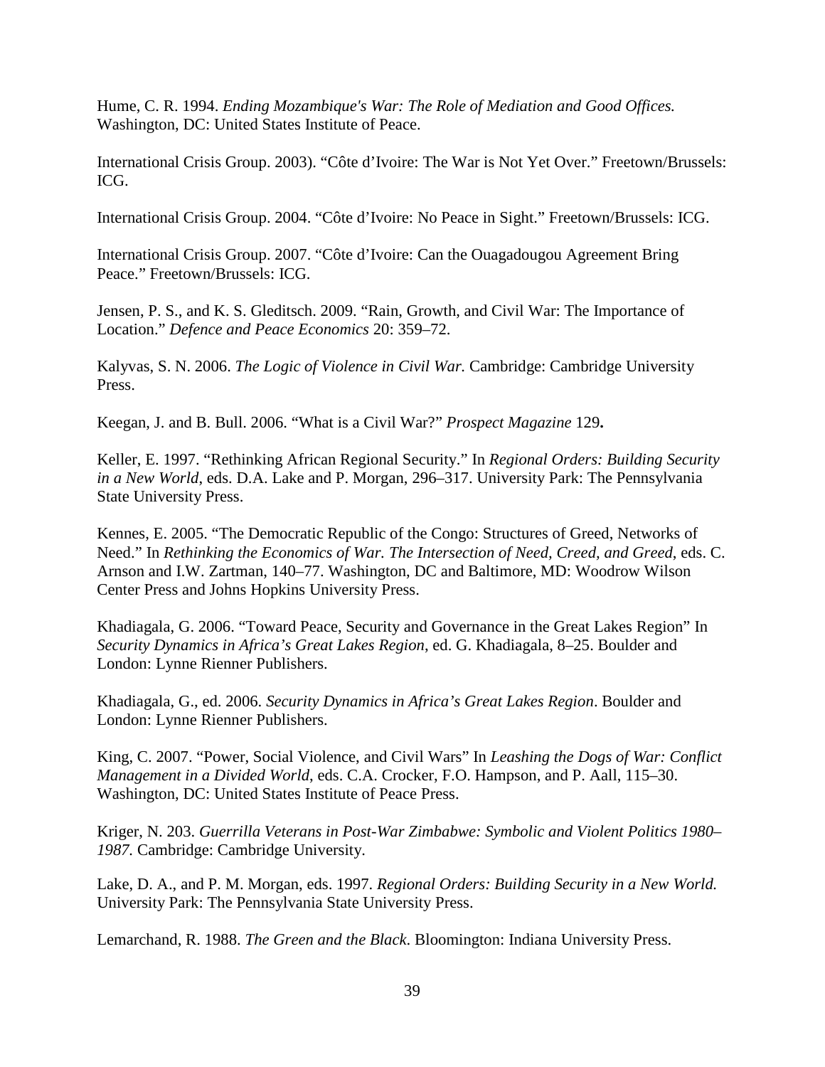Hume, C. R. 1994. *Ending Mozambique's War: The Role of Mediation and Good Offices.* Washington, DC: United States Institute of Peace.

International Crisis Group. 2003). "Côte d'Ivoire: The War is Not Yet Over." Freetown/Brussels: ICG.

International Crisis Group. 2004. "Côte d'Ivoire: No Peace in Sight." Freetown/Brussels: ICG.

International Crisis Group. 2007. "Côte d'Ivoire: Can the Ouagadougou Agreement Bring Peace." Freetown/Brussels: ICG.

Jensen, P. S., and K. S. Gleditsch. 2009. "Rain, Growth, and Civil War: The Importance of Location." *Defence and Peace Economics* 20: 359–72.

Kalyvas, S. N. 2006. *The Logic of Violence in Civil War.* Cambridge: Cambridge University Press.

Keegan, J. and B. Bull. 2006. "What is a Civil War?" *Prospect Magazine* 129**.**

Keller, E. 1997. "Rethinking African Regional Security." In *Regional Orders: Building Security in a New World*, eds. D.A. Lake and P. Morgan, 296–317. University Park: The Pennsylvania State University Press.

Kennes, E. 2005. "The Democratic Republic of the Congo: Structures of Greed, Networks of Need." In *Rethinking the Economics of War. The Intersection of Need, Creed, and Greed*, eds. C. Arnson and I.W. Zartman, 140–77. Washington, DC and Baltimore, MD: Woodrow Wilson Center Press and Johns Hopkins University Press.

Khadiagala, G. 2006. "Toward Peace, Security and Governance in the Great Lakes Region" In *Security Dynamics in Africa's Great Lakes Region*, ed. G. Khadiagala, 8–25. Boulder and London: Lynne Rienner Publishers.

Khadiagala, G., ed. 2006. *Security Dynamics in Africa's Great Lakes Region*. Boulder and London: Lynne Rienner Publishers.

King, C. 2007. "Power, Social Violence, and Civil Wars" In *Leashing the Dogs of War: Conflict Management in a Divided World*, eds. C.A. Crocker, F.O. Hampson, and P. Aall, 115–30. Washington, DC: United States Institute of Peace Press.

Kriger, N. 203. *Guerrilla Veterans in Post-War Zimbabwe: Symbolic and Violent Politics 1980–1987.* Cambridge: Cambridge University.

Lake, D. A., and P. M. Morgan, eds. 1997. *Regional Orders: Building Security in a New World.* University Park: The Pennsylvania State University Press.

Lemarchand, R. 1988. *The Green and the Black*. Bloomington: Indiana University Press.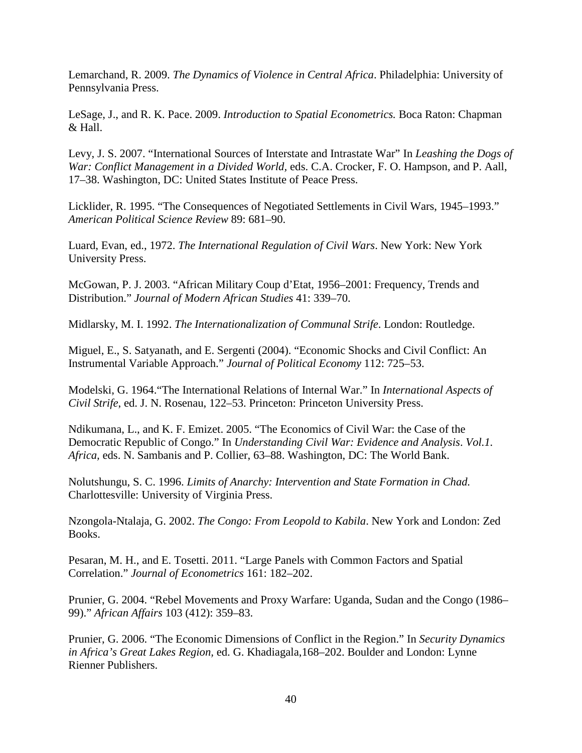Lemarchand, R. 2009. *The Dynamics of Violence in Central Africa*. Philadelphia: University of Pennsylvania Press.

LeSage, J., and R. K. Pace. 2009. *Introduction to Spatial Econometrics.* Boca Raton: Chapman & Hall.

Levy, J. S. 2007. "International Sources of Interstate and Intrastate War" In *Leashing the Dogs of War: Conflict Management in a Divided World*, eds. C.A. Crocker, F. O. Hampson, and P. Aall, 17–38. Washington, DC: United States Institute of Peace Press.

Licklider, R. 1995. "The Consequences of Negotiated Settlements in Civil Wars, 1945–1993." *American Political Science Review* 89: 681–90.

Luard, Evan, ed., 1972. *The International Regulation of Civil Wars*. New York: New York University Press.

McGowan, P. J. 2003. "African Military Coup d'Etat, 1956–2001: Frequency, Trends and Distribution." *Journal of Modern African Studies* 41: 339–70.

Midlarsky, M. I. 1992. *The Internationalization of Communal Strife*. London: Routledge.

Miguel, E., S. Satyanath, and E. Sergenti (2004). "Economic Shocks and Civil Conflict: An Instrumental Variable Approach." *Journal of Political Economy* 112: 725–53.

Modelski, G. 1964."The International Relations of Internal War." In *International Aspects of Civil Strife*, ed. J. N. Rosenau, 122–53. Princeton: Princeton University Press.

Ndikumana, L., and K. F. Emizet. 2005. "The Economics of Civil War: the Case of the Democratic Republic of Congo." In *Understanding Civil War: Evidence and Analysis*. *Vol.1. Africa*, eds. N. Sambanis and P. Collier, 63–88. Washington, DC: The World Bank.

Nolutshungu, S. C. 1996. *Limits of Anarchy: Intervention and State Formation in Chad.* Charlottesville: University of Virginia Press.

Nzongola-Ntalaja, G. 2002. *The Congo: From Leopold to Kabila*. New York and London: Zed Books.

Pesaran, M. H., and E. Tosetti. 2011. "Large Panels with Common Factors and Spatial Correlation." *Journal of Econometrics* 161: 182–202.

Prunier, G. 2004. "Rebel Movements and Proxy Warfare: Uganda, Sudan and the Congo (1986–99)." *African Affairs* 103 (412): 359–83.

Prunier, G. 2006. "The Economic Dimensions of Conflict in the Region." In *Security Dynamics in Africa's Great Lakes Region*, ed. G. Khadiagala,168–202. Boulder and London: Lynne Rienner Publishers.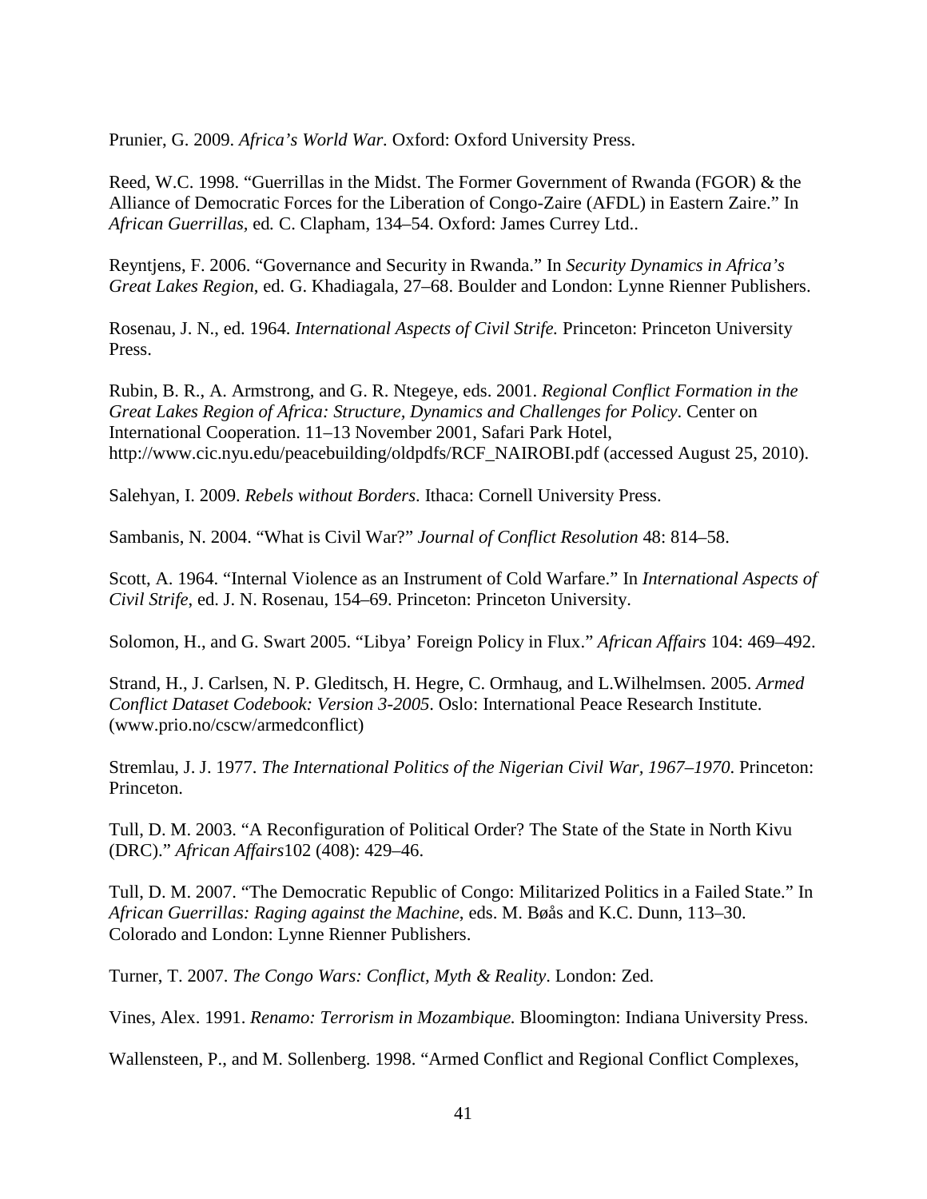Prunier, G. 2009. *Africa's World War*. Oxford: Oxford University Press.

Reed, W.C. 1998. "Guerrillas in the Midst. The Former Government of Rwanda (FGOR) & the Alliance of Democratic Forces for the Liberation of Congo-Zaire (AFDL) in Eastern Zaire." In *African Guerrillas*, ed. C. Clapham, 134–54. Oxford: James Currey Ltd..

Reyntjens, F. 2006. "Governance and Security in Rwanda." In *Security Dynamics in Africa's Great Lakes Region*, ed. G. Khadiagala, 27–68. Boulder and London: Lynne Rienner Publishers.

Rosenau, J. N., ed. 1964. *International Aspects of Civil Strife.* Princeton: Princeton University Press.

Rubin, B. R., A. Armstrong, and G. R. Ntegeye, eds. 2001. *Regional Conflict Formation in the Great Lakes Region of Africa: Structure, Dynamics and Challenges for Policy*. Center on International Cooperation. 11–13 November 2001, Safari Park Hotel, http://www.cic.nyu.edu/peacebuilding/oldpdfs/RCF_NAIROBI.pdf (accessed August 25, 2010).

Salehyan, I. 2009. *Rebels without Borders*. Ithaca: Cornell University Press.

Sambanis, N. 2004. "What is Civil War?" *Journal of Conflict Resolution* 48: 814–58.

Scott, A. 1964. "Internal Violence as an Instrument of Cold Warfare." In *International Aspects of Civil Strife*, ed. J. N. Rosenau, 154–69. Princeton: Princeton University.

Solomon, H., and G. Swart 2005. "Libya' Foreign Policy in Flux." *African Affairs* 104: 469–492.

Strand, H., J. Carlsen, N. P. Gleditsch, H. Hegre, C. Ormhaug, and L.Wilhelmsen. 2005. *Armed Conflict Dataset Codebook: Version 3-2005*. Oslo: International Peace Research Institute. (www.prio.no/cscw/armedconflict)

Stremlau, J. J. 1977. *The International Politics of the Nigerian Civil War, 1967–1970*. Princeton: Princeton.

Tull, D. M. 2003. "A Reconfiguration of Political Order? The State of the State in North Kivu (DRC)." *African Affairs*102 (408): 429–46.

Tull, D. M. 2007. "The Democratic Republic of Congo: Militarized Politics in a Failed State." In *African Guerrillas: Raging against the Machine*, eds. M. Bøås and K.C. Dunn, 113–30. Colorado and London: Lynne Rienner Publishers.

Turner, T. 2007. *The Congo Wars: Conflict, Myth & Reality*. London: Zed.

Vines, Alex. 1991. *Renamo: Terrorism in Mozambique.* Bloomington: Indiana University Press.

Wallensteen, P., and M. Sollenberg. 1998. "Armed Conflict and Regional Conflict Complexes,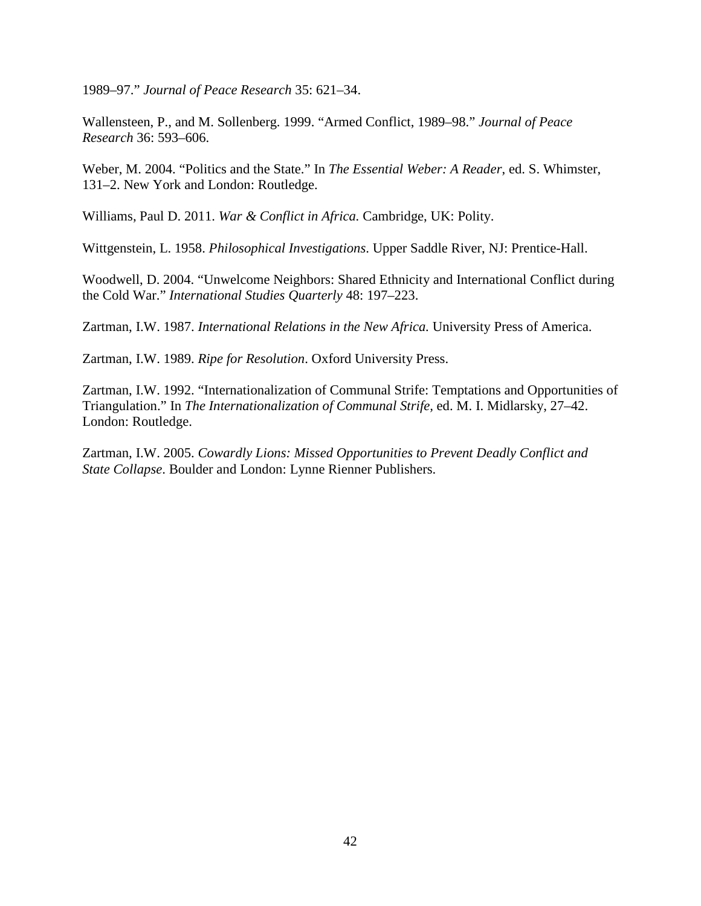1989–97." *Journal of Peace Research* 35: 621–34.

Wallensteen, P., and M. Sollenberg. 1999. "Armed Conflict, 1989–98." *Journal of Peace Research* 36: 593–606.

Weber, M. 2004. "Politics and the State." In *The Essential Weber: A Reader*, ed. S. Whimster, 131–2. New York and London: Routledge.

Williams, Paul D. 2011. *War & Conflict in Africa.* Cambridge, UK: Polity.

Wittgenstein, L. 1958. *Philosophical Investigations*. Upper Saddle River, NJ: Prentice-Hall.

Woodwell, D. 2004. "Unwelcome Neighbors: Shared Ethnicity and International Conflict during the Cold War." *International Studies Quarterly* 48: 197–223.

Zartman, I.W. 1987. *International Relations in the New Africa.* University Press of America.

Zartman, I.W. 1989. *Ripe for Resolution*. Oxford University Press.

Zartman, I.W. 1992. "Internationalization of Communal Strife: Temptations and Opportunities of Triangulation." In *The Internationalization of Communal Strife*, ed. M. I. Midlarsky, 27–42. London: Routledge.

Zartman, I.W. 2005. *Cowardly Lions: Missed Opportunities to Prevent Deadly Conflict and State Collapse*. Boulder and London: Lynne Rienner Publishers.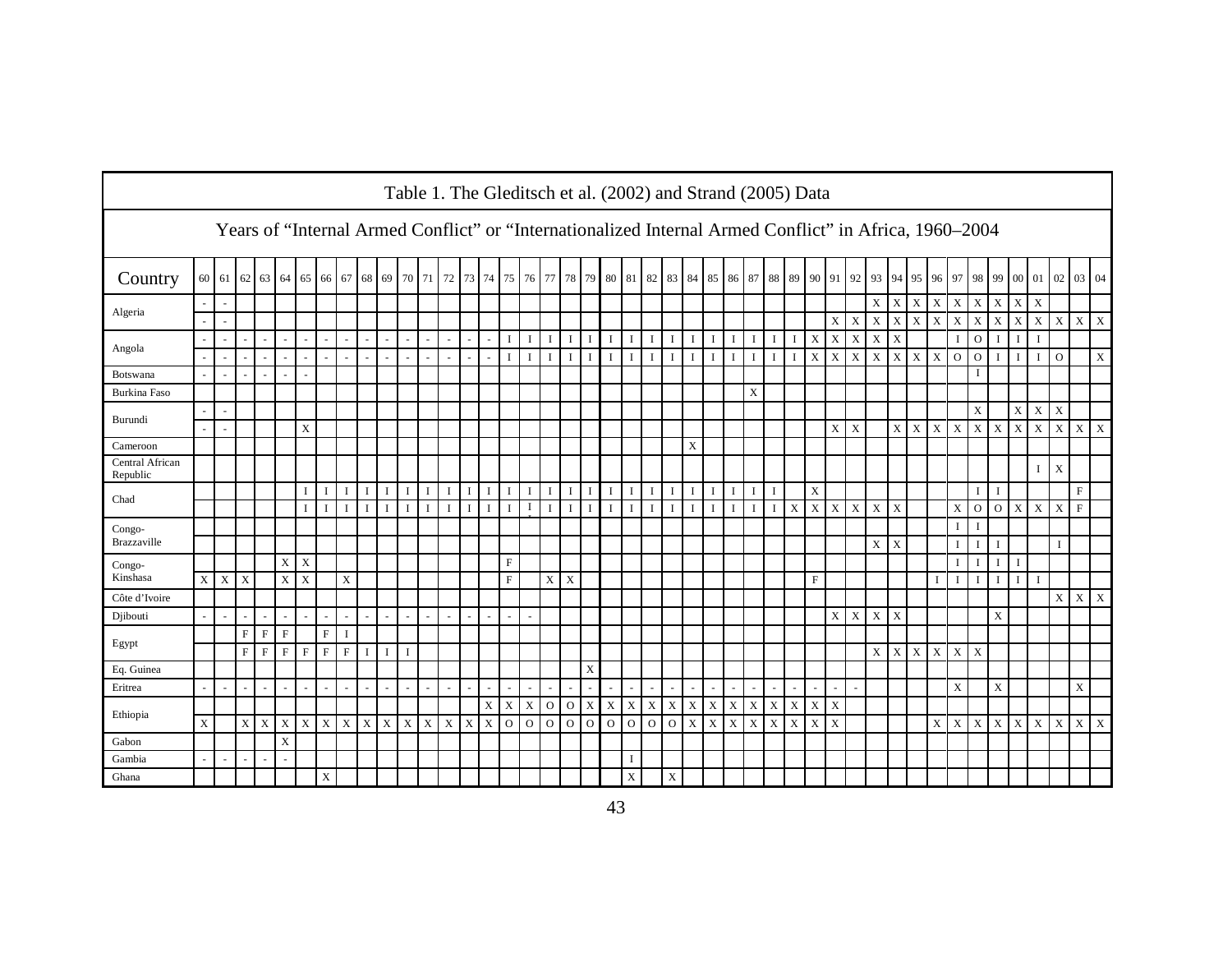# Table 1. The Gleditsch et al. (2002) and Strand (2005) Data

## Years of "Internal Armed Conflict" or "Internationalized Internal Armed Conflict" in Africa, 1960–2004

| Country | 60 | 61 | 62 | 63 | 64 | 65 | 66 | 67 | 68 | 69 | 70 | 71 | 72 | 73 | 74 | 75 | 76 | 77 | 78 | 79 | 80 | 81 | 82 | 83 | 84 | 85 | 86 | 87 | 88 | 89 | 90 | 91 | 92 | 93 | 94 | 95 | 96 | 97 | 98 | 99 | 00 | 01 | 02 | 03 | 04 |
|---|---|---|---|---|---|---|---|---|---|---|---|---|---|---|---|---|---|---|---|---|---|---|---|---|---|---|---|---|---|---|---|---|---|---|---|---|---|---|---|---|---|---|---|---|---|
| Algeria | - | - | | | | | | | | | | | | | | | | | | | | | | | | | | | | | | | | X | X | X | X | X | X | X | X | X | | | |
| | - | - | | | | | | | | | | | | | | | | | | | | | | | | | | | | | | X | X | X | X | X | X | X | X | X | X | X | X | X | X |
| Angola | - | - | - | - | - | - | - | - | - | - | - | - | - | - | - | I | I | I | I | I | I | I | I | I | I | I | I | I | I | I | X | X | X | X | X | | | I | O | I | I | I | | | |
| | - | - | - | - | - | - | - | - | - | - | - | - | - | - | - | I | I | I | I | I | I | I | I | I | I | I | I | I | I | I | X | X | X | X | X | X | X | O | O | I | I | I | O | | X |
| Botswana | - | - | - | - | - | - | | | | | | | | | | | | | | | | | | | | | | | | | | | | | | | | | I | | | | | | |
| Burkina Faso | | | | | | | | | | | | | | | | | | | | | | | | | | | | X | | | | | | | | | | | | | | | | | |
| Burundi | - | - | | | | | | | | | | | | | | | | | | | | | | | | | | | | | | | | | | | | | X | | X | X | X | | |
| | - | - | | | | X | | | | | | | | | | | | | | | | | | | | | | | | | | X | X | | X | X | X | X | X | X | X | X | X | X | X |
| Cameroon | | | | | | | | | | | | | | | | | | | | | | | | | X | | | | | | | | | | | | | | | | | | | | |
| Central African Republic | | | | | | | | | | | | | | | | | | | | | | | | | | | | | | | | | | | | | | | | | | I | X | | |
| Chad | | | | | | I | I | I | I | I | I | I | I | I | I | I | I | I | I | I | I | I | I | I | I | I | I | I | I | | X | | | | | | | | I | I | | | | F | |
| | | | | | | I | I | I | I | I | I | I | I | I | I | I | I | I | I | I | I | I | I | I | I | I | I | I | I | X | X | X | X | X | X | | | X | O | O | X | X | X | F | |
| Congo-Brazzaville | | | | | | | | | | | | | | | | | | | | | | | | | | | | | | | | | | | | | | I | I | | | | | | |
| | | | | | | | | | | | | | | | | | | | | | | | | | | | | | | | | | | X | X | | | I | I | I | | | I | | |
| Congo-Kinshasa | | | | | X | X | | | | | | | | | | F | | | | | | | | | | | | | | | | | | | | | | I | I | I | I | | | | |
| | X | X | X | | X | X | | X | | | | | | | | F | | X | X | | | | | | | | | | | | F | | | | | | I | I | I | I | I | I | | | |
| Côte d'Ivoire | | | | | | | | | | | | | | | | | | | | | | | | | | | | | | | | | | | | | | | | | | | X | X | X |
| Djibouti | - | - | - | - | - | - | - | - | - | - | - | - | - | - | - | - | - | | | | | | | | | | | | | | | X | X | X | X | | | | | X | | | | | |
| Egypt | | | F | F | F | | F | I | | | | | | | | | | | | | | | | | | | | | | | | | | | | | | | | | | | | | |
| | | | F | F | F | F | F | F | I | I | I | | | | | | | | | | | | | | | | | | | | | | | X | X | X | X | X | X | | | | | | |
| Eq. Guinea | | | | | | | | | | | | | | | | | | | | X | | | | | | | | | | | | | | | | | | | | | | | | | |
| Eritrea | - | - | - | - | - | - | - | - | - | - | - | - | - | - | - | - | - | - | - | - | - | - | - | - | - | - | - | - | - | - | - | - | - | | | | | X | | X | | | | X | |
| Ethiopia | | | | | | | | | | | | | | | X | X | X | O | O | X | X | X | X | X | X | X | X | X | X | X | X | X | | | | | | | | | | | | | |
| | X | | X | X | X | X | X | X | X | X | X | X | X | X | X | O | O | O | O | O | O | O | O | O | X | X | X | X | X | X | X | X | | | | | X | X | X | X | X | X | X | X | X |
| Gabon | | | | | X | | | | | | | | | | | | | | | | | | | | | | | | | | | | | | | | | | | | | | | | |
| Gambia | - | - | - | - | - | | | | | | | | | | | | | | | | | I | | | | | | | | | | | | | | | | | | | | | | | |
| Ghana | | | | | | | X | | | | | | | | | | | | | | | X | | X | | | | | | | | | | | | | | | | | | | | | |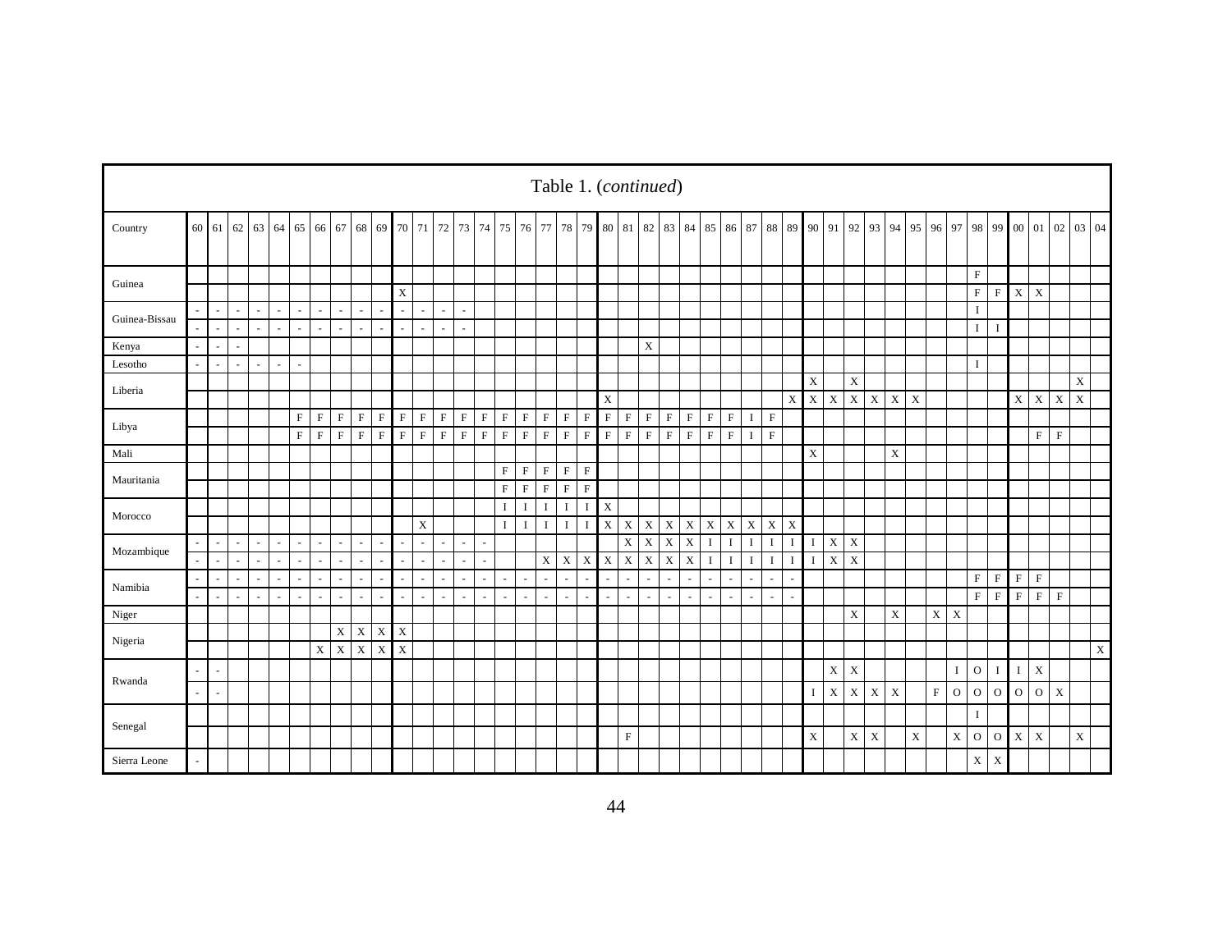# Table 1. (*continued*)

| Country | 60 | 61 | 62 | 63 | 64 | 65 | 66 | 67 | 68 | 69 | 70 | 71 | 72 | 73 | 74 | 75 | 76 | 77 | 78 | 79 | 80 | 81 | 82 | 83 | 84 | 85 | 86 | 87 | 88 | 89 | 90 | 91 | 92 | 93 | 94 | 95 | 96 | 97 | 98 | 99 | 00 | 01 | 02 | 03 | 04 |
|---|---|---|---|---|---|---|---|---|---|---|---|---|---|---|---|---|---|---|---|---|---|---|---|---|---|---|---|---|---|---|---|---|---|---|---|---|---|---|---|---|---|---|---|---|---|
| Guinea | | | | | | | | | | | | | | | | | | | | | | | | | | | | | | | | | | | | | | | F | | | | | | |
| | | | | | | | | | | | X | | | | | | | | | | | | | | | | | | | | | | | | | | | | F | F | X | X | | | |
| Guinea-Bissau | - | - | - | - | - | - | - | - | - | - | - | - | - | - | | | | | | | | | | | | | | | | | | | | | | | | | I | | | | | | |
| | - | - | - | - | - | - | - | - | - | - | - | - | - | - | | | | | | | | | | | | | | | | | | | | | | | | | I | I | | | | | |
| Kenya | - | - | - | | | | | | | | | | | | | | | | | | | | X | | | | | | | | | | | | | | | | | | | | | | |
| Lesotho | - | - | - | - | - | - | | | | | | | | | | | | | | | | | | | | | | | | | | | | | | | | | I | | | | | | |
| Liberia | | | | | | | | | | | | | | | | | | | | | | | | | | | | | | | X | | X | | | | | | | | | | | X | |
| | | | | | | | | | | | | | | | | | | | | | X | | | | | | | | | X | X | X | X | X | X | X | | | | | X | X | X | X | |
| Libya | | | | | | F | F | F | F | F | F | F | F | F | F | F | F | F | F | F | F | F | F | F | F | F | F | I | F | | | | | | | | | | | | | | | | |
| | | | | | | F | F | F | F | F | F | F | F | F | F | F | F | F | F | F | F | F | F | F | F | F | F | I | F | | | | | | | | | | | | | F | F | | |
| Mali | | | | | | | | | | | | | | | | | | | | | | | | | | | | | | | X | | | | X | | | | | | | | | | |
| Mauritania | | | | | | | | | | | | | | | | F | F | F | F | F | | | | | | | | | | | | | | | | | | | | | | | | | |
| | | | | | | | | | | | | | | | | F | F | F | F | F | | | | | | | | | | | | | | | | | | | | | | | | | |
| Morocco | | | | | | | | | | | | | | | | I | I | I | I | I | X | | | | | | | | | | | | | | | | | | | | | | | | |
| | | | | | | | | | | | | X | | | | I | I | I | I | I | X | X | X | X | X | X | X | X | X | X | | | | | | | | | | | | | | | |
| Mozambique | - | - | - | - | - | - | - | - | - | - | - | - | - | - | - | | | | | | | X | X | X | X | I | I | I | I | I | I | X | X | | | | | | | | | | | | |
| | - | - | - | - | - | - | - | - | - | - | - | - | - | - | - | | | X | X | X | X | X | X | X | X | I | I | I | I | I | I | X | X | | | | | | | | | | | | |
| Namibia | - | - | - | - | - | - | - | - | - | - | - | - | - | - | - | - | - | - | - | - | - | - | - | - | - | - | - | - | - | - | | | | | | | | | F | F | F | F | | | |
| | - | - | - | - | - | - | - | - | - | - | - | - | - | - | - | - | - | - | - | - | - | - | - | - | - | - | - | - | - | - | | | | | | | | | F | F | F | F | F | | |
| Niger | | | | | | | | | | | | | | | | | | | | | | | | | | | | | | | | | X | | X | | X | X | | | | | | | |
| Nigeria | | | | | | | | X | X | X | X | | | | | | | | | | | | | | | | | | | | | | | | | | | | | | | | | | |
| | | | | | | | X | X | X | X | X | | | | | | | | | | | | | | | | | | | | | | | | | | | | | | | | | | X |
| Rwanda | - | - | | | | | | | | | | | | | | | | | | | | | | | | | | | | | | X | X | | | | | I | O | I | I | X | | | |
| | - | - | | | | | | | | | | | | | | | | | | | | | | | | | | | | | I | X | X | X | X | | F | O | O | O | O | O | X | | |
| Senegal | | | | | | | | | | | | | | | | | | | | | | | | | | | | | | | | | | | | | | | I | | | | | | |
| | | | | | | | | | | | | | | | | | | | | | | F | | | | | | | | | X | | X | X | | X | | X | O | O | X | X | | X | |
| Sierra Leone | - | | | | | | | | | | | | | | | | | | | | | | | | | | | | | | | | | | | | | | X | X | | | | | |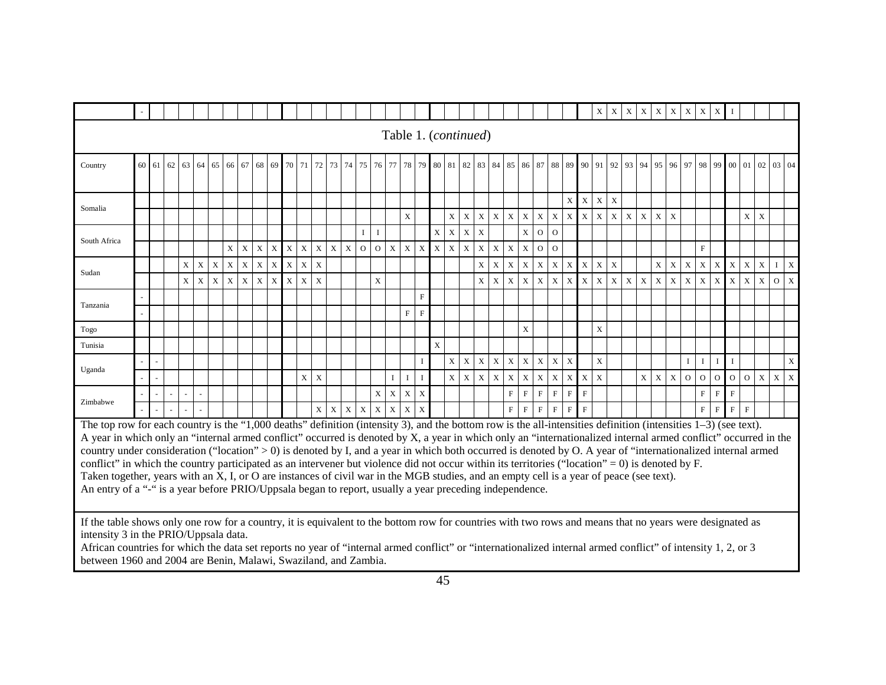Table 1. (*continued*)

| Country | 60 | 61 | 62 | 63 | 64 | 65 | 66 | 67 | 68 | 69 | 70 | 71 | 72 | 73 | 74 | 75 | 76 | 77 | 78 | 79 | 80 | 81 | 82 | 83 | 84 | 85 | 86 | 87 | 88 | 89 | 90 | 91 | 92 | 93 | 94 | 95 | 96 | 97 | 98 | 99 | 00 | 01 | 02 | 03 | 04 |
|---|---|---|---|---|---|---|---|---|---|---|---|---|---|---|---|---|---|---|---|---|---|---|---|---|---|---|---|---|---|---|---|---|---|---|---|---|---|---|---|---|---|---|---|---|---|
| | - | | | | | | | | | | | | | | | | | | | | | | | | | | | | | | | X | X | X | X | X | X | X | X | X | I | | | | |
| Somalia | | | | | | | | | | | | | | | | | | | | | | | | | | | | | | X | X | X | X | | | | | | | | | | | | |
| | | | | | | | | | | | | | | | | | | | X | | | X | X | X | X | X | X | X | X | X | X | X | X | X | X | X | X | | | | | X | X | | |
| South Africa | | | | | | | | | | | | | | | | I | I | | | | X | X | X | X | | | X | O | O | | | | | | | | | | | | | | | | |
| | | | | | | | X | X | X | X | X | X | X | X | X | O | O | X | X | X | X | X | X | X | X | X | X | O | O | | | | | | | | | | F | | | | | | |
| Sudan | | | | X | X | X | X | X | X | X | X | X | X | | | | | | | | | | | X | X | X | X | X | X | X | X | X | X | | | X | X | X | X | X | X | X | X | I | X |
| | | | | X | X | X | X | X | X | X | X | X | X | | | | X | | | | | | | X | X | X | X | X | X | X | X | X | X | X | X | X | X | X | X | X | X | X | X | O | X |
| Tanzania | - | | | | | | | | | | | | | | | | | | | F | | | | | | | | | | | | | | | | | | | | | | | | | |
| | - | | | | | | | | | | | | | | | | | | F | F | | | | | | | | | | | | | | | | | | | | | | | | | |
| Togo | | | | | | | | | | | | | | | | | | | | | | | | | | | X | | | | | X | | | | | | | | | | | | | |
| Tunisia | | | | | | | | | | | | | | | | | | | | | X | | | | | | | | | | | | | | | | | | | | | | | | |
| Uganda | - | - | | | | | | | | | | | | | | | | | | I | | X | X | X | X | X | X | X | X | X | | X | | | | | | I | I | I | I | | | | X |
| | - | - | | | | | | | | | | X | X | | | | | I | I | I | | X | X | X | X | X | X | X | X | X | X | X | | | X | X | X | O | O | O | O | O | X | X | X |
| Zimbabwe | - | - | - | - | - | | | | | | | | | | | | X | X | X | X | | | | | | F | F | F | F | F | F | | | | | | | | F | F | F | | | | |
| | - | - | - | - | - | | | | | | | | X | X | X | X | X | X | X | X | | | | | | F | F | F | F | F | F | | | | | | | | F | F | F | F | | | |

The top row for each country is the "1,000 deaths" definition (intensity 3), and the bottom row is the all-intensities definition (intensities 1–3) (see text).
A year in which only an "internal armed conflict" occurred is denoted by X, a year in which only an "internationalized internal armed conflict" occurred in the country under consideration ("location" > 0) is denoted by I, and a year in which both occurred is denoted by O. A year of "internationalized internal armed conflict" in which the country participated as an intervener but violence did not occur within its territories ("location" = 0) is denoted by F.
Taken together, years with an X, I, or O are instances of civil war in the MGB studies, and an empty cell is a year of peace (see text).
An entry of a "-" is a year before PRIO/Uppsala began to report, usually a year preceding independence.

If the table shows only one row for a country, it is equivalent to the bottom row for countries with two rows and means that no years were designated as intensity 3 in the PRIO/Uppsala data.
African countries for which the data set reports no year of "internal armed conflict" or "internationalized internal armed conflict" of intensity 1, 2, or 3 between 1960 and 2004 are Benin, Malawi, Swaziland, and Zambia.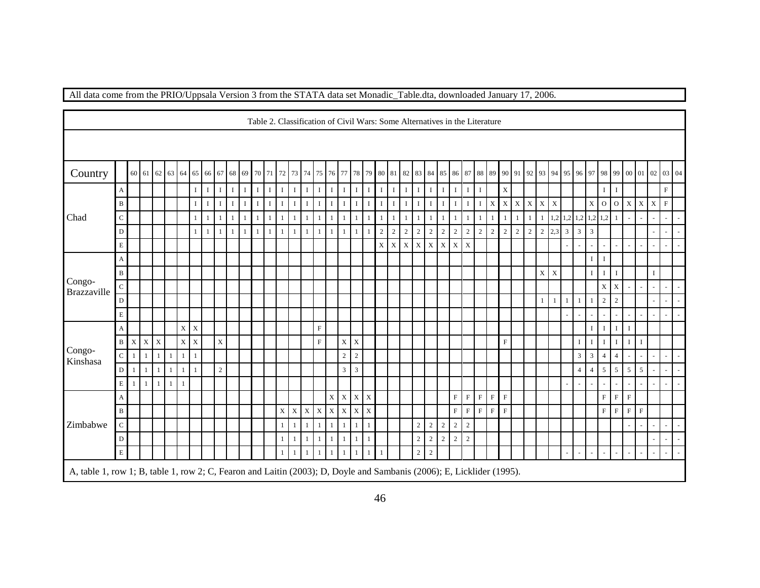All data come from the PRIO/Uppsala Version 3 from the STATA data set Monadic_Table.dta, downloaded January 17, 2006.

Table 2. Classification of Civil Wars: Some Alternatives in the Literature

| Country | | 60 | 61 | 62 | 63 | 64 | 65 | 66 | 67 | 68 | 69 | 70 | 71 | 72 | 73 | 74 | 75 | 76 | 77 | 78 | 79 | 80 | 81 | 82 | 83 | 84 | 85 | 86 | 87 | 88 | 89 | 90 | 91 | 92 | 93 | 94 | 95 | 96 | 97 | 98 | 99 | 00 | 01 | 02 | 03 | 04 |
|---|---|---|---|---|---|---|---|---|---|---|---|---|---|---|---|---|---|---|---|---|---|---|---|---|---|---|---|---|---|---|---|---|---|---|---|---|---|---|---|---|---|---|---|---|---|---|
| Chad | A | | | | | | I | I | I | I | I | I | I | I | I | I | I | I | I | I | I | I | I | I | I | I | I | I | I | I | | X | | | | | | | | I | I | | | | F | |
| | B | | | | | | I | I | I | I | I | I | I | I | I | I | I | I | I | I | I | I | I | I | I | I | I | I | I | I | X | X | X | X | X | X | | | X | O | O | X | X | X | F | |
| | C | | | | | | 1 | 1 | 1 | 1 | 1 | 1 | 1 | 1 | 1 | 1 | 1 | 1 | 1 | 1 | 1 | 1 | 1 | 1 | 1 | 1 | 1 | 1 | 1 | 1 | 1 | 1 | 1 | 1 | 1 | 1,2 | 1,2 | 1,2 | 1,2 | 1,2 | 1 | - | - | - | - | - |
| | D | | | | | | 1 | 1 | 1 | 1 | 1 | 1 | 1 | 1 | 1 | 1 | 1 | 1 | 1 | 1 | 1 | 2 | 2 | 2 | 2 | 2 | 2 | 2 | 2 | 2 | 2 | 2 | 2 | 2 | 2 | 2,3 | 3 | 3 | 3 | | | | | - | - | - |
| | E | | | | | | | | | | | | | | | | | | | | | X | X | X | X | X | X | X | X | | | | | | | | - | - | - | - | - | - | - | - | - | - |
| Congo-Brazzaville | A | | | | | | | | | | | | | | | | | | | | | | | | | | | | | | | | | | | | | | I | I | | | | | | |
| | B | | | | | | | | | | | | | | | | | | | | | | | | | | | | | | | | | | X | X | | | I | I | I | | | I | | |
| | C | | | | | | | | | | | | | | | | | | | | | | | | | | | | | | | | | | | | | | | X | X | - | - | - | - | - |
| | D | | | | | | | | | | | | | | | | | | | | | | | | | | | | | | | | | | 1 | 1 | 1 | 1 | 1 | 2 | 2 | | | - | - | - |
| | E | | | | | | | | | | | | | | | | | | | | | | | | | | | | | | | | | | | | - | - | - | - | - | - | - | - | - | - |
| Congo-Kinshasa | A | | | | | X | X | | | | | | | | | | F | | | | | | | | | | | | | | | | | | | | | | I | I | I | I | | | | |
| | B | X | X | X | | X | X | | X | | | | | | | | F | | X | X | | | | | | | | | | | | F | | | | | | I | I | I | I | I | I | | | |
| | C | 1 | 1 | 1 | 1 | 1 | 1 | | | | | | | | | | | | 2 | 2 | | | | | | | | | | | | | | | | | | 3 | 3 | 4 | 4 | - | - | - | - | - |
| | D | 1 | 1 | 1 | 1 | 1 | 1 | | 2 | | | | | | | | | | 3 | 3 | | | | | | | | | | | | | | | | | | 4 | 4 | 5 | 5 | 5 | 5 | - | - | - |
| | E | 1 | 1 | 1 | 1 | 1 | | | | | | | | | | | | | | | | | | | | | | | | | | | | | | | - | - | - | - | - | - | - | - | - | - |
| Zimbabwe | A | | | | | | | | | | | | | | | | | X | X | X | X | | | | | | | F | F | F | F | F | | | | | | | | F | F | F | | | | |
| | B | | | | | | | | | | | | | X | X | X | X | X | X | X | X | | | | | | | F | F | F | F | F | | | | | | | | F | F | F | F | | | |
| | C | | | | | | | | | | | | | 1 | 1 | 1 | 1 | 1 | 1 | 1 | 1 | | | | 2 | 2 | 2 | 2 | 2 | | | | | | | | | | | | | - | - | - | - | - |
| | D | | | | | | | | | | | | | 1 | 1 | 1 | 1 | 1 | 1 | 1 | 1 | | | | 2 | 2 | 2 | 2 | 2 | | | | | | | | | | | | | | | - | - | - |
| | E | | | | | | | | | | | | | 1 | 1 | 1 | 1 | 1 | 1 | 1 | 1 | 1 | | | 2 | 2 | | | | | | | | | | | - | - | - | - | - | - | - | - | - | - |

A, table 1, row 1; B, table 1, row 2; C, Fearon and Laitin (2003); D, Doyle and Sambanis (2006); E, Licklider (1995).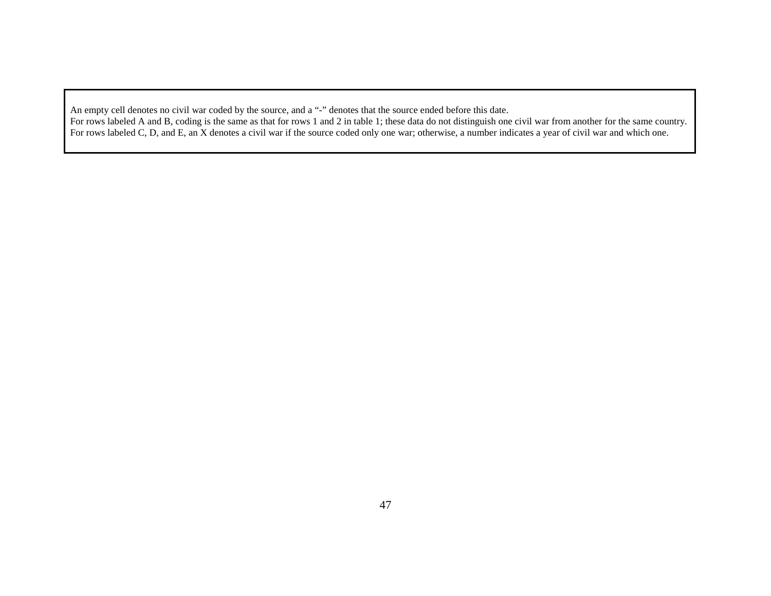An empty cell denotes no civil war coded by the source, and a "-" denotes that the source ended before this date.
For rows labeled A and B, coding is the same as that for rows 1 and 2 in table 1; these data do not distinguish one civil war from another for the same country.
For rows labeled C, D, and E, an X denotes a civil war if the source coded only one war; otherwise, a number indicates a year of civil war and which one.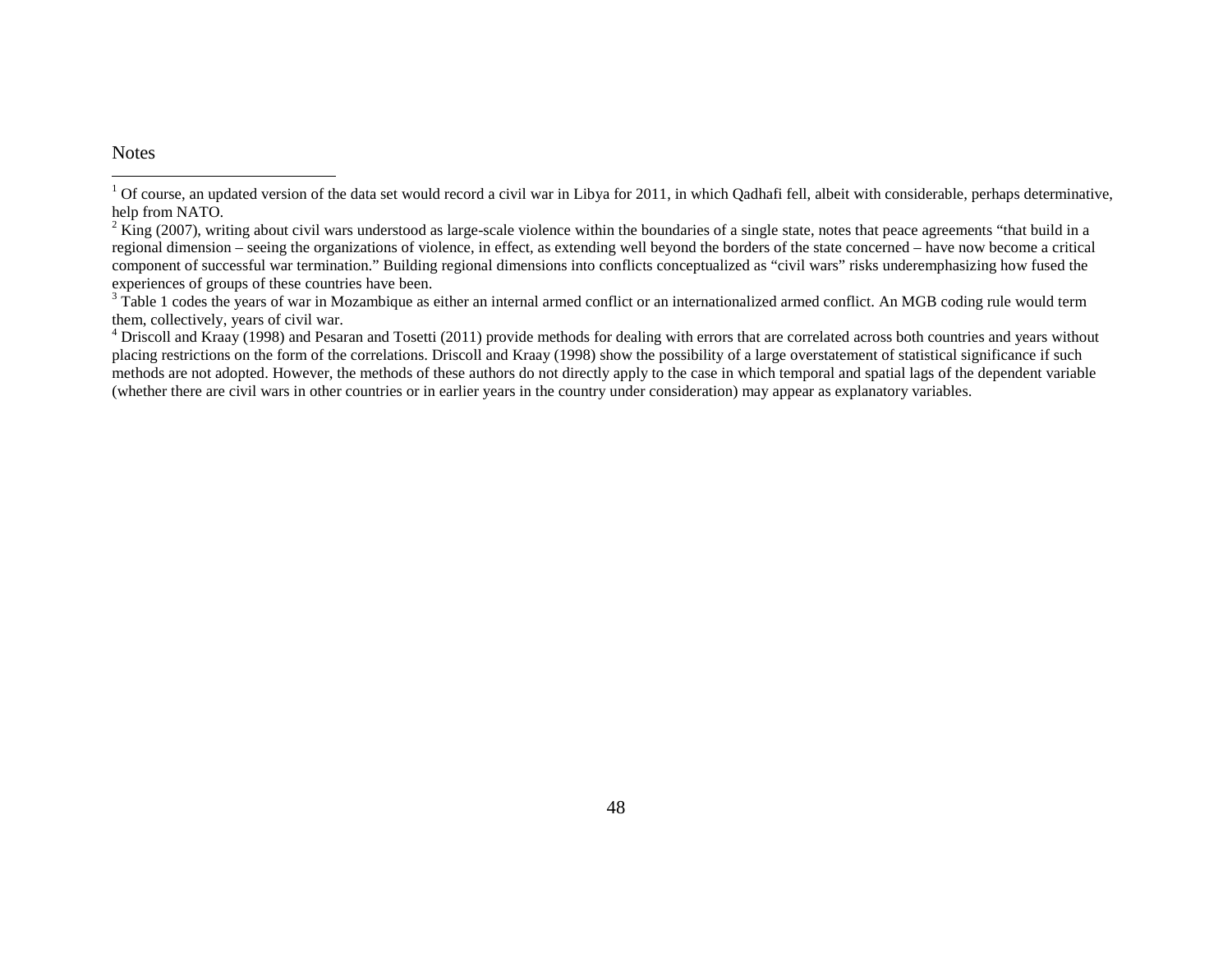Notes

[1] Of course, an updated version of the data set would record a civil war in Libya for 2011, in which Qadhafi fell, albeit with considerable, perhaps determinative, help from NATO.

[2] King (2007), writing about civil wars understood as large-scale violence within the boundaries of a single state, notes that peace agreements "that build in a regional dimension – seeing the organizations of violence, in effect, as extending well beyond the borders of the state concerned – have now become a critical component of successful war termination." Building regional dimensions into conflicts conceptualized as "civil wars" risks underemphasizing how fused the experiences of groups of these countries have been.

[3] Table 1 codes the years of war in Mozambique as either an internal armed conflict or an internationalized armed conflict. An MGB coding rule would term them, collectively, years of civil war.

[4] Driscoll and Kraay (1998) and Pesaran and Tosetti (2011) provide methods for dealing with errors that are correlated across both countries and years without placing restrictions on the form of the correlations. Driscoll and Kraay (1998) show the possibility of a large overstatement of statistical significance if such methods are not adopted. However, the methods of these authors do not directly apply to the case in which temporal and spatial lags of the dependent variable (whether there are civil wars in other countries or in earlier years in the country under consideration) may appear as explanatory variables.